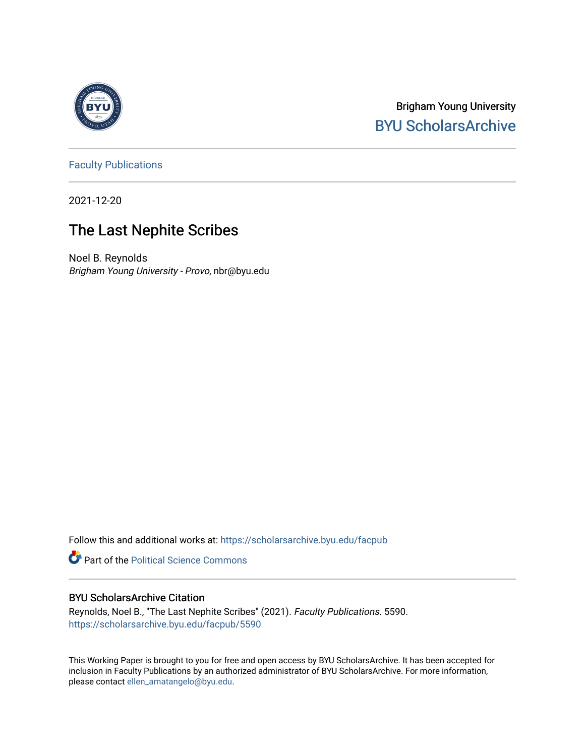Brigham Young University

BYU ScholarsArchive

Faculty Publications

2021-12-20

# The Last Nephite Scribes

Noel B. Reynolds

*Brigham Young University - Provo*, nbr@byu.edu

Follow this and additional works at: https://scholarsarchive.byu.edu/facpub

Part of the Political Science Commons

## BYU ScholarsArchive Citation

Reynolds, Noel B., "The Last Nephite Scribes" (2021). *Faculty Publications*. 5590.
https://scholarsarchive.byu.edu/facpub/5590

This Working Paper is brought to you for free and open access by BYU ScholarsArchive. It has been accepted for inclusion in Faculty Publications by an authorized administrator of BYU ScholarsArchive. For more information, please contact ellen_amatangelo@byu.edu.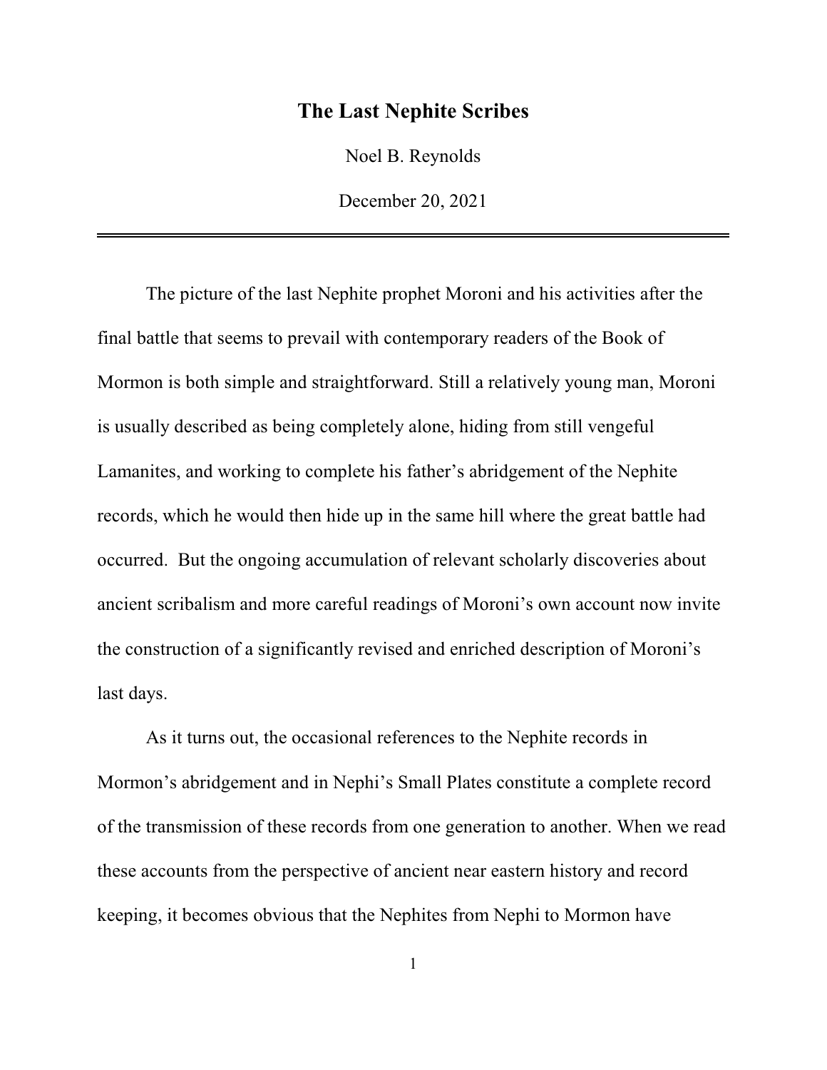# The Last Nephite Scribes

Noel B. Reynolds

December 20, 2021

---

The picture of the last Nephite prophet Moroni and his activities after the final battle that seems to prevail with contemporary readers of the Book of Mormon is both simple and straightforward. Still a relatively young man, Moroni is usually described as being completely alone, hiding from still vengeful Lamanites, and working to complete his father's abridgement of the Nephite records, which he would then hide up in the same hill where the great battle had occurred. But the ongoing accumulation of relevant scholarly discoveries about ancient scribalism and more careful readings of Moroni's own account now invite the construction of a significantly revised and enriched description of Moroni's last days.

As it turns out, the occasional references to the Nephite records in Mormon's abridgement and in Nephi's Small Plates constitute a complete record of the transmission of these records from one generation to another. When we read these accounts from the perspective of ancient near eastern history and record keeping, it becomes obvious that the Nephites from Nephi to Mormon have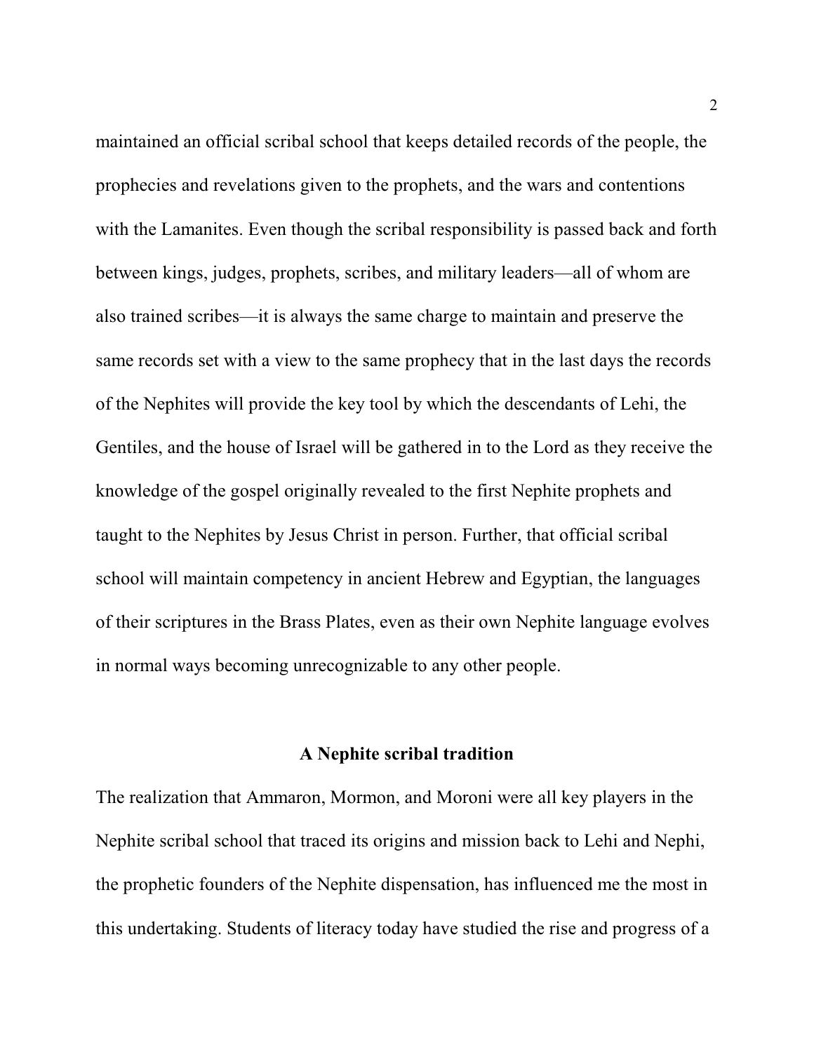maintained an official scribal school that keeps detailed records of the people, the prophecies and revelations given to the prophets, and the wars and contentions with the Lamanites. Even though the scribal responsibility is passed back and forth between kings, judges, prophets, scribes, and military leaders—all of whom are also trained scribes—it is always the same charge to maintain and preserve the same records set with a view to the same prophecy that in the last days the records of the Nephites will provide the key tool by which the descendants of Lehi, the Gentiles, and the house of Israel will be gathered in to the Lord as they receive the knowledge of the gospel originally revealed to the first Nephite prophets and taught to the Nephites by Jesus Christ in person. Further, that official scribal school will maintain competency in ancient Hebrew and Egyptian, the languages of their scriptures in the Brass Plates, even as their own Nephite language evolves in normal ways becoming unrecognizable to any other people.

## A Nephite scribal tradition

The realization that Ammaron, Mormon, and Moroni were all key players in the Nephite scribal school that traced its origins and mission back to Lehi and Nephi, the prophetic founders of the Nephite dispensation, has influenced me the most in this undertaking. Students of literacy today have studied the rise and progress of a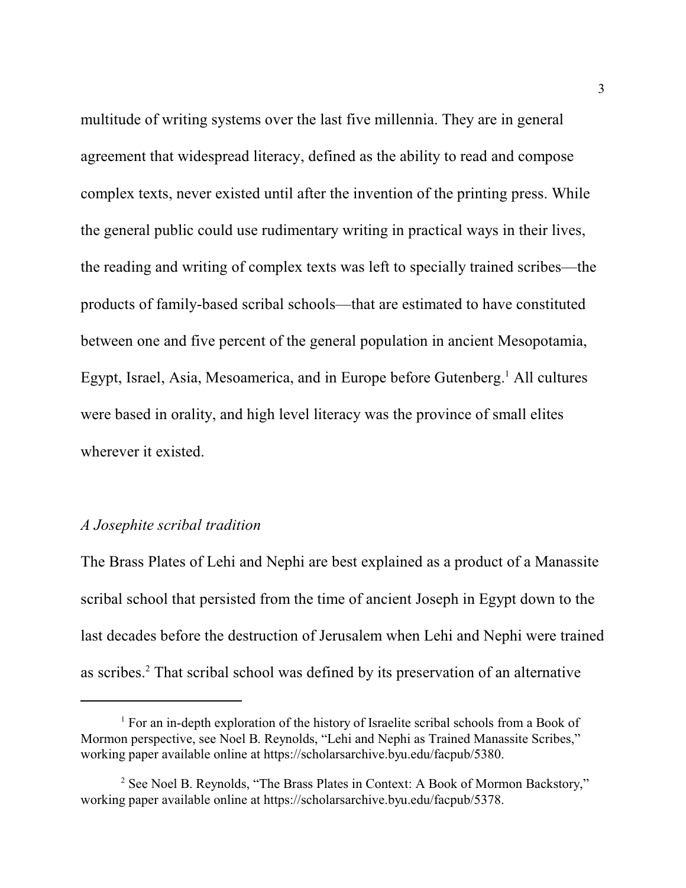multitude of writing systems over the last five millennia. They are in general agreement that widespread literacy, defined as the ability to read and compose complex texts, never existed until after the invention of the printing press. While the general public could use rudimentary writing in practical ways in their lives, the reading and writing of complex texts was left to specially trained scribes—the products of family-based scribal schools—that are estimated to have constituted between one and five percent of the general population in ancient Mesopotamia, Egypt, Israel, Asia, Mesoamerica, and in Europe before Gutenberg.[1] All cultures were based in orality, and high level literacy was the province of small elites wherever it existed.

*A Josephite scribal tradition*

The Brass Plates of Lehi and Nephi are best explained as a product of a Manassite scribal school that persisted from the time of ancient Joseph in Egypt down to the last decades before the destruction of Jerusalem when Lehi and Nephi were trained as scribes.[2] That scribal school was defined by its preservation of an alternative

---

[1] For an in-depth exploration of the history of Israelite scribal schools from a Book of Mormon perspective, see Noel B. Reynolds, "Lehi and Nephi as Trained Manassite Scribes," working paper available online at https://scholarsarchive.byu.edu/facpub/5380.

[2] See Noel B. Reynolds, "The Brass Plates in Context: A Book of Mormon Backstory," working paper available online at https://scholarsarchive.byu.edu/facpub/5378.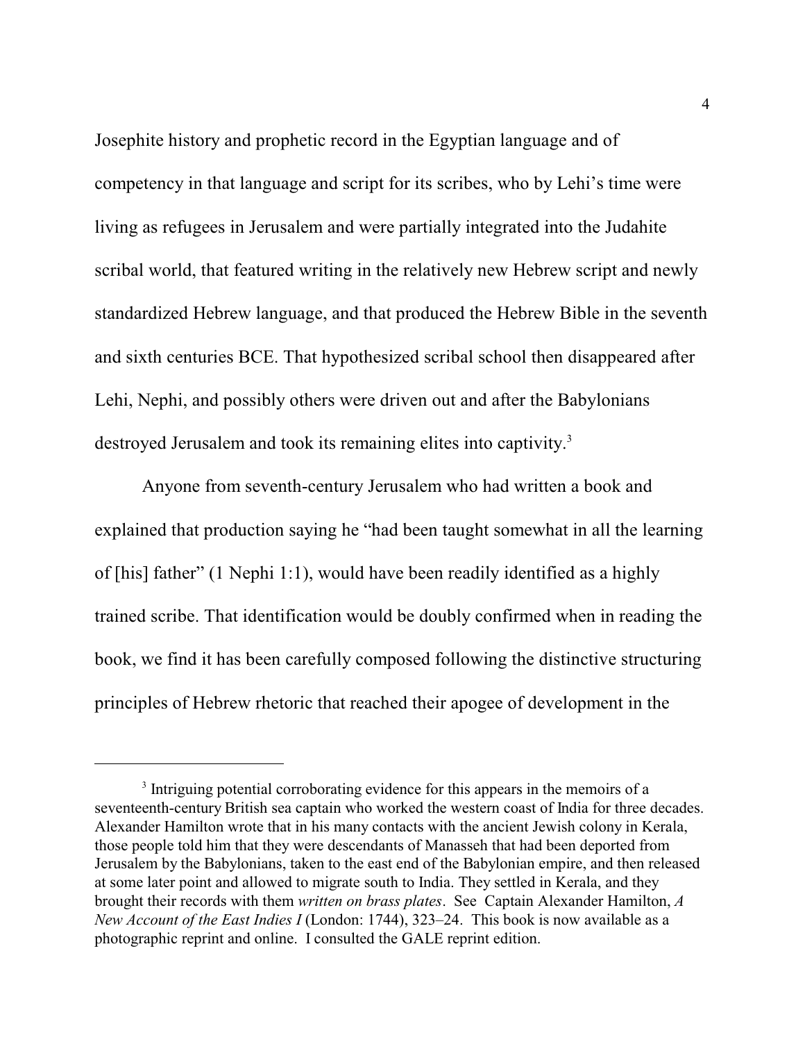Josephite history and prophetic record in the Egyptian language and of competency in that language and script for its scribes, who by Lehi's time were living as refugees in Jerusalem and were partially integrated into the Judahite scribal world, that featured writing in the relatively new Hebrew script and newly standardized Hebrew language, and that produced the Hebrew Bible in the seventh and sixth centuries BCE. That hypothesized scribal school then disappeared after Lehi, Nephi, and possibly others were driven out and after the Babylonians destroyed Jerusalem and took its remaining elites into captivity.[3]

Anyone from seventh-century Jerusalem who had written a book and explained that production saying he "had been taught somewhat in all the learning of [his] father" (1 Nephi 1:1), would have been readily identified as a highly trained scribe. That identification would be doubly confirmed when in reading the book, we find it has been carefully composed following the distinctive structuring principles of Hebrew rhetoric that reached their apogee of development in the

---

[3] Intriguing potential corroborating evidence for this appears in the memoirs of a seventeenth-century British sea captain who worked the western coast of India for three decades. Alexander Hamilton wrote that in his many contacts with the ancient Jewish colony in Kerala, those people told him that they were descendants of Manasseh that had been deported from Jerusalem by the Babylonians, taken to the east end of the Babylonian empire, and then released at some later point and allowed to migrate south to India. They settled in Kerala, and they brought their records with them *written on brass plates*. See Captain Alexander Hamilton, *A New Account of the East Indies I* (London: 1744), 323–24. This book is now available as a photographic reprint and online. I consulted the GALE reprint edition.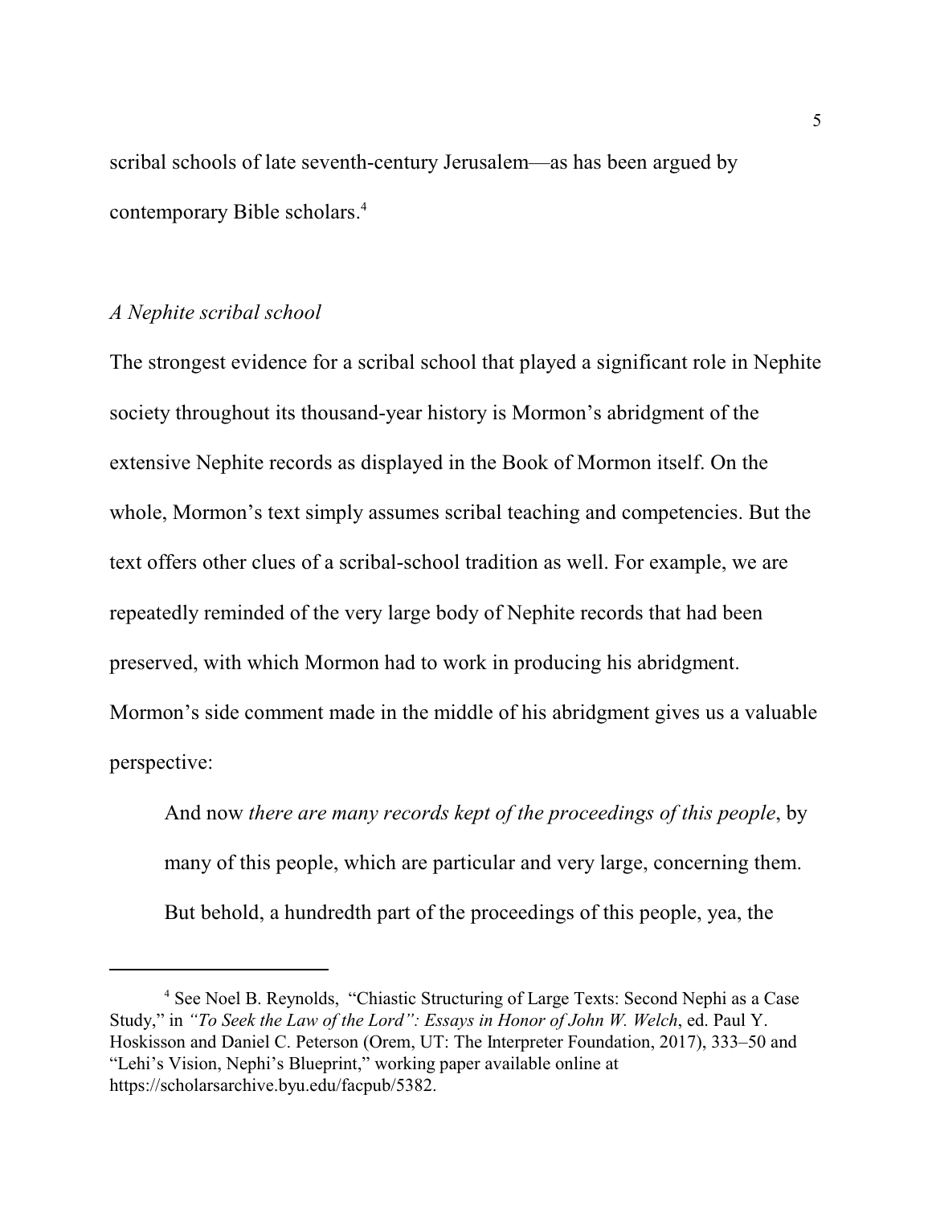scribal schools of late seventh-century Jerusalem—as has been argued by contemporary Bible scholars.[4]

### *A Nephite scribal school*

The strongest evidence for a scribal school that played a significant role in Nephite society throughout its thousand-year history is Mormon's abridgment of the extensive Nephite records as displayed in the Book of Mormon itself. On the whole, Mormon's text simply assumes scribal teaching and competencies. But the text offers other clues of a scribal-school tradition as well. For example, we are repeatedly reminded of the very large body of Nephite records that had been preserved, with which Mormon had to work in producing his abridgment. Mormon's side comment made in the middle of his abridgment gives us a valuable perspective:

> And now *there are many records kept of the proceedings of this people*, by many of this people, which are particular and very large, concerning them. But behold, a hundredth part of the proceedings of this people, yea, the

---

[4] See Noel B. Reynolds, "Chiastic Structuring of Large Texts: Second Nephi as a Case Study," in *"To Seek the Law of the Lord": Essays in Honor of John W. Welch*, ed. Paul Y. Hoskisson and Daniel C. Peterson (Orem, UT: The Interpreter Foundation, 2017), 333–50 and "Lehi's Vision, Nephi's Blueprint," working paper available online at https://scholarsarchive.byu.edu/facpub/5382.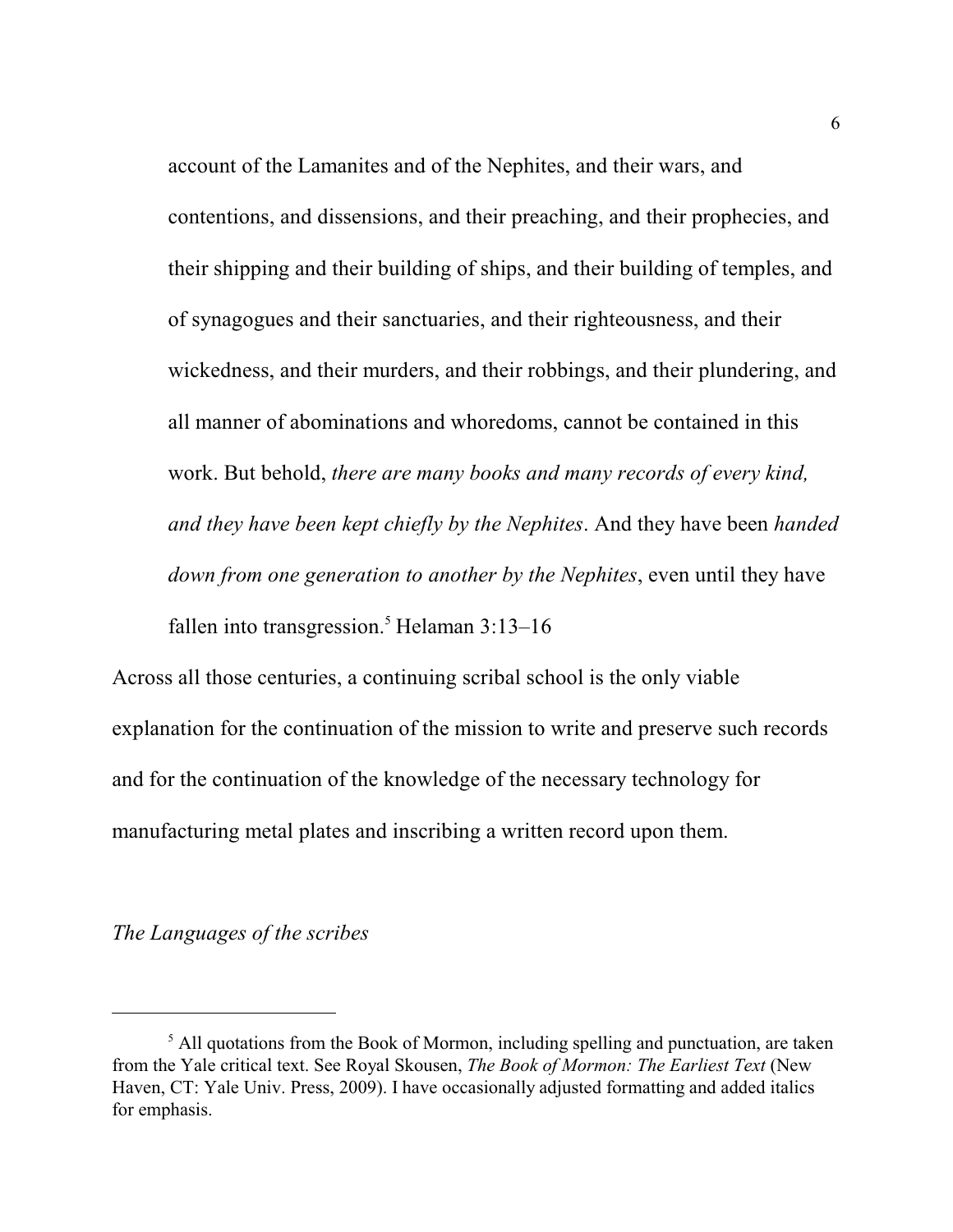> account of the Lamanites and of the Nephites, and their wars, and contentions, and dissensions, and their preaching, and their prophecies, and their shipping and their building of ships, and their building of temples, and of synagogues and their sanctuaries, and their righteousness, and their wickedness, and their murders, and their robbings, and their plundering, and all manner of abominations and whoredoms, cannot be contained in this work. But behold, *there are many books and many records of every kind, and they have been kept chiefly by the Nephites*. And they have been *handed down from one generation to another by the Nephites*, even until they have fallen into transgression.[5] Helaman 3:13–16

Across all those centuries, a continuing scribal school is the only viable explanation for the continuation of the mission to write and preserve such records and for the continuation of the knowledge of the necessary technology for manufacturing metal plates and inscribing a written record upon them.

*The Languages of the scribes*

---

[5] All quotations from the Book of Mormon, including spelling and punctuation, are taken from the Yale critical text. See Royal Skousen, *The Book of Mormon: The Earliest Text* (New Haven, CT: Yale Univ. Press, 2009). I have occasionally adjusted formatting and added italics for emphasis.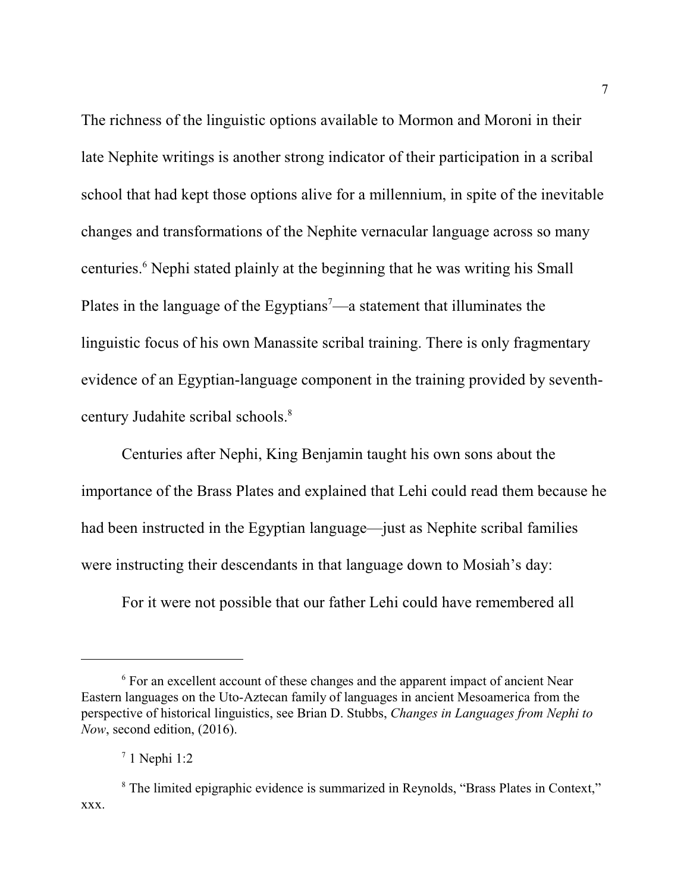The richness of the linguistic options available to Mormon and Moroni in their late Nephite writings is another strong indicator of their participation in a scribal school that had kept those options alive for a millennium, in spite of the inevitable changes and transformations of the Nephite vernacular language across so many centuries.[6] Nephi stated plainly at the beginning that he was writing his Small Plates in the language of the Egyptians[7]—a statement that illuminates the linguistic focus of his own Manassite scribal training. There is only fragmentary evidence of an Egyptian-language component in the training provided by seventh-century Judahite scribal schools.[8]

Centuries after Nephi, King Benjamin taught his own sons about the importance of the Brass Plates and explained that Lehi could read them because he had been instructed in the Egyptian language—just as Nephite scribal families were instructing their descendants in that language down to Mosiah's day:

For it were not possible that our father Lehi could have remembered all

---

[6] For an excellent account of these changes and the apparent impact of ancient Near Eastern languages on the Uto-Aztecan family of languages in ancient Mesoamerica from the perspective of historical linguistics, see Brian D. Stubbs, *Changes in Languages from Nephi to Now*, second edition, (2016).

[7] 1 Nephi 1:2

[8] The limited epigraphic evidence is summarized in Reynolds, "Brass Plates in Context," xxx.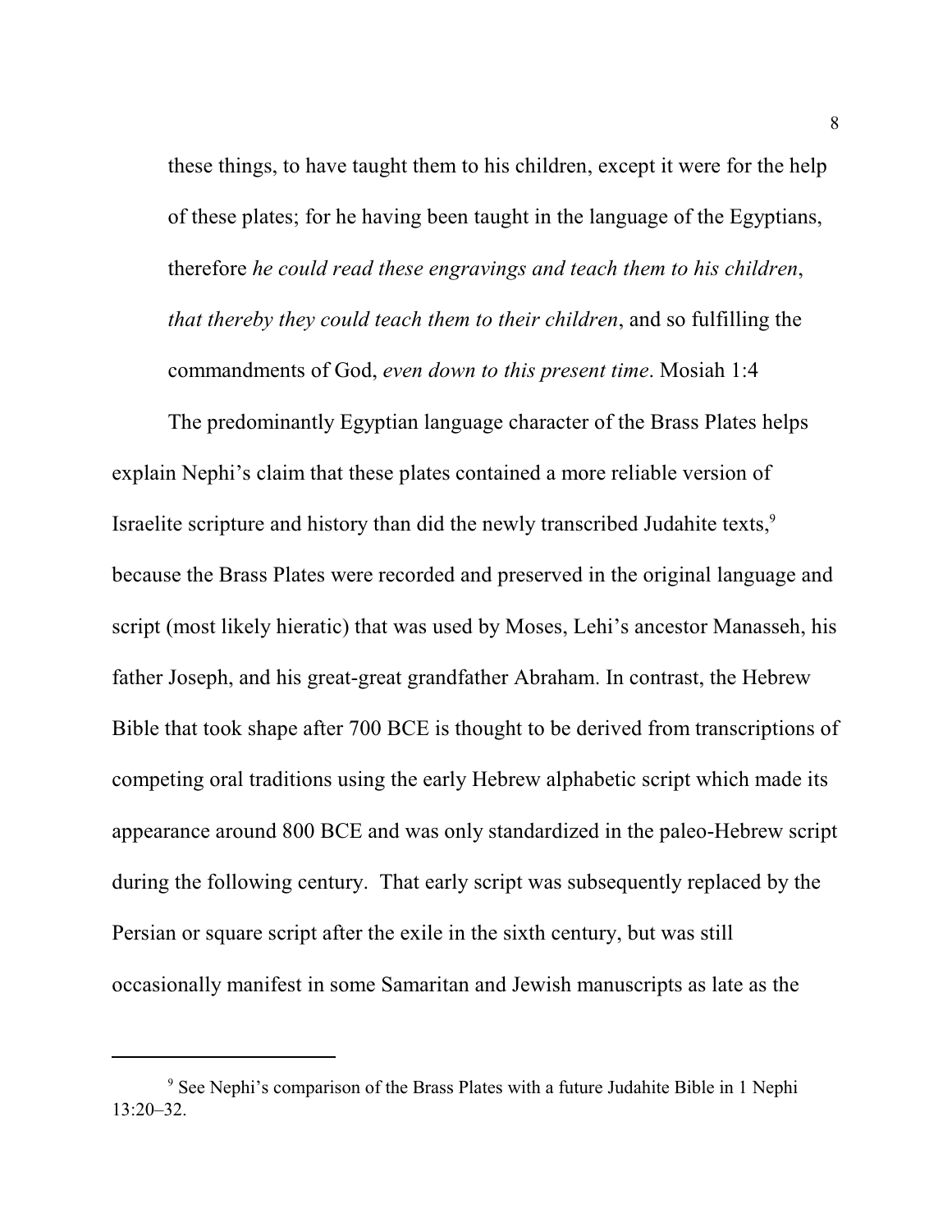> these things, to have taught them to his children, except it were for the help of these plates; for he having been taught in the language of the Egyptians, therefore *he could read these engravings and teach them to his children*, *that thereby they could teach them to their children*, and so fulfilling the commandments of God, *even down to this present time*. Mosiah 1:4

The predominantly Egyptian language character of the Brass Plates helps explain Nephi's claim that these plates contained a more reliable version of Israelite scripture and history than did the newly transcribed Judahite texts,[9] because the Brass Plates were recorded and preserved in the original language and script (most likely hieratic) that was used by Moses, Lehi's ancestor Manasseh, his father Joseph, and his great-great grandfather Abraham. In contrast, the Hebrew Bible that took shape after 700 BCE is thought to be derived from transcriptions of competing oral traditions using the early Hebrew alphabetic script which made its appearance around 800 BCE and was only standardized in the paleo-Hebrew script during the following century. That early script was subsequently replaced by the Persian or square script after the exile in the sixth century, but was still occasionally manifest in some Samaritan and Jewish manuscripts as late as the

---

[9] See Nephi's comparison of the Brass Plates with a future Judahite Bible in 1 Nephi 13:20–32.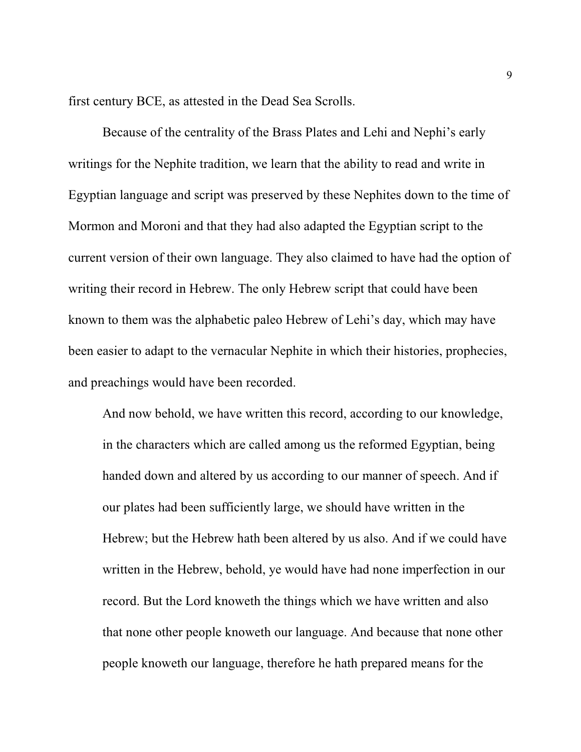first century BCE, as attested in the Dead Sea Scrolls.

Because of the centrality of the Brass Plates and Lehi and Nephi's early writings for the Nephite tradition, we learn that the ability to read and write in Egyptian language and script was preserved by these Nephites down to the time of Mormon and Moroni and that they had also adapted the Egyptian script to the current version of their own language. They also claimed to have had the option of writing their record in Hebrew. The only Hebrew script that could have been known to them was the alphabetic paleo Hebrew of Lehi's day, which may have been easier to adapt to the vernacular Nephite in which their histories, prophecies, and preachings would have been recorded.

> And now behold, we have written this record, according to our knowledge, in the characters which are called among us the reformed Egyptian, being handed down and altered by us according to our manner of speech. And if our plates had been sufficiently large, we should have written in the Hebrew; but the Hebrew hath been altered by us also. And if we could have written in the Hebrew, behold, ye would have had none imperfection in our record. But the Lord knoweth the things which we have written and also that none other people knoweth our language. And because that none other people knoweth our language, therefore he hath prepared means for the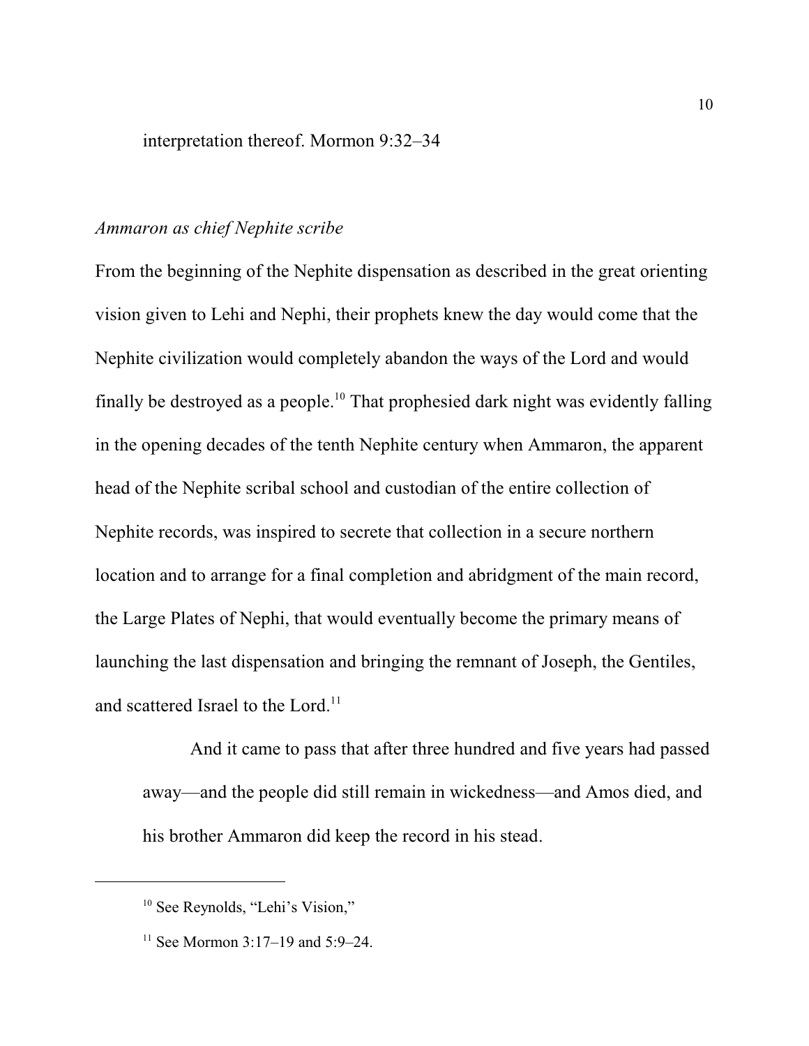interpretation thereof. Mormon 9:32–34

*Ammaron as chief Nephite scribe*

From the beginning of the Nephite dispensation as described in the great orienting vision given to Lehi and Nephi, their prophets knew the day would come that the Nephite civilization would completely abandon the ways of the Lord and would finally be destroyed as a people.[10] That prophesied dark night was evidently falling in the opening decades of the tenth Nephite century when Ammaron, the apparent head of the Nephite scribal school and custodian of the entire collection of Nephite records, was inspired to secrete that collection in a secure northern location and to arrange for a final completion and abridgment of the main record, the Large Plates of Nephi, that would eventually become the primary means of launching the last dispensation and bringing the remnant of Joseph, the Gentiles, and scattered Israel to the Lord.[11]

> And it came to pass that after three hundred and five years had passed away—and the people did still remain in wickedness—and Amos died, and his brother Ammaron did keep the record in his stead.

---

[10] See Reynolds, "Lehi's Vision,"

[11] See Mormon 3:17–19 and 5:9–24.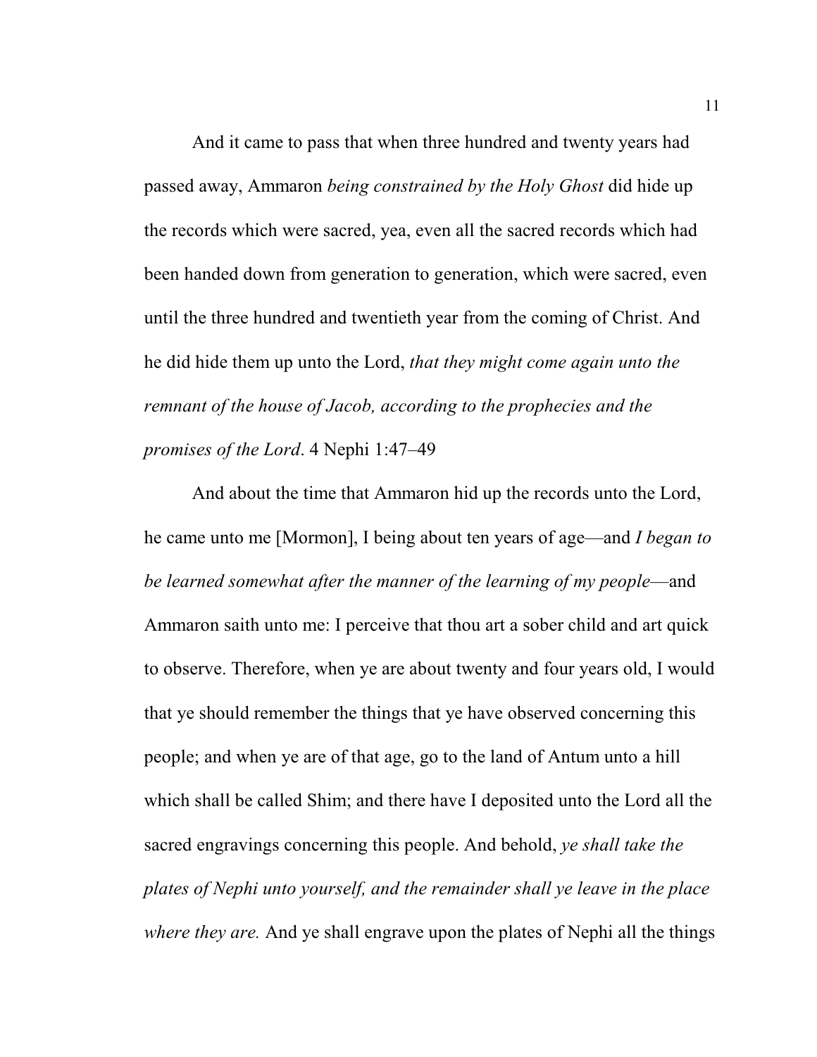And it came to pass that when three hundred and twenty years had passed away, Ammaron *being constrained by the Holy Ghost* did hide up the records which were sacred, yea, even all the sacred records which had been handed down from generation to generation, which were sacred, even until the three hundred and twentieth year from the coming of Christ. And he did hide them up unto the Lord, *that they might come again unto the remnant of the house of Jacob, according to the prophecies and the promises of the Lord*. 4 Nephi 1:47–49

And about the time that Ammaron hid up the records unto the Lord, he came unto me [Mormon], I being about ten years of age—and *I began to be learned somewhat after the manner of the learning of my people*—and Ammaron saith unto me: I perceive that thou art a sober child and art quick to observe. Therefore, when ye are about twenty and four years old, I would that ye should remember the things that ye have observed concerning this people; and when ye are of that age, go to the land of Antum unto a hill which shall be called Shim; and there have I deposited unto the Lord all the sacred engravings concerning this people. And behold, *ye shall take the plates of Nephi unto yourself, and the remainder shall ye leave in the place where they are.* And ye shall engrave upon the plates of Nephi all the things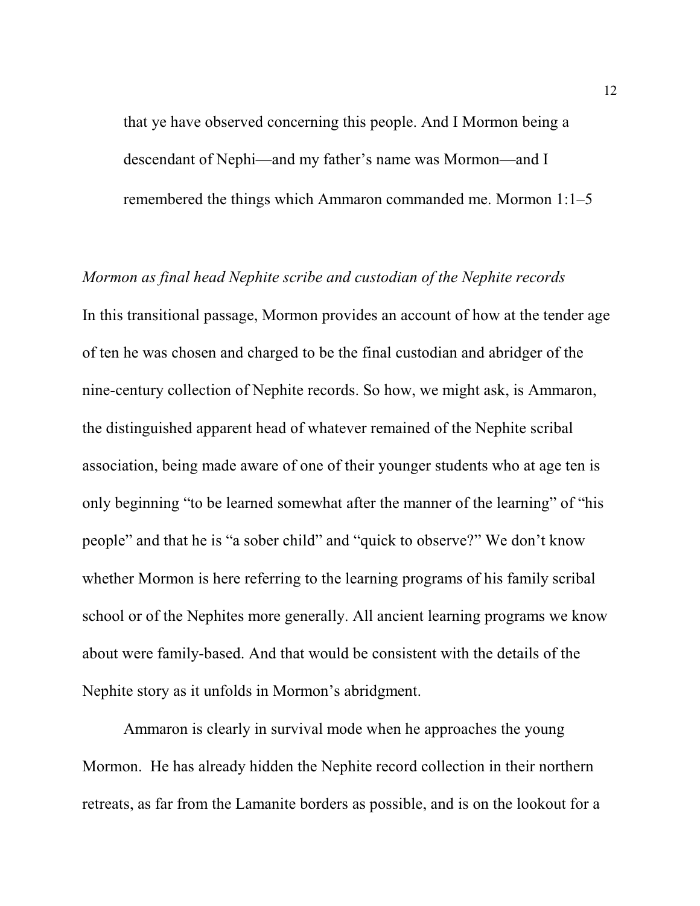> that ye have observed concerning this people. And I Mormon being a descendant of Nephi—and my father's name was Mormon—and I remembered the things which Ammaron commanded me. Mormon 1:1–5

*Mormon as final head Nephite scribe and custodian of the Nephite records*

In this transitional passage, Mormon provides an account of how at the tender age of ten he was chosen and charged to be the final custodian and abridger of the nine-century collection of Nephite records. So how, we might ask, is Ammaron, the distinguished apparent head of whatever remained of the Nephite scribal association, being made aware of one of their younger students who at age ten is only beginning "to be learned somewhat after the manner of the learning" of "his people" and that he is "a sober child" and "quick to observe?" We don't know whether Mormon is here referring to the learning programs of his family scribal school or of the Nephites more generally. All ancient learning programs we know about were family-based. And that would be consistent with the details of the Nephite story as it unfolds in Mormon's abridgment.

Ammaron is clearly in survival mode when he approaches the young Mormon. He has already hidden the Nephite record collection in their northern retreats, as far from the Lamanite borders as possible, and is on the lookout for a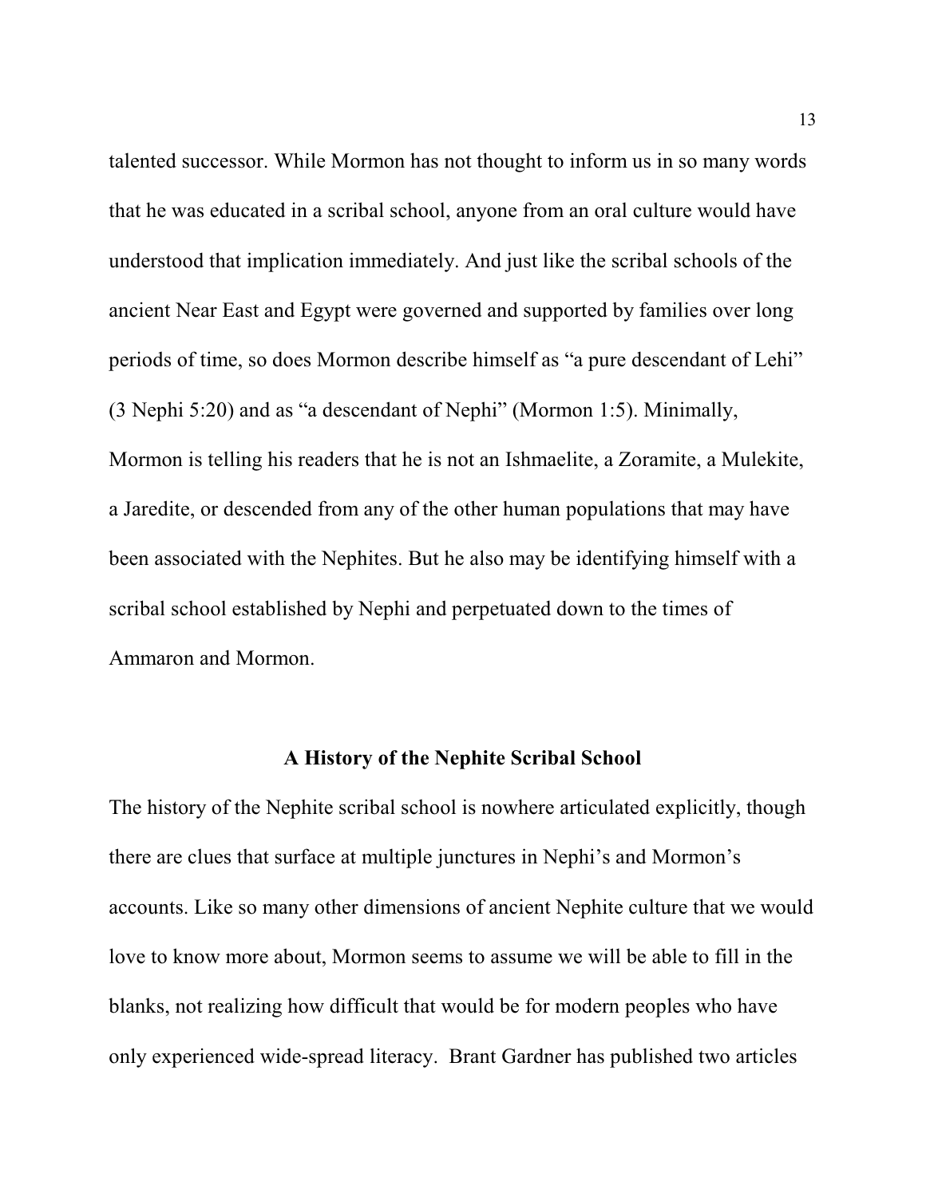talented successor. While Mormon has not thought to inform us in so many words that he was educated in a scribal school, anyone from an oral culture would have understood that implication immediately. And just like the scribal schools of the ancient Near East and Egypt were governed and supported by families over long periods of time, so does Mormon describe himself as "a pure descendant of Lehi" (3 Nephi 5:20) and as "a descendant of Nephi" (Mormon 1:5). Minimally, Mormon is telling his readers that he is not an Ishmaelite, a Zoramite, a Mulekite, a Jaredite, or descended from any of the other human populations that may have been associated with the Nephites. But he also may be identifying himself with a scribal school established by Nephi and perpetuated down to the times of Ammaron and Mormon.

## A History of the Nephite Scribal School

The history of the Nephite scribal school is nowhere articulated explicitly, though there are clues that surface at multiple junctures in Nephi's and Mormon's accounts. Like so many other dimensions of ancient Nephite culture that we would love to know more about, Mormon seems to assume we will be able to fill in the blanks, not realizing how difficult that would be for modern peoples who have only experienced wide-spread literacy.  Brant Gardner has published two articles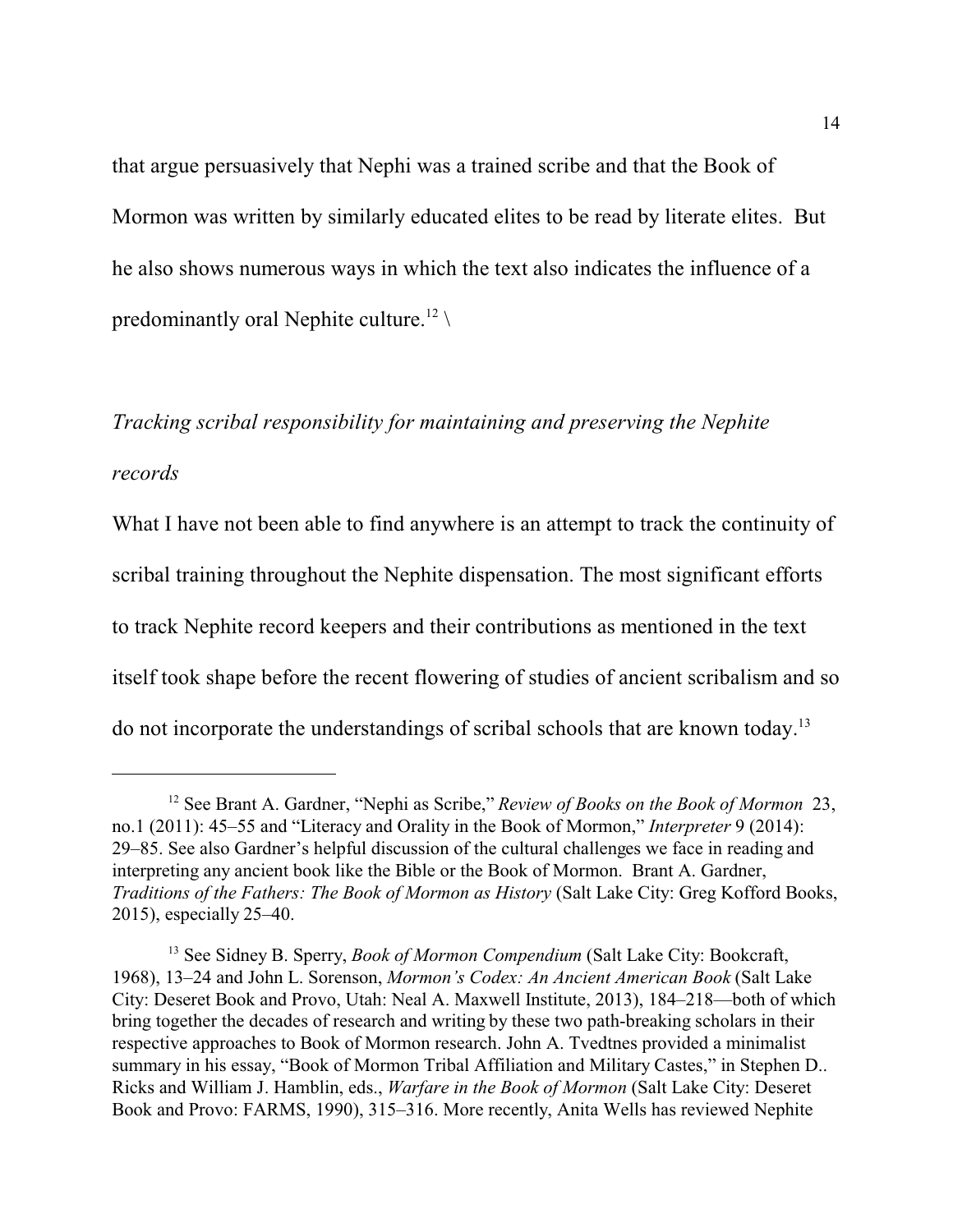that argue persuasively that Nephi was a trained scribe and that the Book of Mormon was written by similarly educated elites to be read by literate elites. But he also shows numerous ways in which the text also indicates the influence of a predominantly oral Nephite culture.[12] \

*Tracking scribal responsibility for maintaining and preserving the Nephite records*

What I have not been able to find anywhere is an attempt to track the continuity of scribal training throughout the Nephite dispensation. The most significant efforts to track Nephite record keepers and their contributions as mentioned in the text itself took shape before the recent flowering of studies of ancient scribalism and so do not incorporate the understandings of scribal schools that are known today.[13]

---

[12] See Brant A. Gardner, "Nephi as Scribe," *Review of Books on the Book of Mormon* 23, no.1 (2011): 45–55 and "Literacy and Orality in the Book of Mormon," *Interpreter* 9 (2014): 29–85. See also Gardner's helpful discussion of the cultural challenges we face in reading and interpreting any ancient book like the Bible or the Book of Mormon. Brant A. Gardner, *Traditions of the Fathers: The Book of Mormon as History* (Salt Lake City: Greg Kofford Books, 2015), especially 25–40.

[13] See Sidney B. Sperry, *Book of Mormon Compendium* (Salt Lake City: Bookcraft, 1968), 13–24 and John L. Sorenson, *Mormon's Codex: An Ancient American Book* (Salt Lake City: Deseret Book and Provo, Utah: Neal A. Maxwell Institute, 2013), 184–218—both of which bring together the decades of research and writing by these two path-breaking scholars in their respective approaches to Book of Mormon research. John A. Tvedtnes provided a minimalist summary in his essay, "Book of Mormon Tribal Affiliation and Military Castes," in Stephen D.. Ricks and William J. Hamblin, eds., *Warfare in the Book of Mormon* (Salt Lake City: Deseret Book and Provo: FARMS, 1990), 315–316. More recently, Anita Wells has reviewed Nephite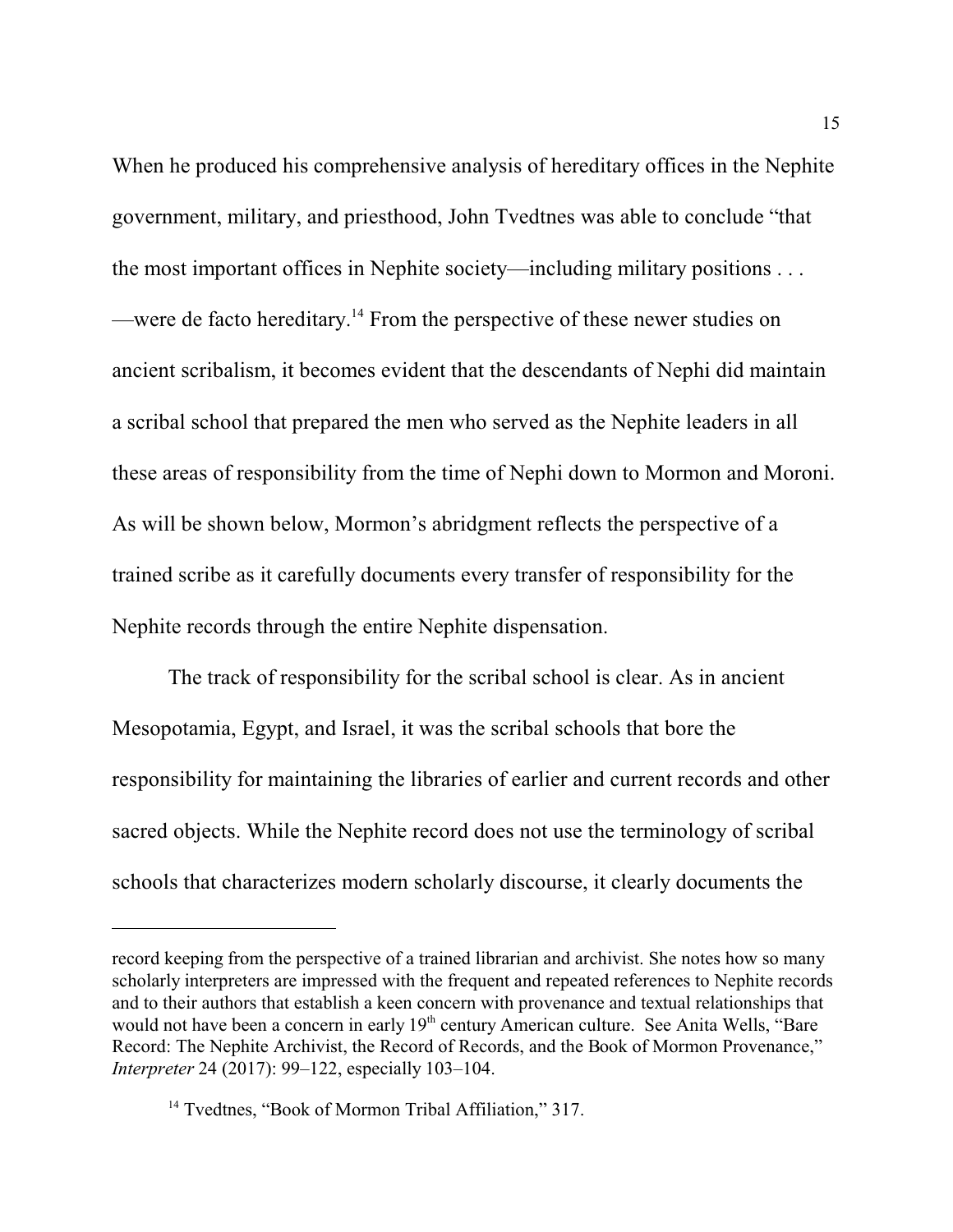When he produced his comprehensive analysis of hereditary offices in the Nephite government, military, and priesthood, John Tvedtnes was able to conclude "that the most important offices in Nephite society—including military positions . . . —were de facto hereditary.[14] From the perspective of these newer studies on ancient scribalism, it becomes evident that the descendants of Nephi did maintain a scribal school that prepared the men who served as the Nephite leaders in all these areas of responsibility from the time of Nephi down to Mormon and Moroni. As will be shown below, Mormon's abridgment reflects the perspective of a trained scribe as it carefully documents every transfer of responsibility for the Nephite records through the entire Nephite dispensation.

The track of responsibility for the scribal school is clear. As in ancient Mesopotamia, Egypt, and Israel, it was the scribal schools that bore the responsibility for maintaining the libraries of earlier and current records and other sacred objects. While the Nephite record does not use the terminology of scribal schools that characterizes modern scholarly discourse, it clearly documents the

---

record keeping from the perspective of a trained librarian and archivist. She notes how so many scholarly interpreters are impressed with the frequent and repeated references to Nephite records and to their authors that establish a keen concern with provenance and textual relationships that would not have been a concern in early 19th century American culture. See Anita Wells, "Bare Record: The Nephite Archivist, the Record of Records, and the Book of Mormon Provenance," *Interpreter* 24 (2017): 99–122, especially 103–104.

[14] Tvedtnes, "Book of Mormon Tribal Affiliation," 317.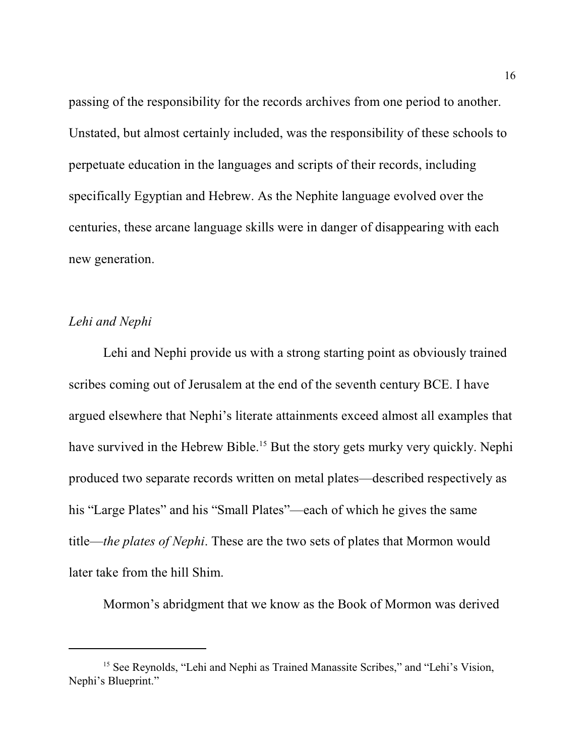passing of the responsibility for the records archives from one period to another. Unstated, but almost certainly included, was the responsibility of these schools to perpetuate education in the languages and scripts of their records, including specifically Egyptian and Hebrew. As the Nephite language evolved over the centuries, these arcane language skills were in danger of disappearing with each new generation.

### *Lehi and Nephi*

Lehi and Nephi provide us with a strong starting point as obviously trained scribes coming out of Jerusalem at the end of the seventh century BCE. I have argued elsewhere that Nephi's literate attainments exceed almost all examples that have survived in the Hebrew Bible.[15] But the story gets murky very quickly. Nephi produced two separate records written on metal plates—described respectively as his "Large Plates" and his "Small Plates"—each of which he gives the same title—*the plates of Nephi*. These are the two sets of plates that Mormon would later take from the hill Shim.

Mormon's abridgment that we know as the Book of Mormon was derived

---

[15] See Reynolds, "Lehi and Nephi as Trained Manassite Scribes," and "Lehi's Vision, Nephi's Blueprint."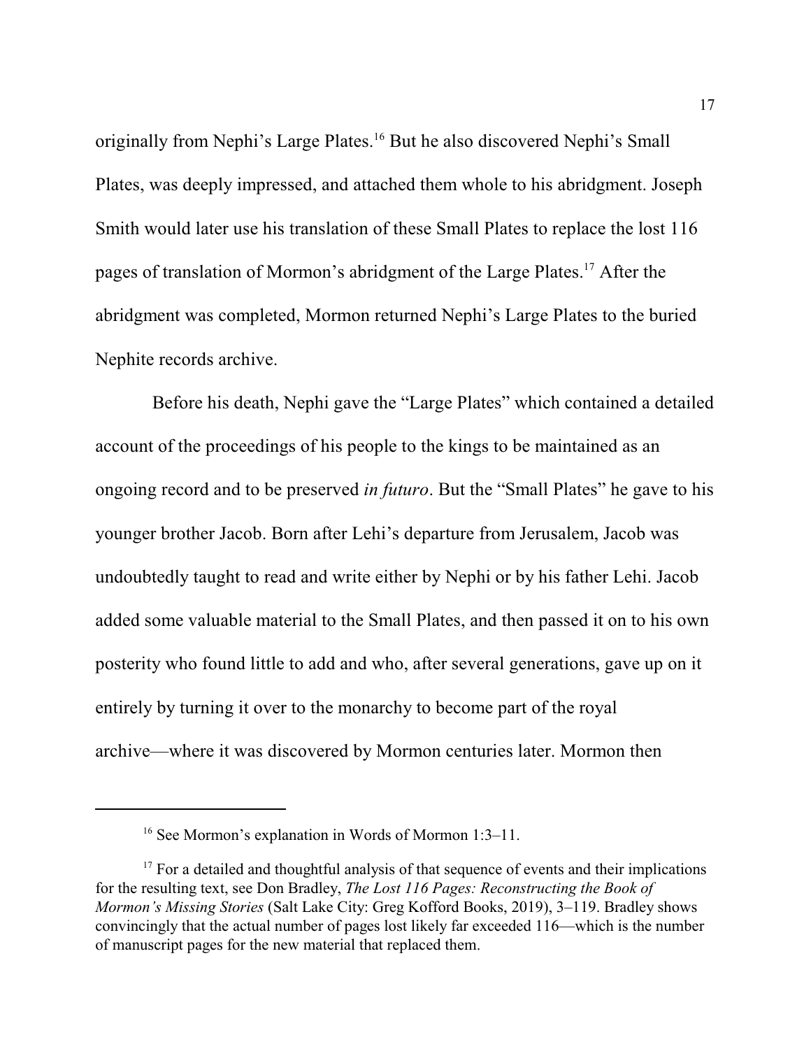originally from Nephi's Large Plates.[16] But he also discovered Nephi's Small Plates, was deeply impressed, and attached them whole to his abridgment. Joseph Smith would later use his translation of these Small Plates to replace the lost 116 pages of translation of Mormon's abridgment of the Large Plates.[17] After the abridgment was completed, Mormon returned Nephi's Large Plates to the buried Nephite records archive.

Before his death, Nephi gave the "Large Plates" which contained a detailed account of the proceedings of his people to the kings to be maintained as an ongoing record and to be preserved *in futuro*. But the "Small Plates" he gave to his younger brother Jacob. Born after Lehi's departure from Jerusalem, Jacob was undoubtedly taught to read and write either by Nephi or by his father Lehi. Jacob added some valuable material to the Small Plates, and then passed it on to his own posterity who found little to add and who, after several generations, gave up on it entirely by turning it over to the monarchy to become part of the royal archive—where it was discovered by Mormon centuries later. Mormon then

---

[16] See Mormon's explanation in Words of Mormon 1:3–11.

[17] For a detailed and thoughtful analysis of that sequence of events and their implications for the resulting text, see Don Bradley, *The Lost 116 Pages: Reconstructing the Book of Mormon's Missing Stories* (Salt Lake City: Greg Kofford Books, 2019), 3–119. Bradley shows convincingly that the actual number of pages lost likely far exceeded 116—which is the number of manuscript pages for the new material that replaced them.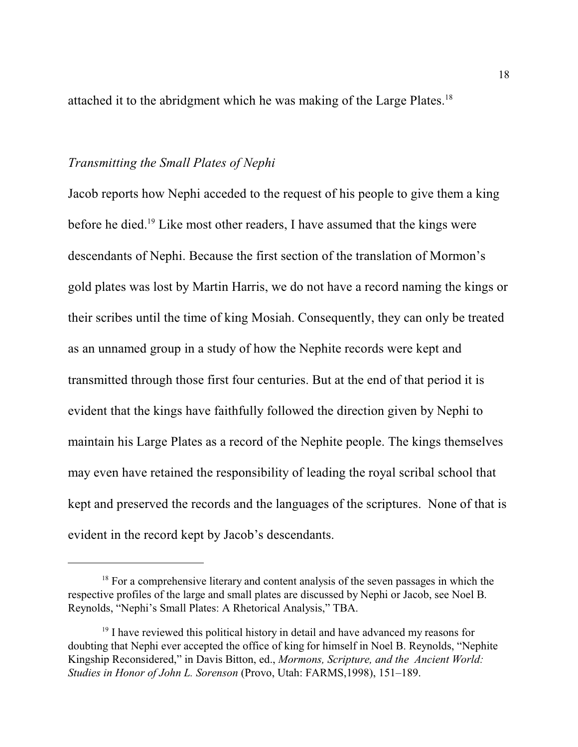attached it to the abridgment which he was making of the Large Plates.[18]

*Transmitting the Small Plates of Nephi*

Jacob reports how Nephi acceded to the request of his people to give them a king before he died.[19] Like most other readers, I have assumed that the kings were descendants of Nephi. Because the first section of the translation of Mormon's gold plates was lost by Martin Harris, we do not have a record naming the kings or their scribes until the time of king Mosiah. Consequently, they can only be treated as an unnamed group in a study of how the Nephite records were kept and transmitted through those first four centuries. But at the end of that period it is evident that the kings have faithfully followed the direction given by Nephi to maintain his Large Plates as a record of the Nephite people. The kings themselves may even have retained the responsibility of leading the royal scribal school that kept and preserved the records and the languages of the scriptures. None of that is evident in the record kept by Jacob's descendants.

---

[18] For a comprehensive literary and content analysis of the seven passages in which the respective profiles of the large and small plates are discussed by Nephi or Jacob, see Noel B. Reynolds, "Nephi's Small Plates: A Rhetorical Analysis," TBA.

[19] I have reviewed this political history in detail and have advanced my reasons for doubting that Nephi ever accepted the office of king for himself in Noel B. Reynolds, "Nephite Kingship Reconsidered," in Davis Bitton, ed., *Mormons, Scripture, and the Ancient World: Studies in Honor of John L. Sorenson* (Provo, Utah: FARMS,1998), 151–189.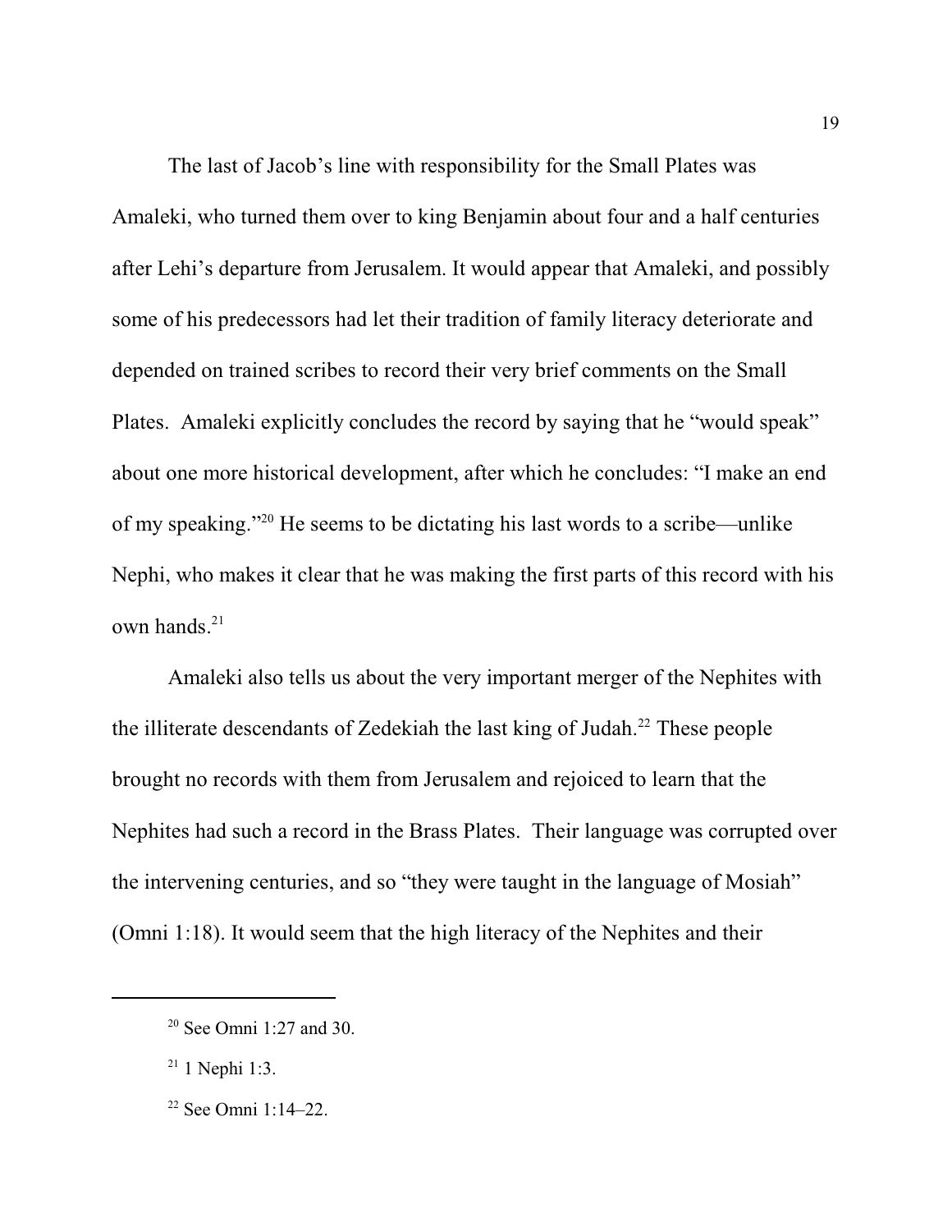The last of Jacob's line with responsibility for the Small Plates was Amaleki, who turned them over to king Benjamin about four and a half centuries after Lehi's departure from Jerusalem. It would appear that Amaleki, and possibly some of his predecessors had let their tradition of family literacy deteriorate and depended on trained scribes to record their very brief comments on the Small Plates. Amaleki explicitly concludes the record by saying that he "would speak" about one more historical development, after which he concludes: "I make an end of my speaking."[20] He seems to be dictating his last words to a scribe—unlike Nephi, who makes it clear that he was making the first parts of this record with his own hands.[21]

Amaleki also tells us about the very important merger of the Nephites with the illiterate descendants of Zedekiah the last king of Judah.[22] These people brought no records with them from Jerusalem and rejoiced to learn that the Nephites had such a record in the Brass Plates. Their language was corrupted over the intervening centuries, and so "they were taught in the language of Mosiah" (Omni 1:18). It would seem that the high literacy of the Nephites and their

---

[20] See Omni 1:27 and 30.

[21] 1 Nephi 1:3.

[22] See Omni 1:14–22.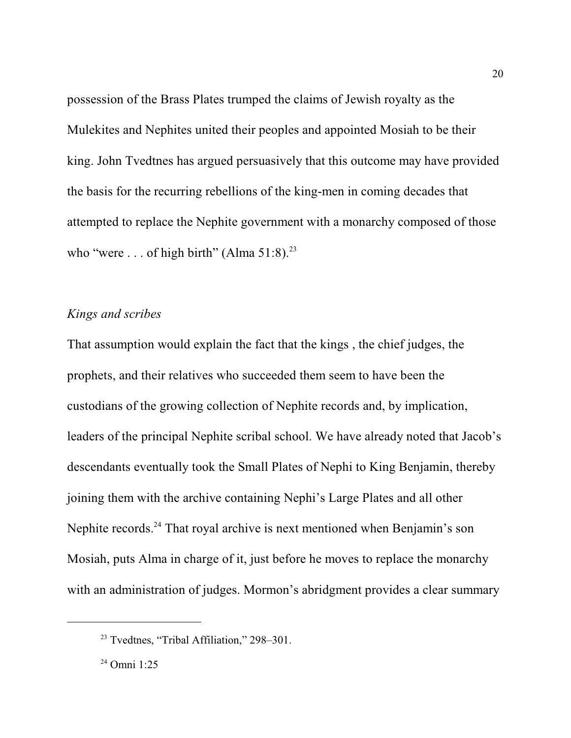possession of the Brass Plates trumped the claims of Jewish royalty as the Mulekites and Nephites united their peoples and appointed Mosiah to be their king. John Tvedtnes has argued persuasively that this outcome may have provided the basis for the recurring rebellions of the king-men in coming decades that attempted to replace the Nephite government with a monarchy composed of those who "were . . . of high birth" (Alma 51:8).[23]

### *Kings and scribes*

That assumption would explain the fact that the kings , the chief judges, the prophets, and their relatives who succeeded them seem to have been the custodians of the growing collection of Nephite records and, by implication, leaders of the principal Nephite scribal school. We have already noted that Jacob's descendants eventually took the Small Plates of Nephi to King Benjamin, thereby joining them with the archive containing Nephi's Large Plates and all other Nephite records.[24] That royal archive is next mentioned when Benjamin's son Mosiah, puts Alma in charge of it, just before he moves to replace the monarchy with an administration of judges. Mormon's abridgment provides a clear summary

---

[23] Tvedtnes, "Tribal Affiliation," 298–301.

[24] Omni 1:25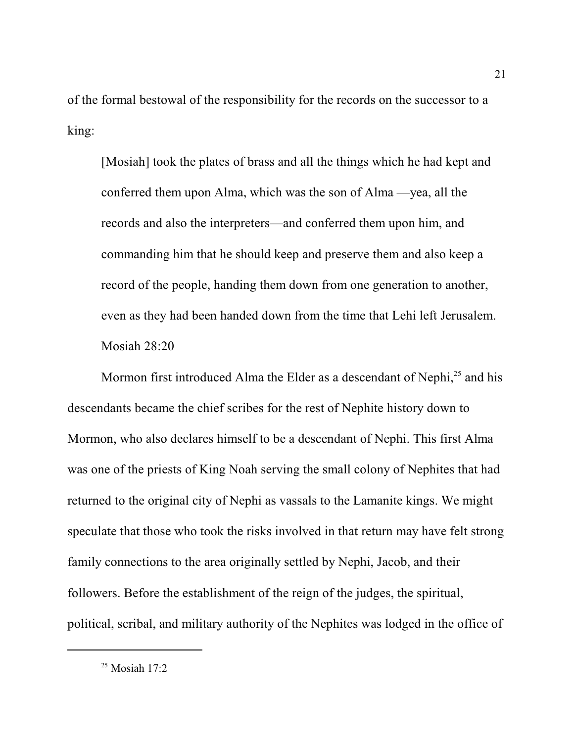of the formal bestowal of the responsibility for the records on the successor to a king:

> [Mosiah] took the plates of brass and all the things which he had kept and conferred them upon Alma, which was the son of Alma —yea, all the records and also the interpreters—and conferred them upon him, and commanding him that he should keep and preserve them and also keep a record of the people, handing them down from one generation to another, even as they had been handed down from the time that Lehi left Jerusalem. Mosiah 28:20

Mormon first introduced Alma the Elder as a descendant of Nephi,[25] and his descendants became the chief scribes for the rest of Nephite history down to Mormon, who also declares himself to be a descendant of Nephi. This first Alma was one of the priests of King Noah serving the small colony of Nephites that had returned to the original city of Nephi as vassals to the Lamanite kings. We might speculate that those who took the risks involved in that return may have felt strong family connections to the area originally settled by Nephi, Jacob, and their followers. Before the establishment of the reign of the judges, the spiritual, political, scribal, and military authority of the Nephites was lodged in the office of

[25] Mosiah 17:2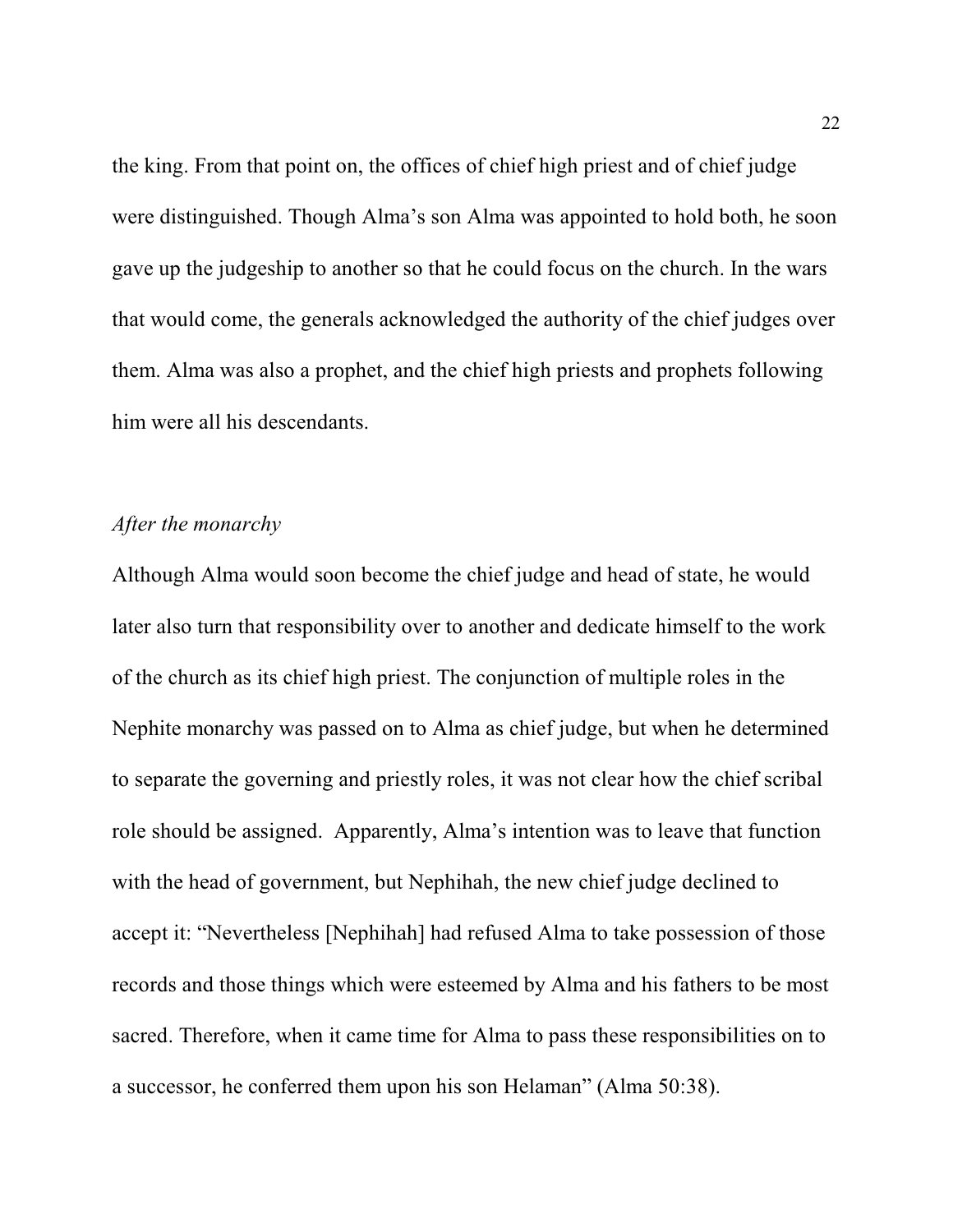the king. From that point on, the offices of chief high priest and of chief judge were distinguished. Though Alma's son Alma was appointed to hold both, he soon gave up the judgeship to another so that he could focus on the church. In the wars that would come, the generals acknowledged the authority of the chief judges over them. Alma was also a prophet, and the chief high priests and prophets following him were all his descendants.

*After the monarchy*

Although Alma would soon become the chief judge and head of state, he would later also turn that responsibility over to another and dedicate himself to the work of the church as its chief high priest. The conjunction of multiple roles in the Nephite monarchy was passed on to Alma as chief judge, but when he determined to separate the governing and priestly roles, it was not clear how the chief scribal role should be assigned. Apparently, Alma's intention was to leave that function with the head of government, but Nephihah, the new chief judge declined to accept it: "Nevertheless [Nephihah] had refused Alma to take possession of those records and those things which were esteemed by Alma and his fathers to be most sacred. Therefore, when it came time for Alma to pass these responsibilities on to a successor, he conferred them upon his son Helaman" (Alma 50:38).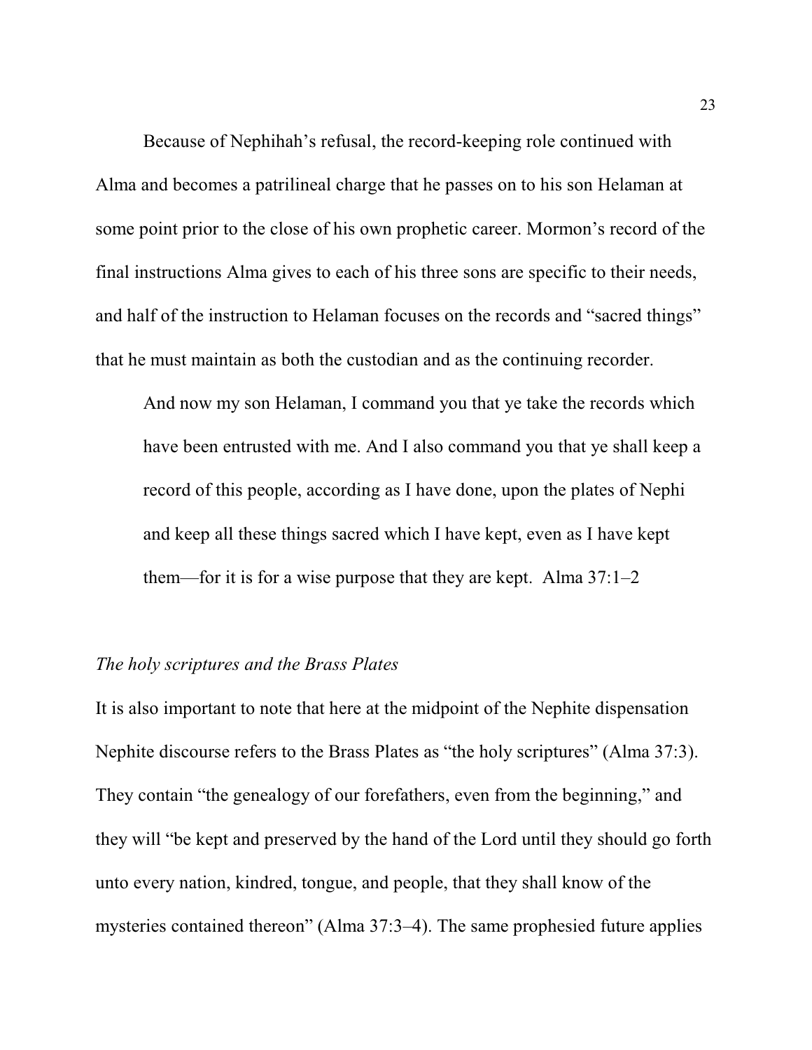Because of Nephihah's refusal, the record-keeping role continued with Alma and becomes a patrilineal charge that he passes on to his son Helaman at some point prior to the close of his own prophetic career. Mormon's record of the final instructions Alma gives to each of his three sons are specific to their needs, and half of the instruction to Helaman focuses on the records and "sacred things" that he must maintain as both the custodian and as the continuing recorder.

> And now my son Helaman, I command you that ye take the records which have been entrusted with me. And I also command you that ye shall keep a record of this people, according as I have done, upon the plates of Nephi and keep all these things sacred which I have kept, even as I have kept them—for it is for a wise purpose that they are kept. Alma 37:1–2

*The holy scriptures and the Brass Plates*

It is also important to note that here at the midpoint of the Nephite dispensation Nephite discourse refers to the Brass Plates as "the holy scriptures" (Alma 37:3). They contain "the genealogy of our forefathers, even from the beginning," and they will "be kept and preserved by the hand of the Lord until they should go forth unto every nation, kindred, tongue, and people, that they shall know of the mysteries contained thereon" (Alma 37:3–4). The same prophesied future applies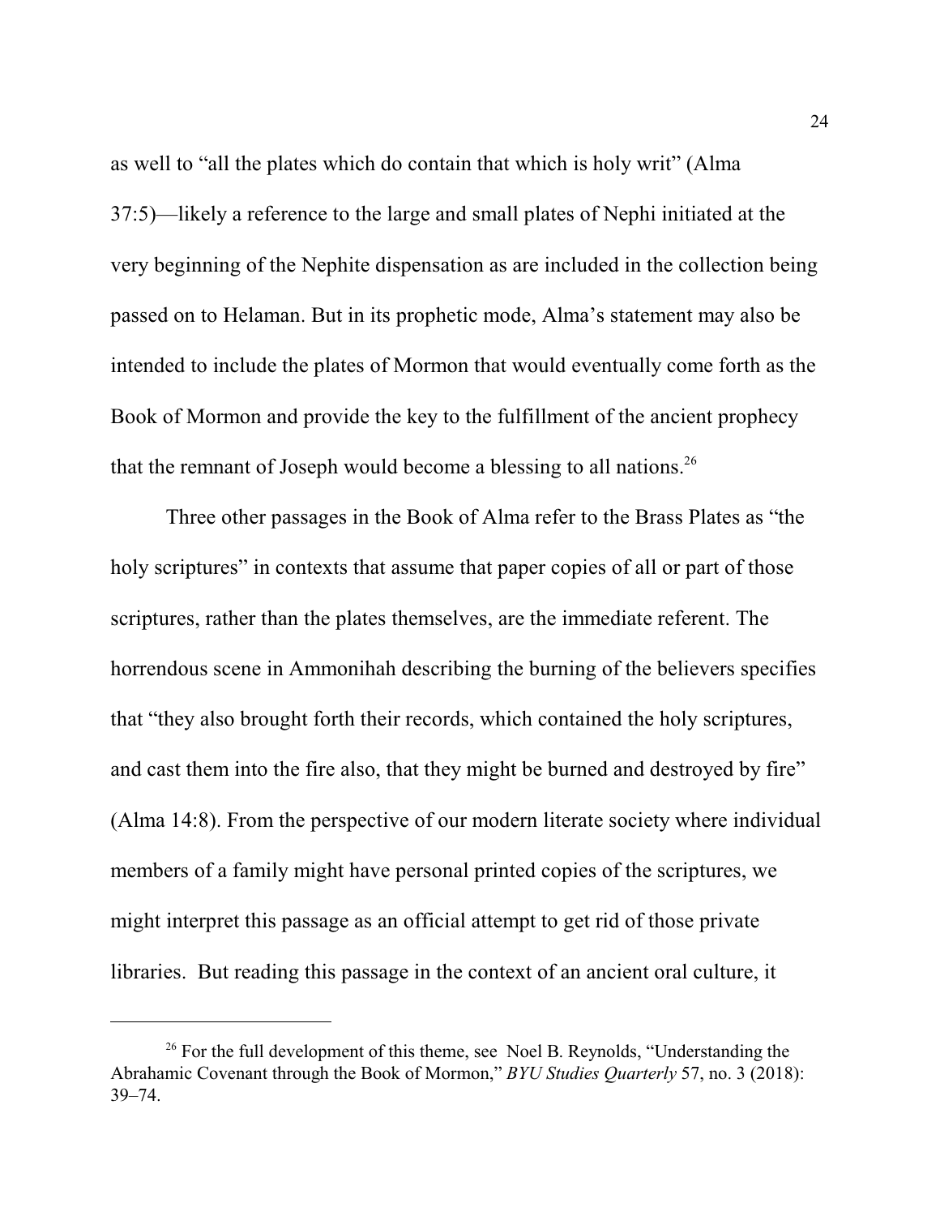as well to "all the plates which do contain that which is holy writ" (Alma 37:5)—likely a reference to the large and small plates of Nephi initiated at the very beginning of the Nephite dispensation as are included in the collection being passed on to Helaman. But in its prophetic mode, Alma's statement may also be intended to include the plates of Mormon that would eventually come forth as the Book of Mormon and provide the key to the fulfillment of the ancient prophecy that the remnant of Joseph would become a blessing to all nations.[26]

Three other passages in the Book of Alma refer to the Brass Plates as "the holy scriptures" in contexts that assume that paper copies of all or part of those scriptures, rather than the plates themselves, are the immediate referent. The horrendous scene in Ammonihah describing the burning of the believers specifies that "they also brought forth their records, which contained the holy scriptures, and cast them into the fire also, that they might be burned and destroyed by fire" (Alma 14:8). From the perspective of our modern literate society where individual members of a family might have personal printed copies of the scriptures, we might interpret this passage as an official attempt to get rid of those private libraries. But reading this passage in the context of an ancient oral culture, it

---

[26] For the full development of this theme, see Noel B. Reynolds, "Understanding the Abrahamic Covenant through the Book of Mormon," *BYU Studies Quarterly* 57, no. 3 (2018): 39–74.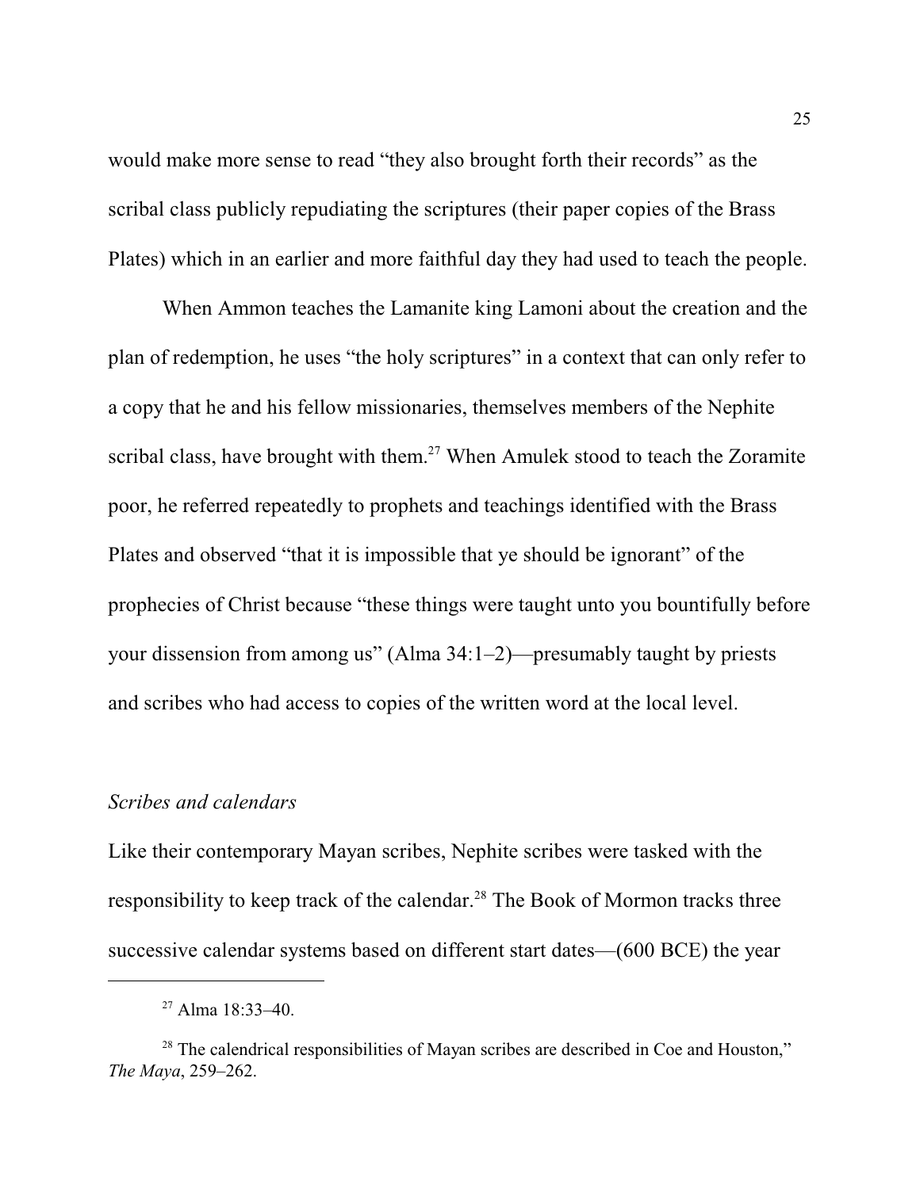would make more sense to read "they also brought forth their records" as the scribal class publicly repudiating the scriptures (their paper copies of the Brass Plates) which in an earlier and more faithful day they had used to teach the people.

When Ammon teaches the Lamanite king Lamoni about the creation and the plan of redemption, he uses "the holy scriptures" in a context that can only refer to a copy that he and his fellow missionaries, themselves members of the Nephite scribal class, have brought with them.[27] When Amulek stood to teach the Zoramite poor, he referred repeatedly to prophets and teachings identified with the Brass Plates and observed "that it is impossible that ye should be ignorant" of the prophecies of Christ because "these things were taught unto you bountifully before your dissension from among us" (Alma 34:1–2)—presumably taught by priests and scribes who had access to copies of the written word at the local level.

### *Scribes and calendars*

Like their contemporary Mayan scribes, Nephite scribes were tasked with the responsibility to keep track of the calendar.[28] The Book of Mormon tracks three successive calendar systems based on different start dates—(600 BCE) the year

---

[27] Alma 18:33–40.

[28] The calendrical responsibilities of Mayan scribes are described in Coe and Houston," *The Maya*, 259–262.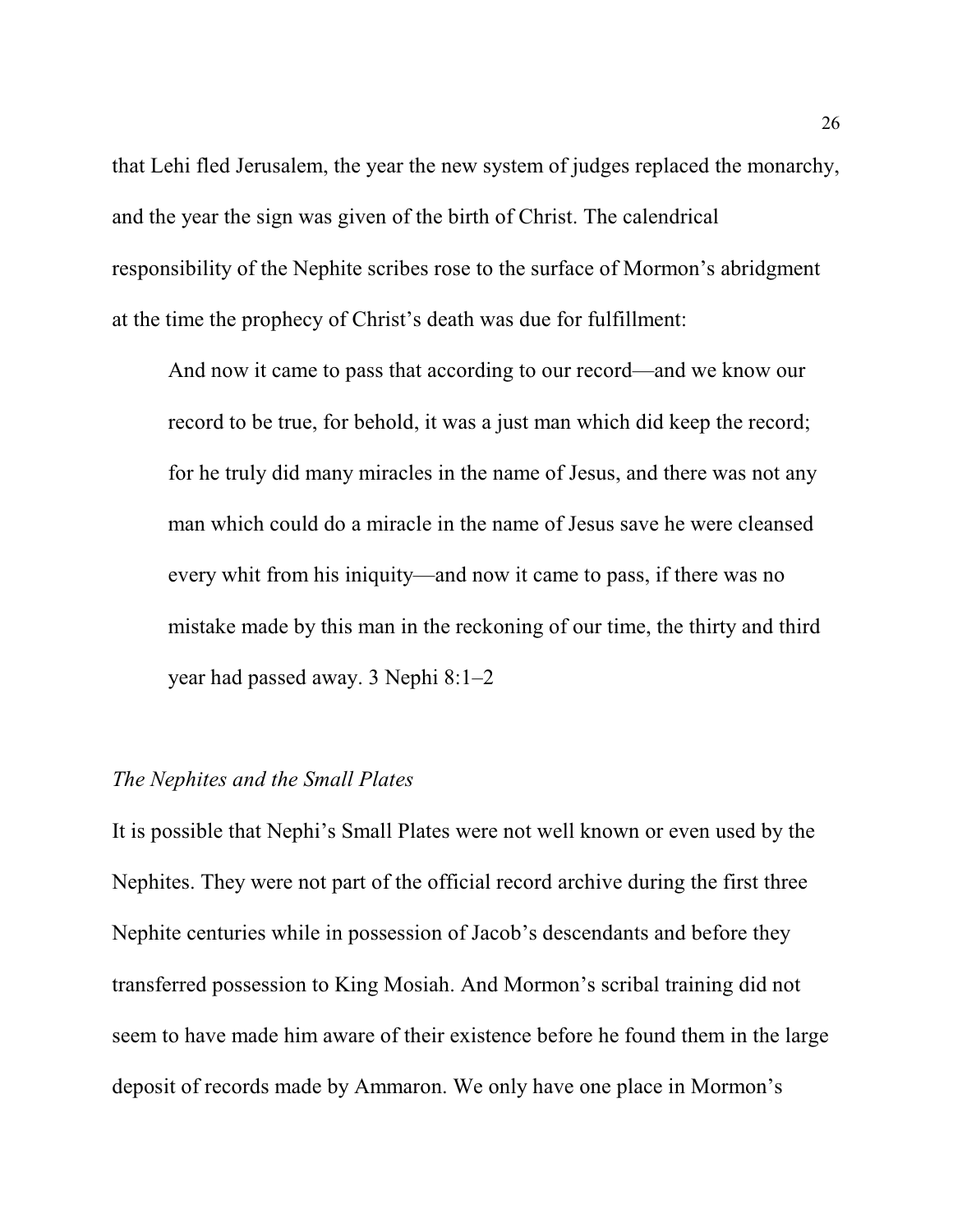that Lehi fled Jerusalem, the year the new system of judges replaced the monarchy, and the year the sign was given of the birth of Christ. The calendrical responsibility of the Nephite scribes rose to the surface of Mormon's abridgment at the time the prophecy of Christ's death was due for fulfillment:

> And now it came to pass that according to our record—and we know our record to be true, for behold, it was a just man which did keep the record; for he truly did many miracles in the name of Jesus, and there was not any man which could do a miracle in the name of Jesus save he were cleansed every whit from his iniquity—and now it came to pass, if there was no mistake made by this man in the reckoning of our time, the thirty and third year had passed away. 3 Nephi 8:1–2

*The Nephites and the Small Plates*

It is possible that Nephi's Small Plates were not well known or even used by the Nephites. They were not part of the official record archive during the first three Nephite centuries while in possession of Jacob's descendants and before they transferred possession to King Mosiah. And Mormon's scribal training did not seem to have made him aware of their existence before he found them in the large deposit of records made by Ammaron. We only have one place in Mormon's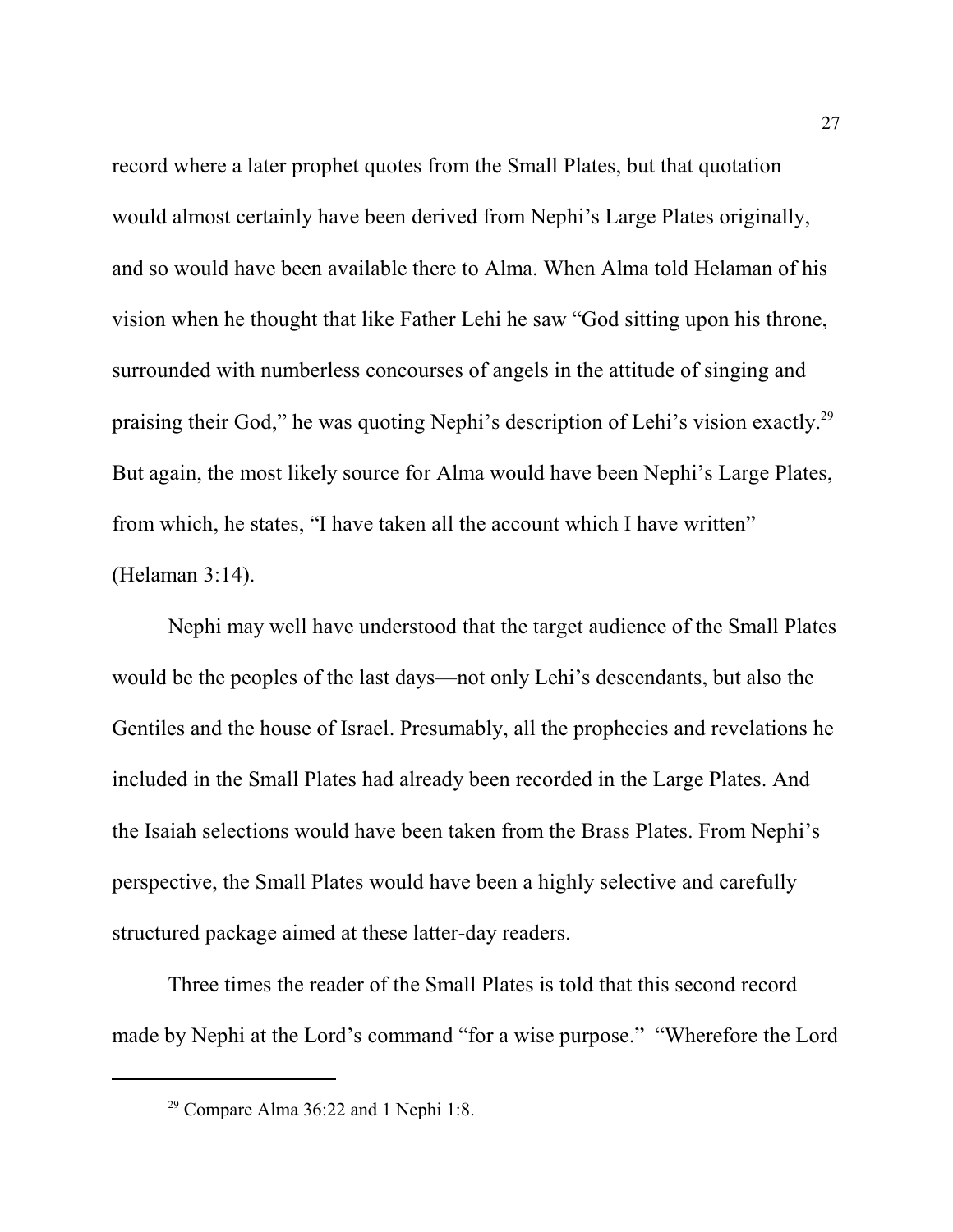record where a later prophet quotes from the Small Plates, but that quotation would almost certainly have been derived from Nephi's Large Plates originally, and so would have been available there to Alma. When Alma told Helaman of his vision when he thought that like Father Lehi he saw "God sitting upon his throne, surrounded with numberless concourses of angels in the attitude of singing and praising their God," he was quoting Nephi's description of Lehi's vision exactly.[29] But again, the most likely source for Alma would have been Nephi's Large Plates, from which, he states, "I have taken all the account which I have written" (Helaman 3:14).

Nephi may well have understood that the target audience of the Small Plates would be the peoples of the last days—not only Lehi's descendants, but also the Gentiles and the house of Israel. Presumably, all the prophecies and revelations he included in the Small Plates had already been recorded in the Large Plates. And the Isaiah selections would have been taken from the Brass Plates. From Nephi's perspective, the Small Plates would have been a highly selective and carefully structured package aimed at these latter-day readers.

Three times the reader of the Small Plates is told that this second record made by Nephi at the Lord's command "for a wise purpose." "Wherefore the Lord

---

[29] Compare Alma 36:22 and 1 Nephi 1:8.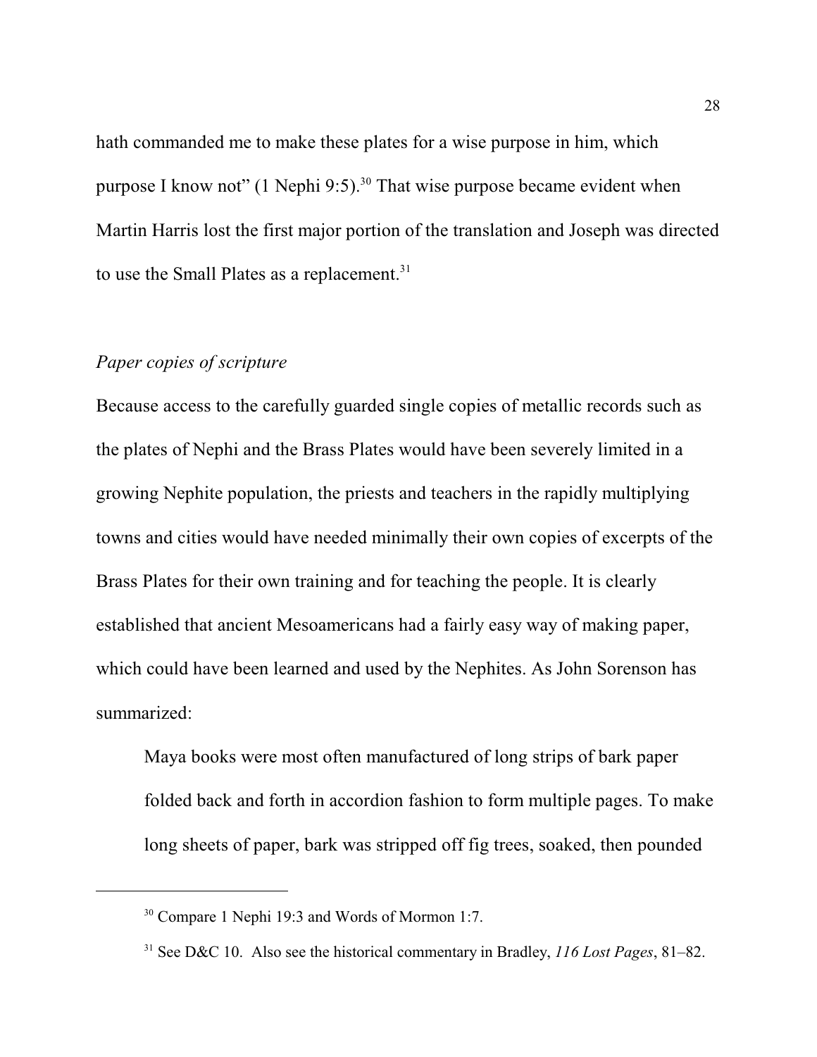hath commanded me to make these plates for a wise purpose in him, which purpose I know not" (1 Nephi 9:5).[30] That wise purpose became evident when Martin Harris lost the first major portion of the translation and Joseph was directed to use the Small Plates as a replacement.[31]

### *Paper copies of scripture*

Because access to the carefully guarded single copies of metallic records such as the plates of Nephi and the Brass Plates would have been severely limited in a growing Nephite population, the priests and teachers in the rapidly multiplying towns and cities would have needed minimally their own copies of excerpts of the Brass Plates for their own training and for teaching the people. It is clearly established that ancient Mesoamericans had a fairly easy way of making paper, which could have been learned and used by the Nephites. As John Sorenson has summarized:

> Maya books were most often manufactured of long strips of bark paper folded back and forth in accordion fashion to form multiple pages. To make long sheets of paper, bark was stripped off fig trees, soaked, then pounded

---

[30] Compare 1 Nephi 19:3 and Words of Mormon 1:7.

[31] See D&C 10. Also see the historical commentary in Bradley, *116 Lost Pages*, 81–82.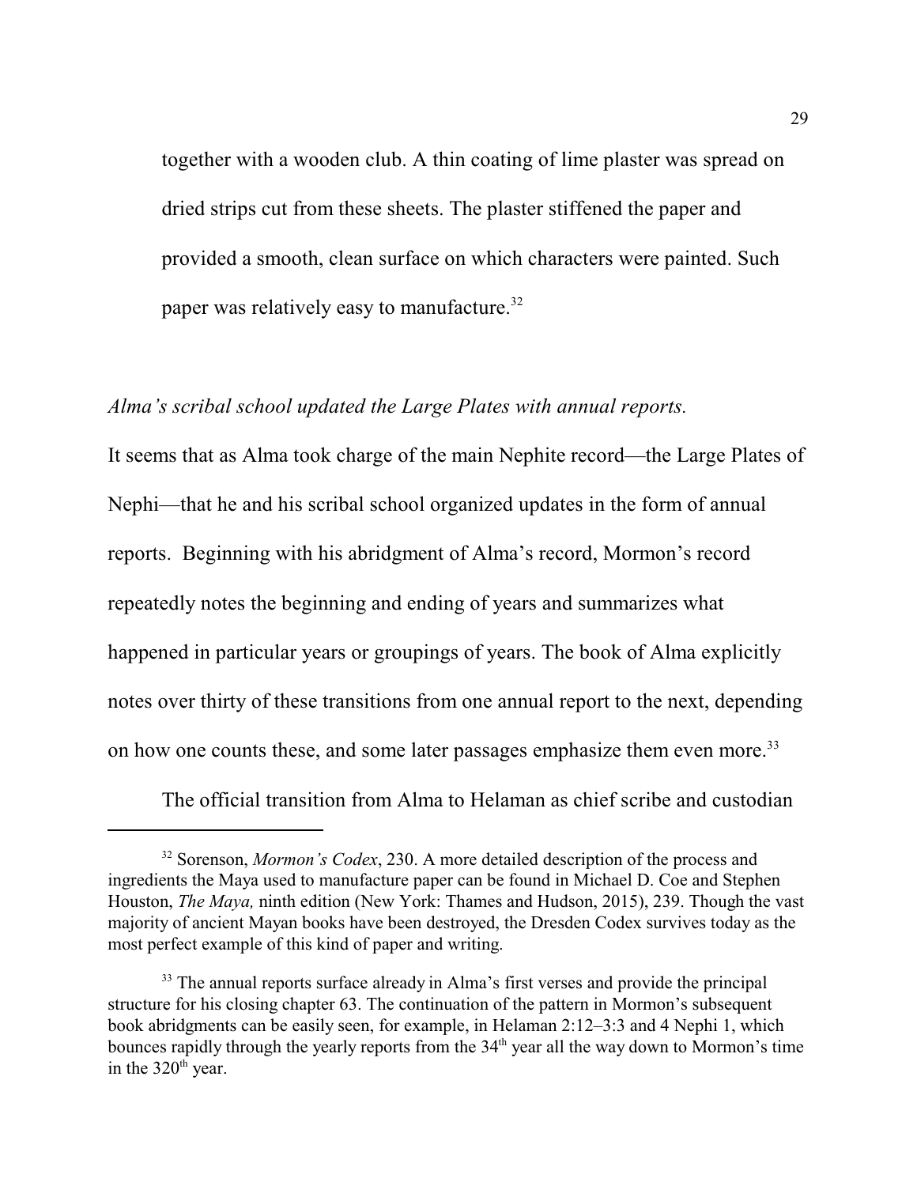together with a wooden club. A thin coating of lime plaster was spread on dried strips cut from these sheets. The plaster stiffened the paper and provided a smooth, clean surface on which characters were painted. Such paper was relatively easy to manufacture.[32]

*Alma's scribal school updated the Large Plates with annual reports.*

It seems that as Alma took charge of the main Nephite record—the Large Plates of Nephi—that he and his scribal school organized updates in the form of annual reports. Beginning with his abridgment of Alma's record, Mormon's record repeatedly notes the beginning and ending of years and summarizes what happened in particular years or groupings of years. The book of Alma explicitly notes over thirty of these transitions from one annual report to the next, depending on how one counts these, and some later passages emphasize them even more.[33]

The official transition from Alma to Helaman as chief scribe and custodian

---

[32] Sorenson, *Mormon's Codex*, 230. A more detailed description of the process and ingredients the Maya used to manufacture paper can be found in Michael D. Coe and Stephen Houston, *The Maya,* ninth edition (New York: Thames and Hudson, 2015), 239. Though the vast majority of ancient Mayan books have been destroyed, the Dresden Codex survives today as the most perfect example of this kind of paper and writing.

[33] The annual reports surface already in Alma's first verses and provide the principal structure for his closing chapter 63. The continuation of the pattern in Mormon's subsequent book abridgments can be easily seen, for example, in Helaman 2:12–3:3 and 4 Nephi 1, which bounces rapidly through the yearly reports from the 34th year all the way down to Mormon's time in the 320th year.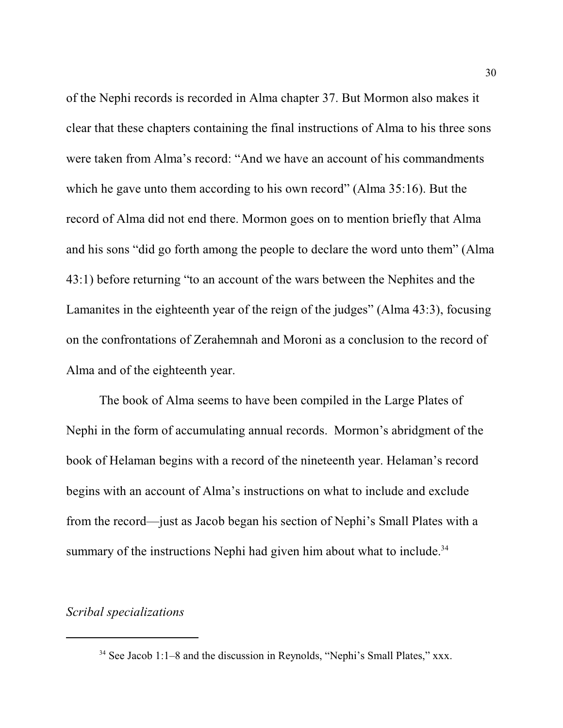of the Nephi records is recorded in Alma chapter 37. But Mormon also makes it clear that these chapters containing the final instructions of Alma to his three sons were taken from Alma's record: "And we have an account of his commandments which he gave unto them according to his own record" (Alma 35:16). But the record of Alma did not end there. Mormon goes on to mention briefly that Alma and his sons "did go forth among the people to declare the word unto them" (Alma 43:1) before returning "to an account of the wars between the Nephites and the Lamanites in the eighteenth year of the reign of the judges" (Alma 43:3), focusing on the confrontations of Zerahemnah and Moroni as a conclusion to the record of Alma and of the eighteenth year.

The book of Alma seems to have been compiled in the Large Plates of Nephi in the form of accumulating annual records. Mormon's abridgment of the book of Helaman begins with a record of the nineteenth year. Helaman's record begins with an account of Alma's instructions on what to include and exclude from the record—just as Jacob began his section of Nephi's Small Plates with a summary of the instructions Nephi had given him about what to include.[34]

*Scribal specializations*

---

[34] See Jacob 1:1–8 and the discussion in Reynolds, "Nephi's Small Plates," xxx.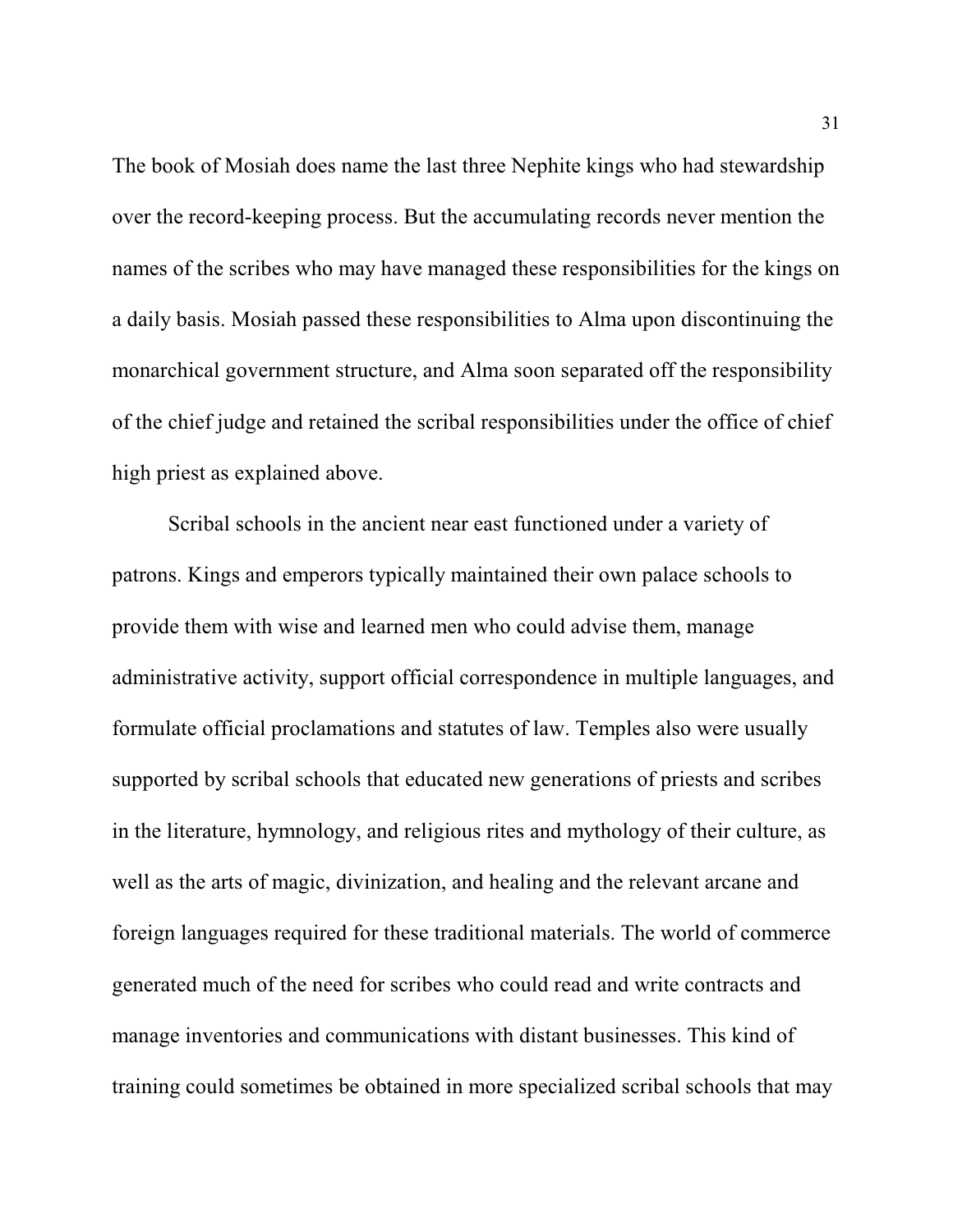The book of Mosiah does name the last three Nephite kings who had stewardship over the record-keeping process. But the accumulating records never mention the names of the scribes who may have managed these responsibilities for the kings on a daily basis. Mosiah passed these responsibilities to Alma upon discontinuing the monarchical government structure, and Alma soon separated off the responsibility of the chief judge and retained the scribal responsibilities under the office of chief high priest as explained above.

Scribal schools in the ancient near east functioned under a variety of patrons. Kings and emperors typically maintained their own palace schools to provide them with wise and learned men who could advise them, manage administrative activity, support official correspondence in multiple languages, and formulate official proclamations and statutes of law. Temples also were usually supported by scribal schools that educated new generations of priests and scribes in the literature, hymnology, and religious rites and mythology of their culture, as well as the arts of magic, divinization, and healing and the relevant arcane and foreign languages required for these traditional materials. The world of commerce generated much of the need for scribes who could read and write contracts and manage inventories and communications with distant businesses. This kind of training could sometimes be obtained in more specialized scribal schools that may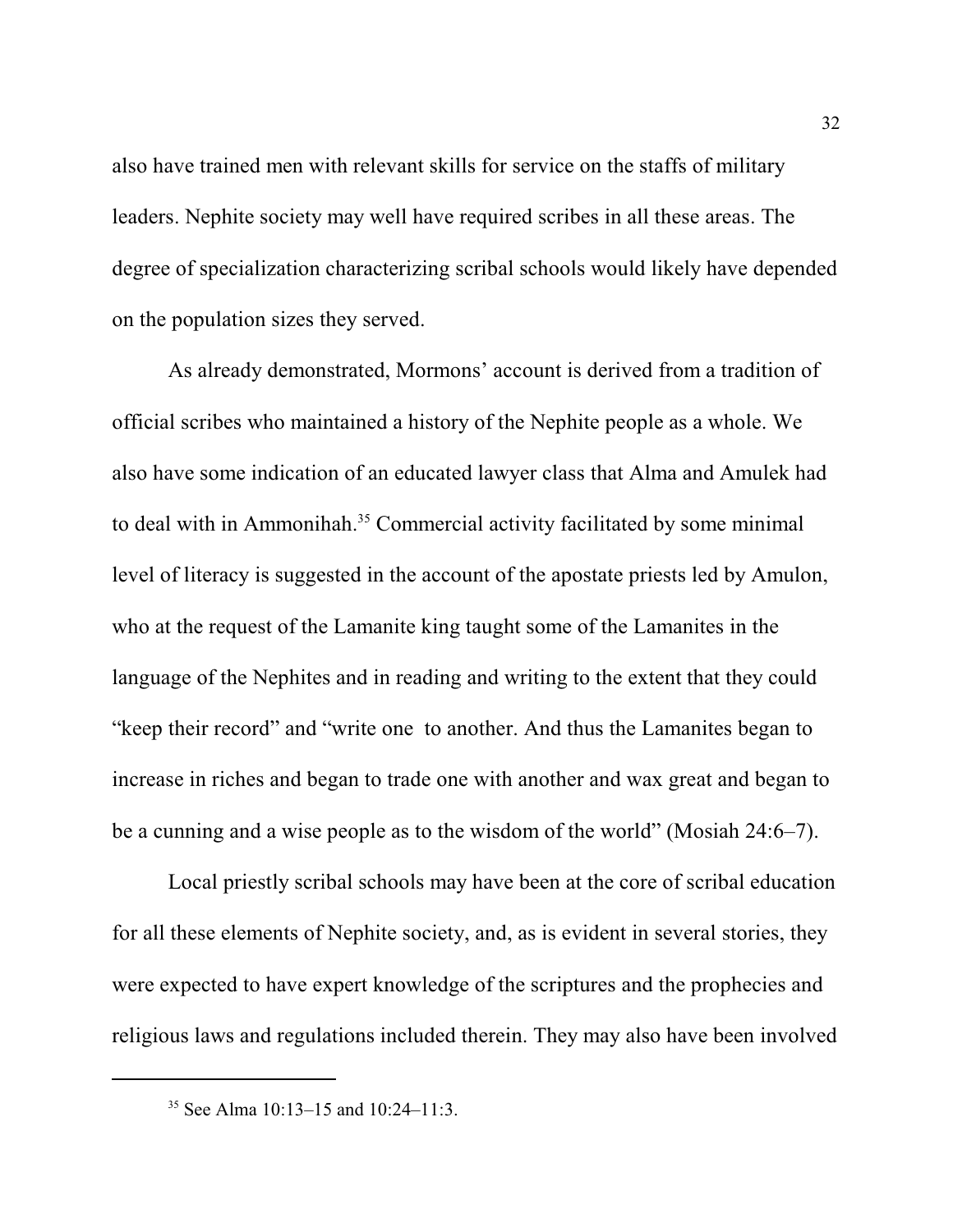also have trained men with relevant skills for service on the staffs of military leaders. Nephite society may well have required scribes in all these areas. The degree of specialization characterizing scribal schools would likely have depended on the population sizes they served.

As already demonstrated, Mormons' account is derived from a tradition of official scribes who maintained a history of the Nephite people as a whole. We also have some indication of an educated lawyer class that Alma and Amulek had to deal with in Ammonihah.[35] Commercial activity facilitated by some minimal level of literacy is suggested in the account of the apostate priests led by Amulon, who at the request of the Lamanite king taught some of the Lamanites in the language of the Nephites and in reading and writing to the extent that they could "keep their record" and "write one to another. And thus the Lamanites began to increase in riches and began to trade one with another and wax great and began to be a cunning and a wise people as to the wisdom of the world" (Mosiah 24:6–7).

Local priestly scribal schools may have been at the core of scribal education for all these elements of Nephite society, and, as is evident in several stories, they were expected to have expert knowledge of the scriptures and the prophecies and religious laws and regulations included therein. They may also have been involved

[35] See Alma 10:13–15 and 10:24–11:3.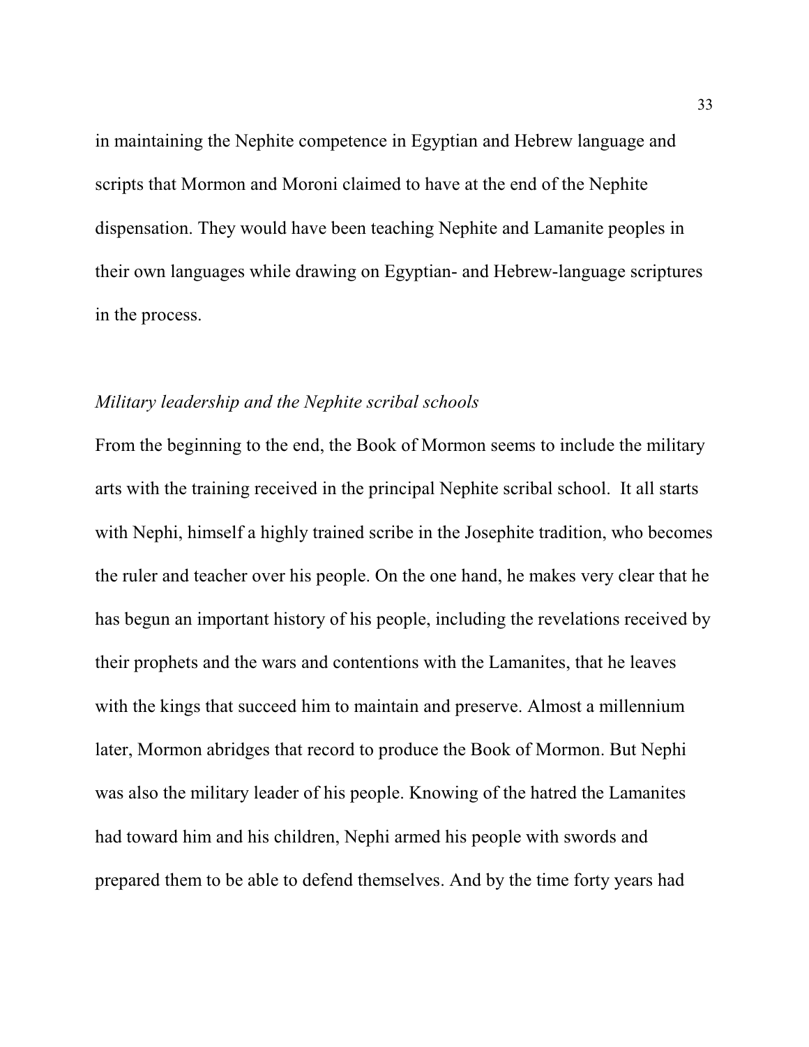in maintaining the Nephite competence in Egyptian and Hebrew language and scripts that Mormon and Moroni claimed to have at the end of the Nephite dispensation. They would have been teaching Nephite and Lamanite peoples in their own languages while drawing on Egyptian- and Hebrew-language scriptures in the process.

*Military leadership and the Nephite scribal schools*

From the beginning to the end, the Book of Mormon seems to include the military arts with the training received in the principal Nephite scribal school. It all starts with Nephi, himself a highly trained scribe in the Josephite tradition, who becomes the ruler and teacher over his people. On the one hand, he makes very clear that he has begun an important history of his people, including the revelations received by their prophets and the wars and contentions with the Lamanites, that he leaves with the kings that succeed him to maintain and preserve. Almost a millennium later, Mormon abridges that record to produce the Book of Mormon. But Nephi was also the military leader of his people. Knowing of the hatred the Lamanites had toward him and his children, Nephi armed his people with swords and prepared them to be able to defend themselves. And by the time forty years had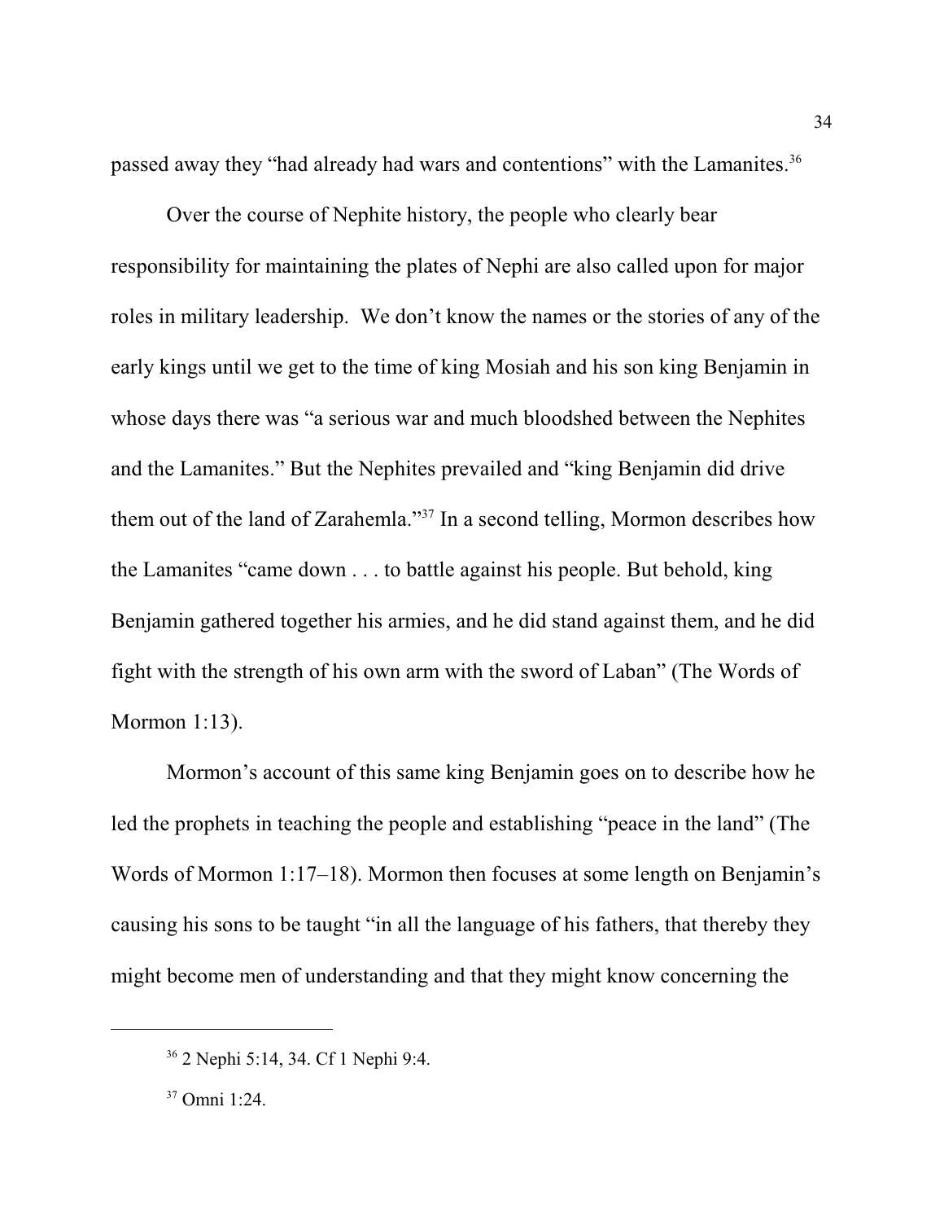passed away they "had already had wars and contentions" with the Lamanites.[36]

Over the course of Nephite history, the people who clearly bear responsibility for maintaining the plates of Nephi are also called upon for major roles in military leadership. We don't know the names or the stories of any of the early kings until we get to the time of king Mosiah and his son king Benjamin in whose days there was "a serious war and much bloodshed between the Nephites and the Lamanites." But the Nephites prevailed and "king Benjamin did drive them out of the land of Zarahemla."[37] In a second telling, Mormon describes how the Lamanites "came down . . . to battle against his people. But behold, king Benjamin gathered together his armies, and he did stand against them, and he did fight with the strength of his own arm with the sword of Laban" (The Words of Mormon 1:13).

Mormon's account of this same king Benjamin goes on to describe how he led the prophets in teaching the people and establishing "peace in the land" (The Words of Mormon 1:17–18). Mormon then focuses at some length on Benjamin's causing his sons to be taught "in all the language of his fathers, that thereby they might become men of understanding and that they might know concerning the

---

[36] 2 Nephi 5:14, 34. Cf 1 Nephi 9:4.

[37] Omni 1:24.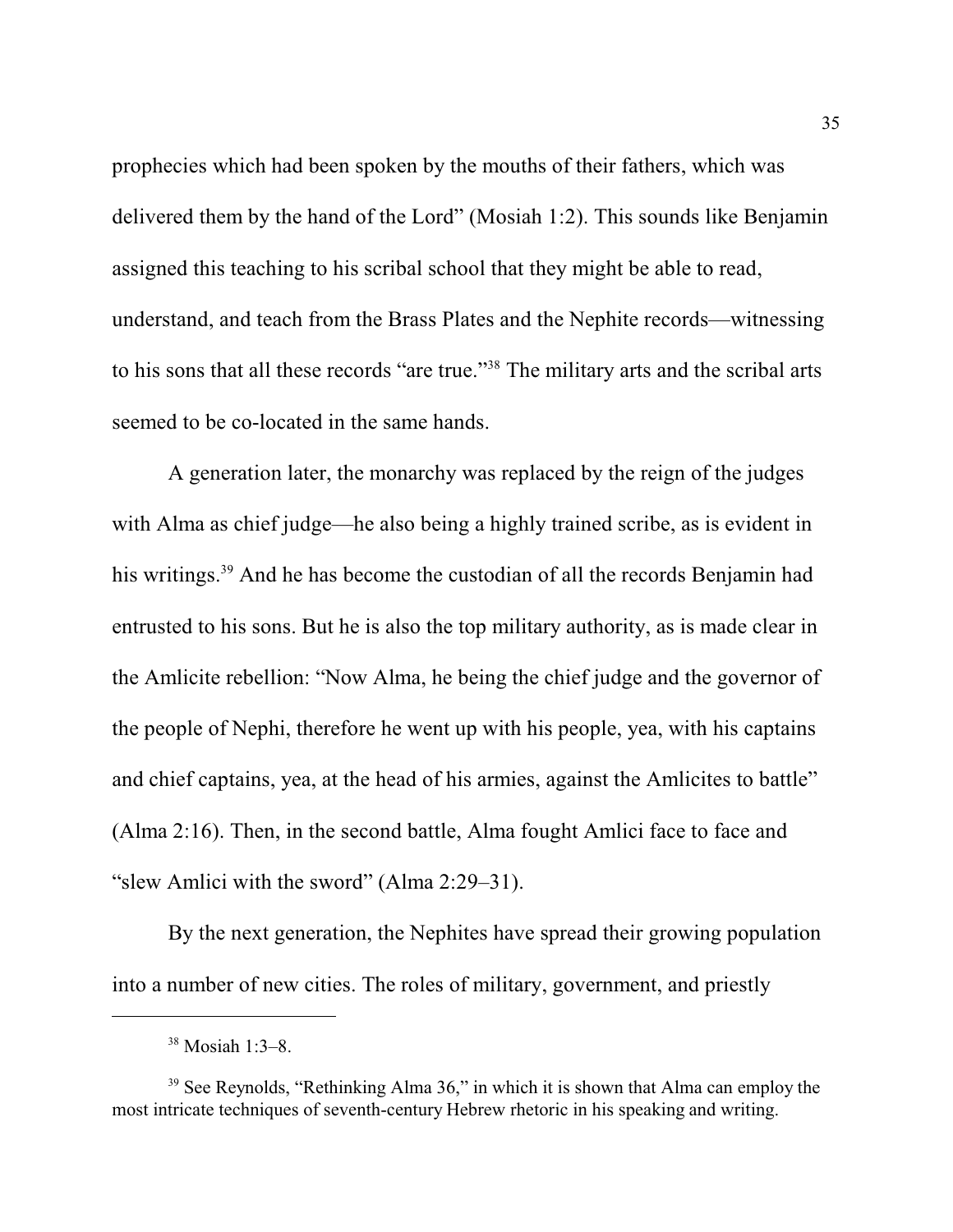prophecies which had been spoken by the mouths of their fathers, which was delivered them by the hand of the Lord" (Mosiah 1:2). This sounds like Benjamin assigned this teaching to his scribal school that they might be able to read, understand, and teach from the Brass Plates and the Nephite records—witnessing to his sons that all these records "are true."[38] The military arts and the scribal arts seemed to be co-located in the same hands.

A generation later, the monarchy was replaced by the reign of the judges with Alma as chief judge—he also being a highly trained scribe, as is evident in his writings.[39] And he has become the custodian of all the records Benjamin had entrusted to his sons. But he is also the top military authority, as is made clear in the Amlicite rebellion: "Now Alma, he being the chief judge and the governor of the people of Nephi, therefore he went up with his people, yea, with his captains and chief captains, yea, at the head of his armies, against the Amlicites to battle" (Alma 2:16). Then, in the second battle, Alma fought Amlici face to face and "slew Amlici with the sword" (Alma 2:29–31).

By the next generation, the Nephites have spread their growing population into a number of new cities. The roles of military, government, and priestly

---

[38] Mosiah 1:3–8.

[39] See Reynolds, "Rethinking Alma 36," in which it is shown that Alma can employ the most intricate techniques of seventh-century Hebrew rhetoric in his speaking and writing.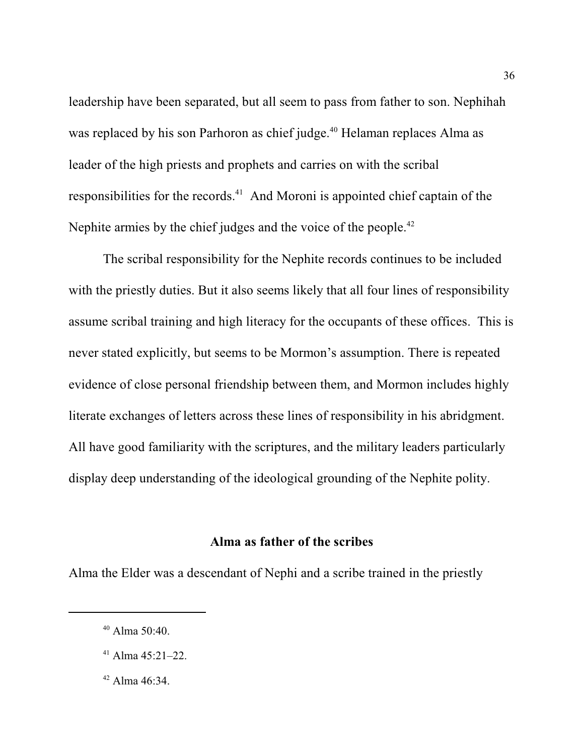leadership have been separated, but all seem to pass from father to son. Nephihah was replaced by his son Parhoron as chief judge.[40] Helaman replaces Alma as leader of the high priests and prophets and carries on with the scribal responsibilities for the records.[41] And Moroni is appointed chief captain of the Nephite armies by the chief judges and the voice of the people.[42]

The scribal responsibility for the Nephite records continues to be included with the priestly duties. But it also seems likely that all four lines of responsibility assume scribal training and high literacy for the occupants of these offices. This is never stated explicitly, but seems to be Mormon's assumption. There is repeated evidence of close personal friendship between them, and Mormon includes highly literate exchanges of letters across these lines of responsibility in his abridgment. All have good familiarity with the scriptures, and the military leaders particularly display deep understanding of the ideological grounding of the Nephite polity.

### Alma as father of the scribes

Alma the Elder was a descendant of Nephi and a scribe trained in the priestly

---

[40] Alma 50:40.

[41] Alma 45:21–22.

[42] Alma 46:34.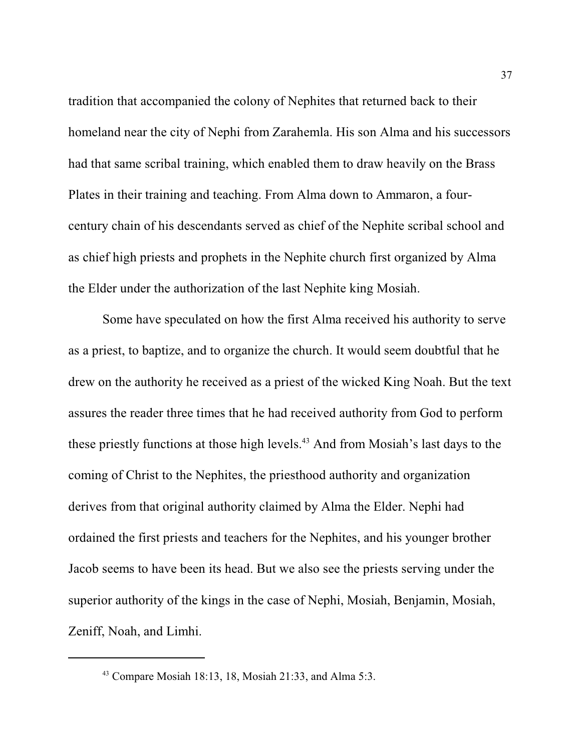tradition that accompanied the colony of Nephites that returned back to their homeland near the city of Nephi from Zarahemla. His son Alma and his successors had that same scribal training, which enabled them to draw heavily on the Brass Plates in their training and teaching. From Alma down to Ammaron, a four-century chain of his descendants served as chief of the Nephite scribal school and as chief high priests and prophets in the Nephite church first organized by Alma the Elder under the authorization of the last Nephite king Mosiah.

Some have speculated on how the first Alma received his authority to serve as a priest, to baptize, and to organize the church. It would seem doubtful that he drew on the authority he received as a priest of the wicked King Noah. But the text assures the reader three times that he had received authority from God to perform these priestly functions at those high levels.[43] And from Mosiah's last days to the coming of Christ to the Nephites, the priesthood authority and organization derives from that original authority claimed by Alma the Elder. Nephi had ordained the first priests and teachers for the Nephites, and his younger brother Jacob seems to have been its head. But we also see the priests serving under the superior authority of the kings in the case of Nephi, Mosiah, Benjamin, Mosiah, Zeniff, Noah, and Limhi.

---

[43] Compare Mosiah 18:13, 18, Mosiah 21:33, and Alma 5:3.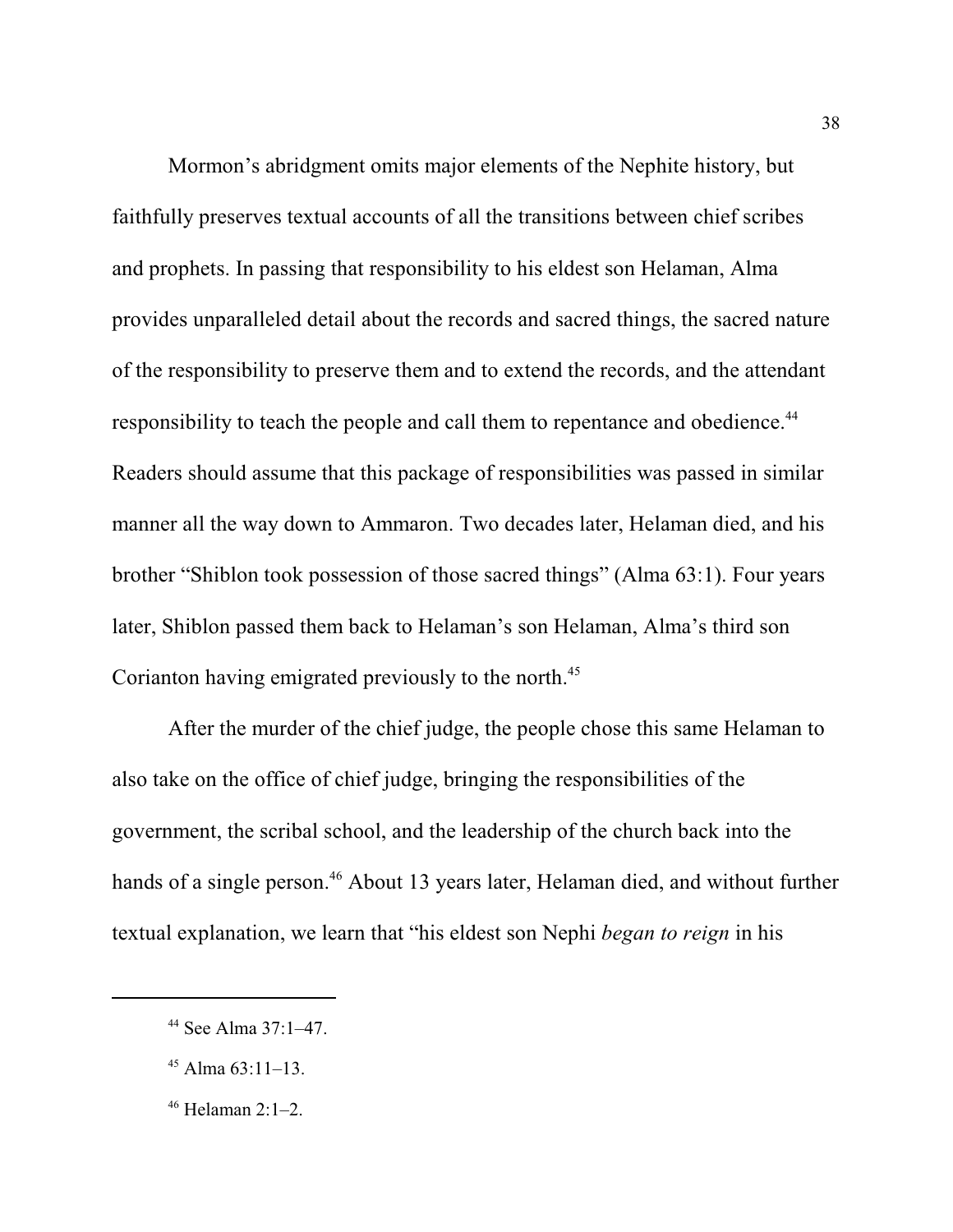Mormon's abridgment omits major elements of the Nephite history, but faithfully preserves textual accounts of all the transitions between chief scribes and prophets. In passing that responsibility to his eldest son Helaman, Alma provides unparalleled detail about the records and sacred things, the sacred nature of the responsibility to preserve them and to extend the records, and the attendant responsibility to teach the people and call them to repentance and obedience.[44] Readers should assume that this package of responsibilities was passed in similar manner all the way down to Ammaron. Two decades later, Helaman died, and his brother "Shiblon took possession of those sacred things" (Alma 63:1). Four years later, Shiblon passed them back to Helaman's son Helaman, Alma's third son Corianton having emigrated previously to the north.[45]

After the murder of the chief judge, the people chose this same Helaman to also take on the office of chief judge, bringing the responsibilities of the government, the scribal school, and the leadership of the church back into the hands of a single person.[46] About 13 years later, Helaman died, and without further textual explanation, we learn that "his eldest son Nephi *began to reign* in his

---

[44] See Alma 37:1–47.

[45] Alma 63:11–13.

[46] Helaman 2:1–2.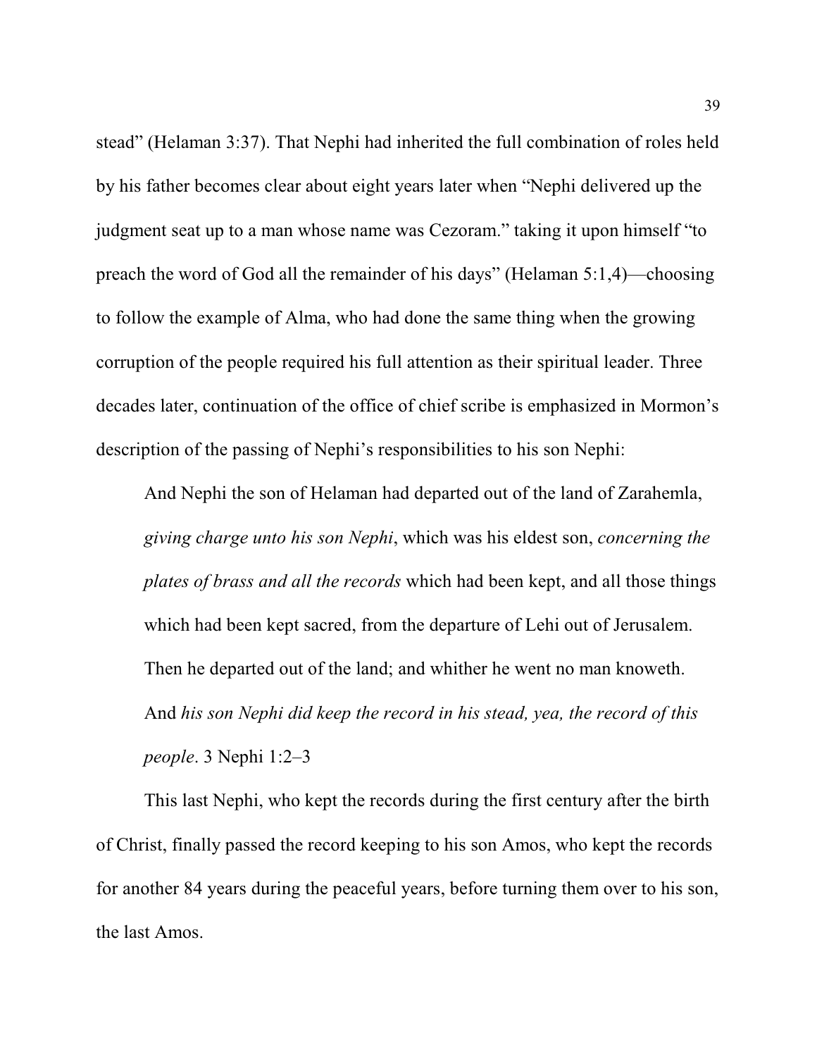stead" (Helaman 3:37). That Nephi had inherited the full combination of roles held by his father becomes clear about eight years later when "Nephi delivered up the judgment seat up to a man whose name was Cezoram." taking it upon himself "to preach the word of God all the remainder of his days" (Helaman 5:1,4)—choosing to follow the example of Alma, who had done the same thing when the growing corruption of the people required his full attention as their spiritual leader. Three decades later, continuation of the office of chief scribe is emphasized in Mormon's description of the passing of Nephi's responsibilities to his son Nephi:

> And Nephi the son of Helaman had departed out of the land of Zarahemla, *giving charge unto his son Nephi*, which was his eldest son, *concerning the plates of brass and all the records* which had been kept, and all those things which had been kept sacred, from the departure of Lehi out of Jerusalem. Then he departed out of the land; and whither he went no man knoweth. And *his son Nephi did keep the record in his stead, yea, the record of this people*. 3 Nephi 1:2–3

This last Nephi, who kept the records during the first century after the birth of Christ, finally passed the record keeping to his son Amos, who kept the records for another 84 years during the peaceful years, before turning them over to his son, the last Amos.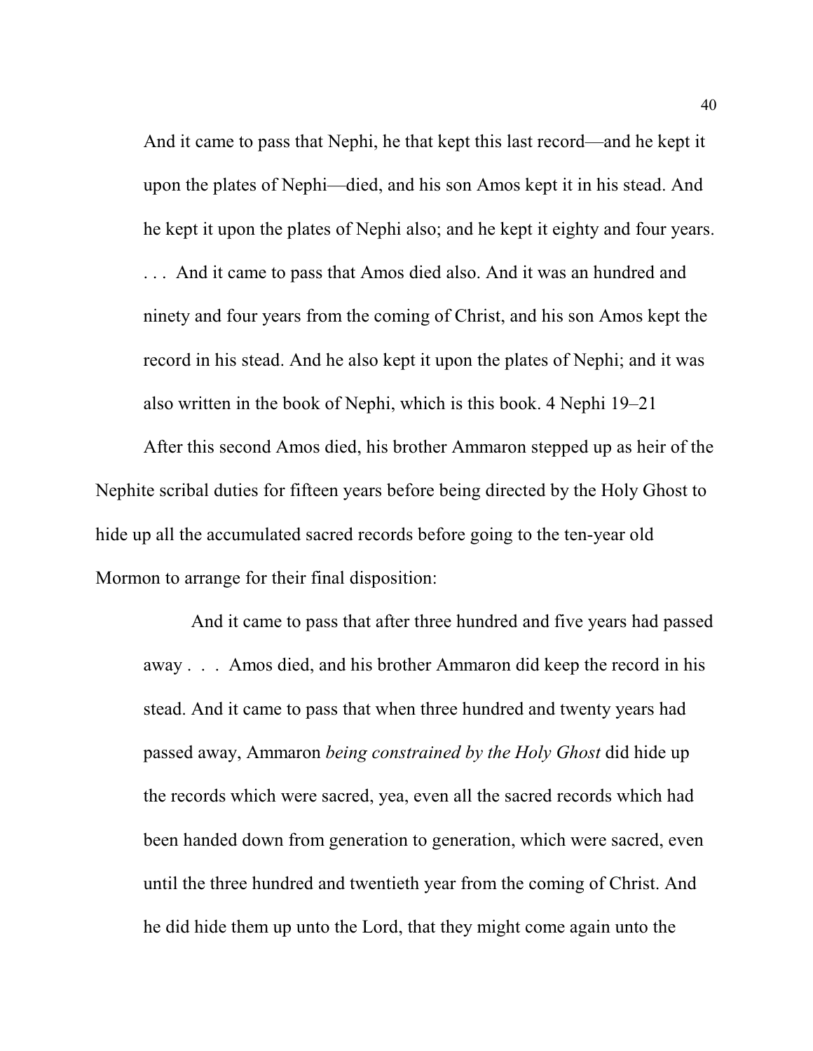> And it came to pass that Nephi, he that kept this last record—and he kept it upon the plates of Nephi—died, and his son Amos kept it in his stead. And he kept it upon the plates of Nephi also; and he kept it eighty and four years. . . . And it came to pass that Amos died also. And it was an hundred and ninety and four years from the coming of Christ, and his son Amos kept the record in his stead. And he also kept it upon the plates of Nephi; and it was also written in the book of Nephi, which is this book. 4 Nephi 19–21

After this second Amos died, his brother Ammaron stepped up as heir of the Nephite scribal duties for fifteen years before being directed by the Holy Ghost to hide up all the accumulated sacred records before going to the ten-year old Mormon to arrange for their final disposition:

> And it came to pass that after three hundred and five years had passed away . . . Amos died, and his brother Ammaron did keep the record in his stead. And it came to pass that when three hundred and twenty years had passed away, Ammaron *being constrained by the Holy Ghost* did hide up the records which were sacred, yea, even all the sacred records which had been handed down from generation to generation, which were sacred, even until the three hundred and twentieth year from the coming of Christ. And he did hide them up unto the Lord, that they might come again unto the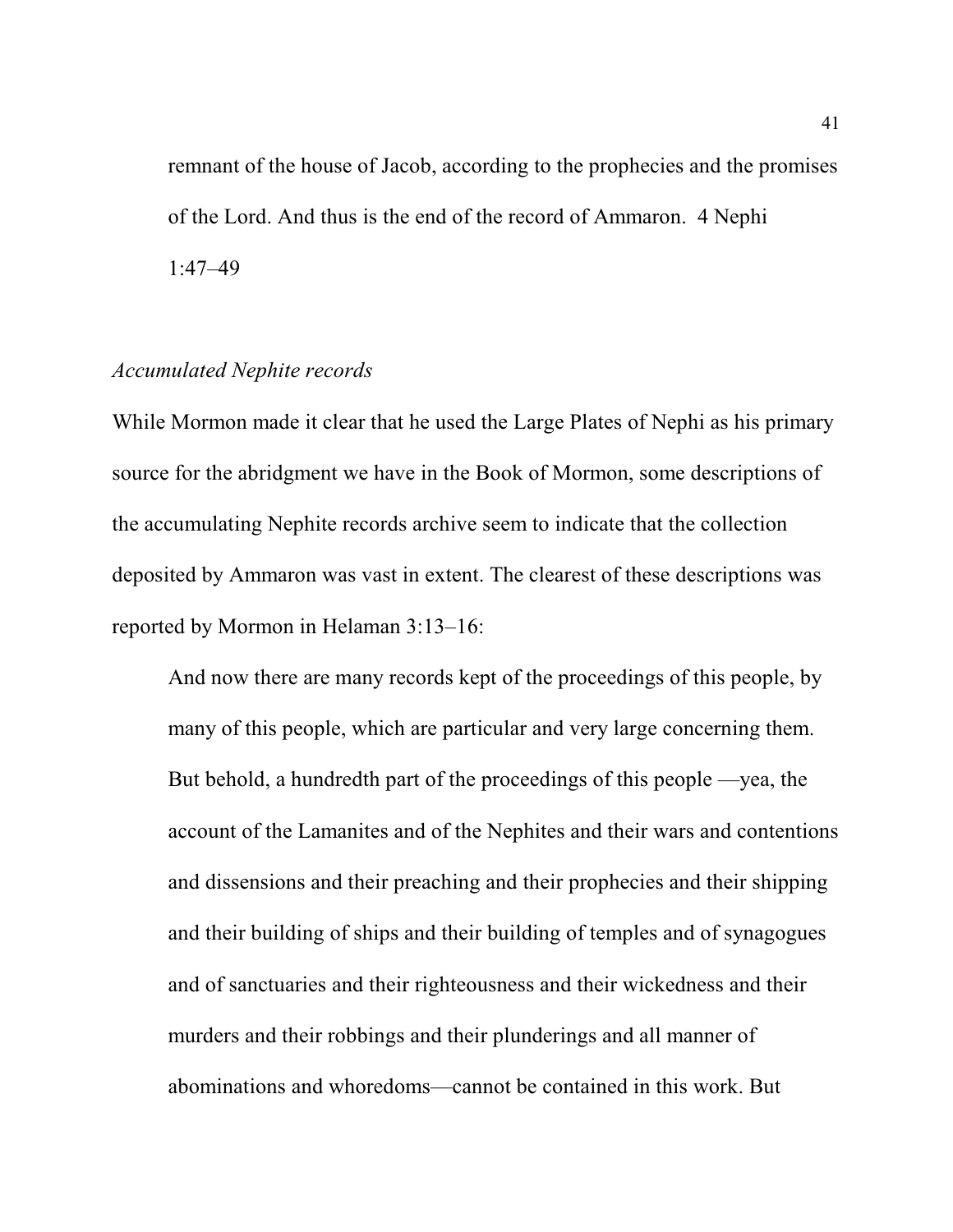> remnant of the house of Jacob, according to the prophecies and the promises of the Lord. And thus is the end of the record of Ammaron. 4 Nephi 1:47–49

*Accumulated Nephite records*

While Mormon made it clear that he used the Large Plates of Nephi as his primary source for the abridgment we have in the Book of Mormon, some descriptions of the accumulating Nephite records archive seem to indicate that the collection deposited by Ammaron was vast in extent. The clearest of these descriptions was reported by Mormon in Helaman 3:13–16:

> And now there are many records kept of the proceedings of this people, by many of this people, which are particular and very large concerning them. But behold, a hundredth part of the proceedings of this people —yea, the account of the Lamanites and of the Nephites and their wars and contentions and dissensions and their preaching and their prophecies and their shipping and their building of ships and their building of temples and of synagogues and of sanctuaries and their righteousness and their wickedness and their murders and their robbings and their plunderings and all manner of abominations and whoredoms—cannot be contained in this work. But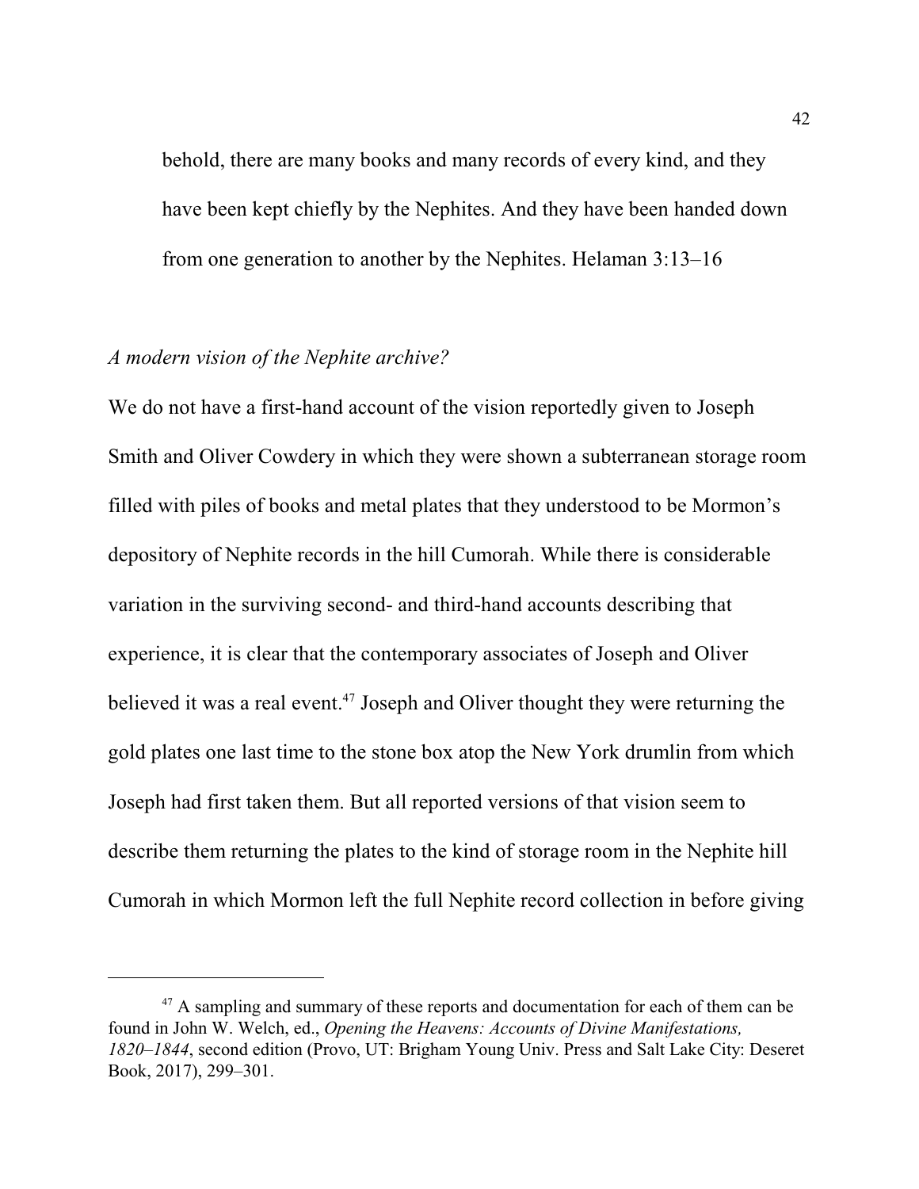> behold, there are many books and many records of every kind, and they have been kept chiefly by the Nephites. And they have been handed down from one generation to another by the Nephites. Helaman 3:13–16

*A modern vision of the Nephite archive?*

We do not have a first-hand account of the vision reportedly given to Joseph Smith and Oliver Cowdery in which they were shown a subterranean storage room filled with piles of books and metal plates that they understood to be Mormon's depository of Nephite records in the hill Cumorah. While there is considerable variation in the surviving second- and third-hand accounts describing that experience, it is clear that the contemporary associates of Joseph and Oliver believed it was a real event.[47] Joseph and Oliver thought they were returning the gold plates one last time to the stone box atop the New York drumlin from which Joseph had first taken them. But all reported versions of that vision seem to describe them returning the plates to the kind of storage room in the Nephite hill Cumorah in which Mormon left the full Nephite record collection in before giving

---

[47] A sampling and summary of these reports and documentation for each of them can be found in John W. Welch, ed., *Opening the Heavens: Accounts of Divine Manifestations, 1820–1844*, second edition (Provo, UT: Brigham Young Univ. Press and Salt Lake City: Deseret Book, 2017), 299–301.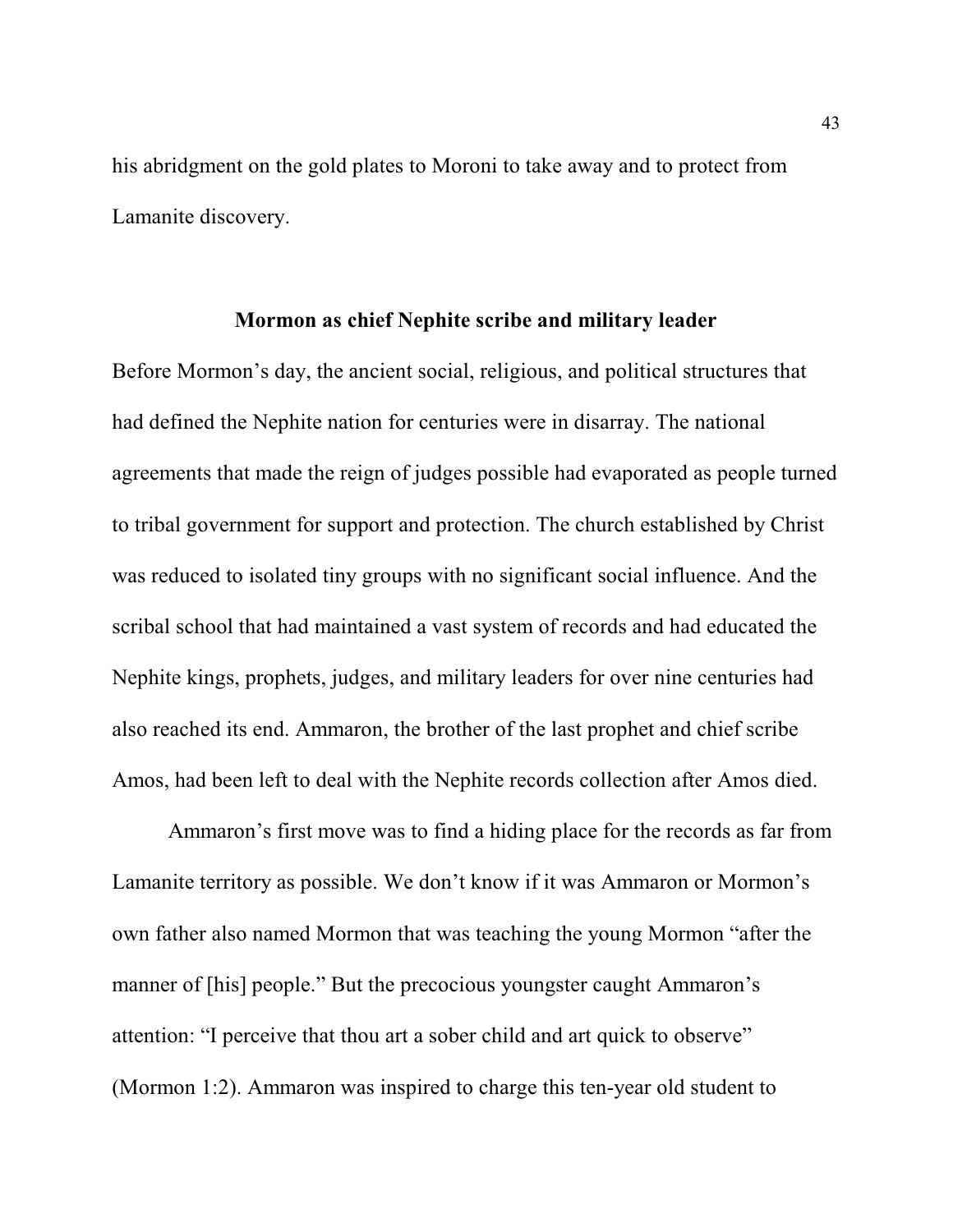his abridgment on the gold plates to Moroni to take away and to protect from Lamanite discovery.

## Mormon as chief Nephite scribe and military leader

Before Mormon's day, the ancient social, religious, and political structures that had defined the Nephite nation for centuries were in disarray. The national agreements that made the reign of judges possible had evaporated as people turned to tribal government for support and protection. The church established by Christ was reduced to isolated tiny groups with no significant social influence. And the scribal school that had maintained a vast system of records and had educated the Nephite kings, prophets, judges, and military leaders for over nine centuries had also reached its end. Ammaron, the brother of the last prophet and chief scribe Amos, had been left to deal with the Nephite records collection after Amos died.

Ammaron's first move was to find a hiding place for the records as far from Lamanite territory as possible. We don't know if it was Ammaron or Mormon's own father also named Mormon that was teaching the young Mormon "after the manner of [his] people." But the precocious youngster caught Ammaron's attention: "I perceive that thou art a sober child and art quick to observe" (Mormon 1:2). Ammaron was inspired to charge this ten-year old student to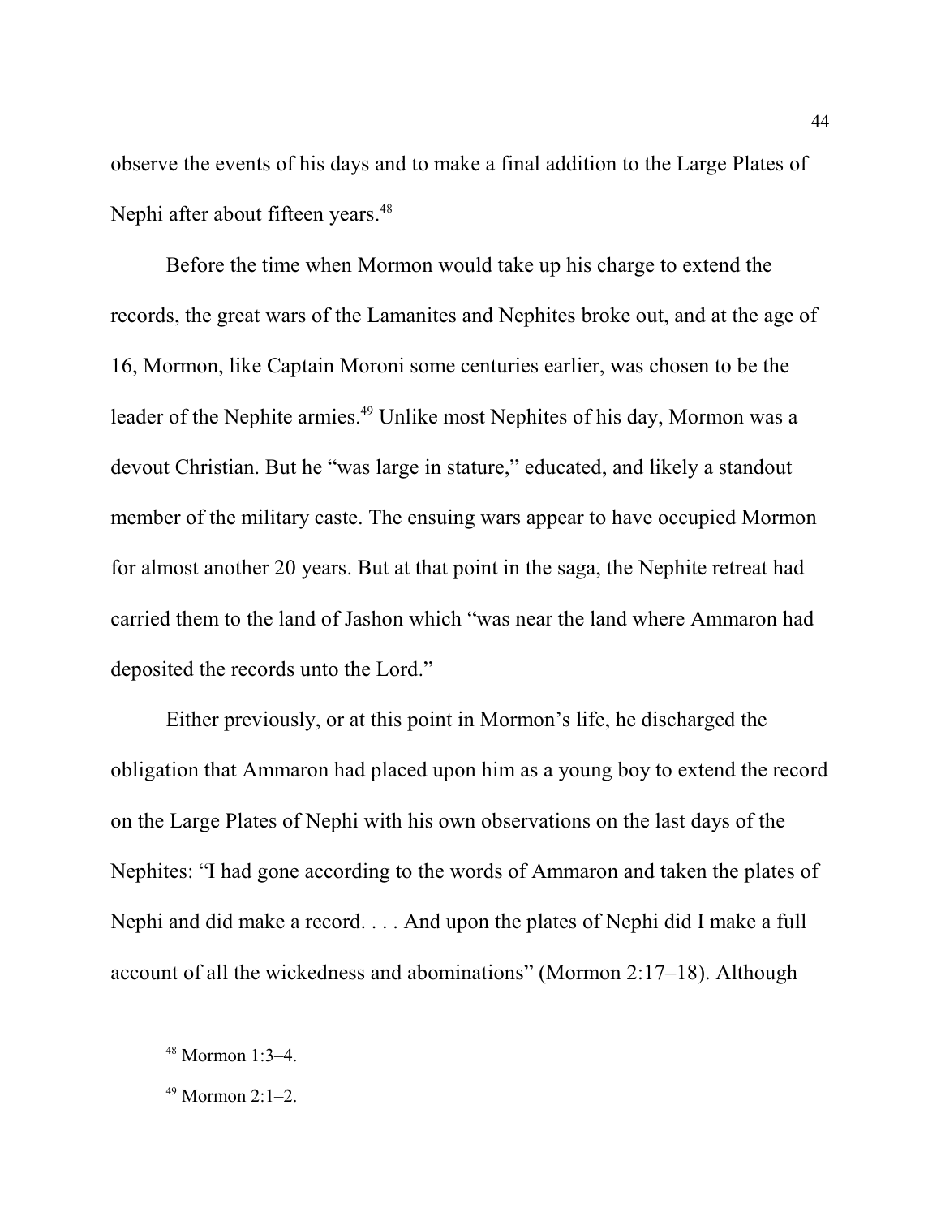observe the events of his days and to make a final addition to the Large Plates of Nephi after about fifteen years.[48]

Before the time when Mormon would take up his charge to extend the records, the great wars of the Lamanites and Nephites broke out, and at the age of 16, Mormon, like Captain Moroni some centuries earlier, was chosen to be the leader of the Nephite armies.[49] Unlike most Nephites of his day, Mormon was a devout Christian. But he "was large in stature," educated, and likely a standout member of the military caste. The ensuing wars appear to have occupied Mormon for almost another 20 years. But at that point in the saga, the Nephite retreat had carried them to the land of Jashon which "was near the land where Ammaron had deposited the records unto the Lord."

Either previously, or at this point in Mormon's life, he discharged the obligation that Ammaron had placed upon him as a young boy to extend the record on the Large Plates of Nephi with his own observations on the last days of the Nephites: "I had gone according to the words of Ammaron and taken the plates of Nephi and did make a record. . . . And upon the plates of Nephi did I make a full account of all the wickedness and abominations" (Mormon 2:17–18). Although

---

[48] Mormon 1:3–4.

[49] Mormon 2:1–2.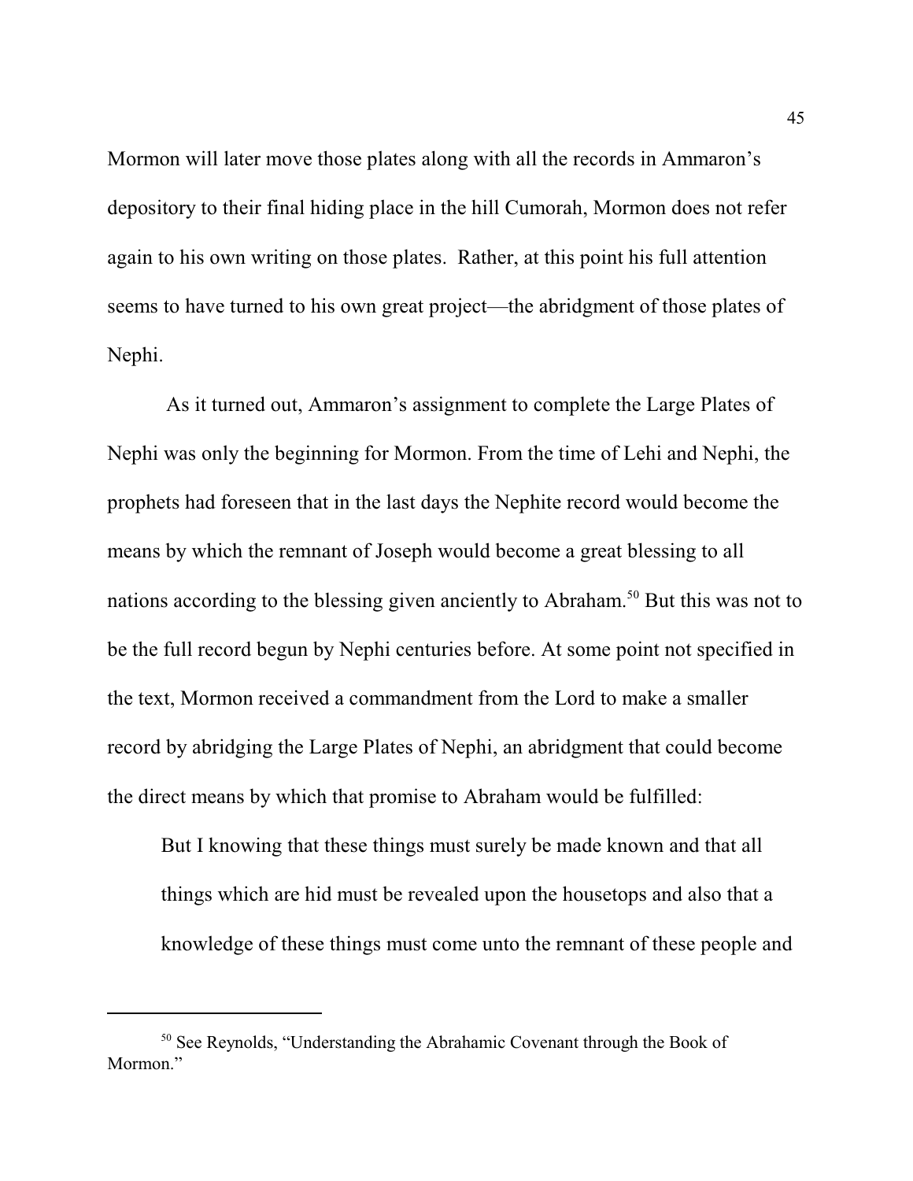Mormon will later move those plates along with all the records in Ammaron's depository to their final hiding place in the hill Cumorah, Mormon does not refer again to his own writing on those plates. Rather, at this point his full attention seems to have turned to his own great project—the abridgment of those plates of Nephi.

As it turned out, Ammaron's assignment to complete the Large Plates of Nephi was only the beginning for Mormon. From the time of Lehi and Nephi, the prophets had foreseen that in the last days the Nephite record would become the means by which the remnant of Joseph would become a great blessing to all nations according to the blessing given anciently to Abraham.[50] But this was not to be the full record begun by Nephi centuries before. At some point not specified in the text, Mormon received a commandment from the Lord to make a smaller record by abridging the Large Plates of Nephi, an abridgment that could become the direct means by which that promise to Abraham would be fulfilled:

> But I knowing that these things must surely be made known and that all things which are hid must be revealed upon the housetops and also that a knowledge of these things must come unto the remnant of these people and

---

[50] See Reynolds, "Understanding the Abrahamic Covenant through the Book of Mormon."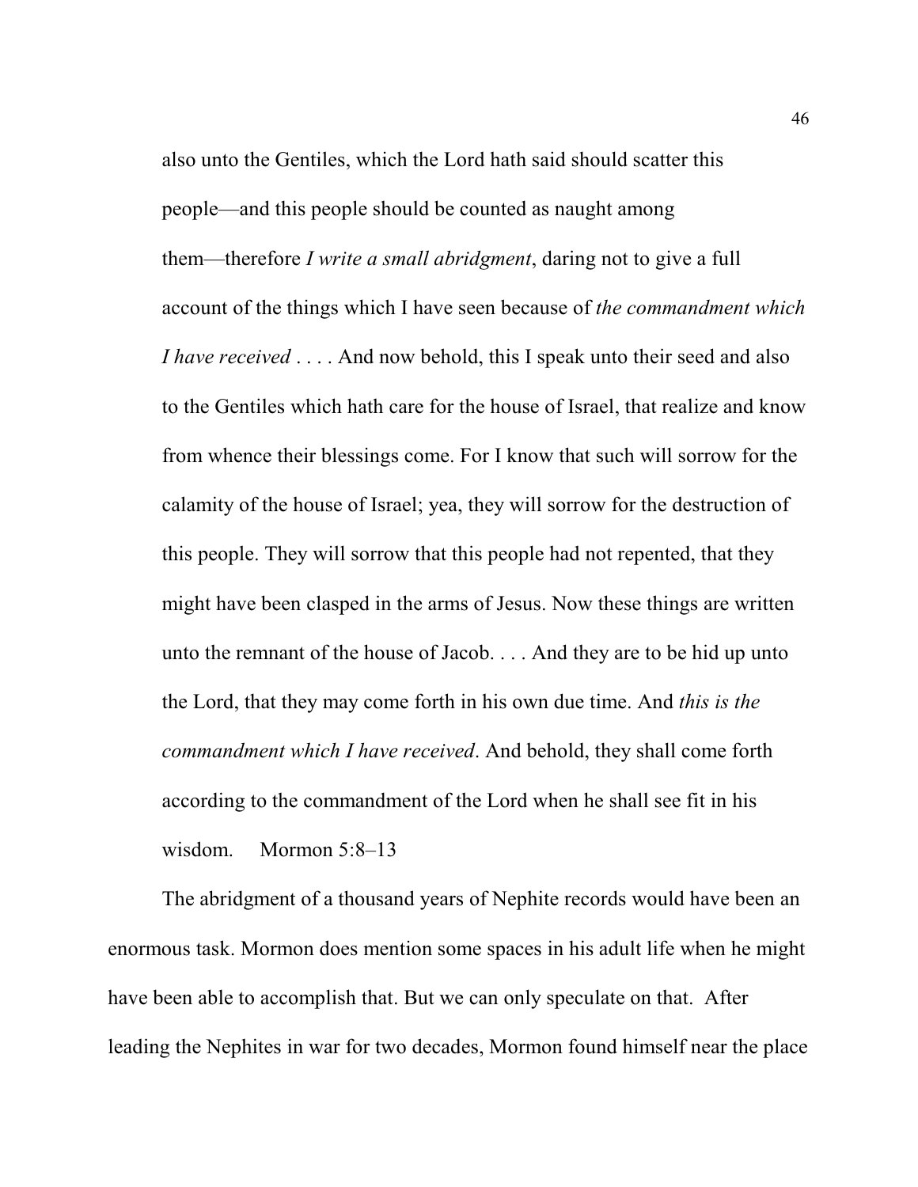> also unto the Gentiles, which the Lord hath said should scatter this people—and this people should be counted as naught among them—therefore *I write a small abridgment*, daring not to give a full account of the things which I have seen because of *the commandment which I have received* . . . . And now behold, this I speak unto their seed and also to the Gentiles which hath care for the house of Israel, that realize and know from whence their blessings come. For I know that such will sorrow for the calamity of the house of Israel; yea, they will sorrow for the destruction of this people. They will sorrow that this people had not repented, that they might have been clasped in the arms of Jesus. Now these things are written unto the remnant of the house of Jacob. . . . And they are to be hid up unto the Lord, that they may come forth in his own due time. And *this is the commandment which I have received*. And behold, they shall come forth according to the commandment of the Lord when he shall see fit in his wisdom.   Mormon 5:8–13

The abridgment of a thousand years of Nephite records would have been an enormous task. Mormon does mention some spaces in his adult life when he might have been able to accomplish that. But we can only speculate on that. After leading the Nephites in war for two decades, Mormon found himself near the place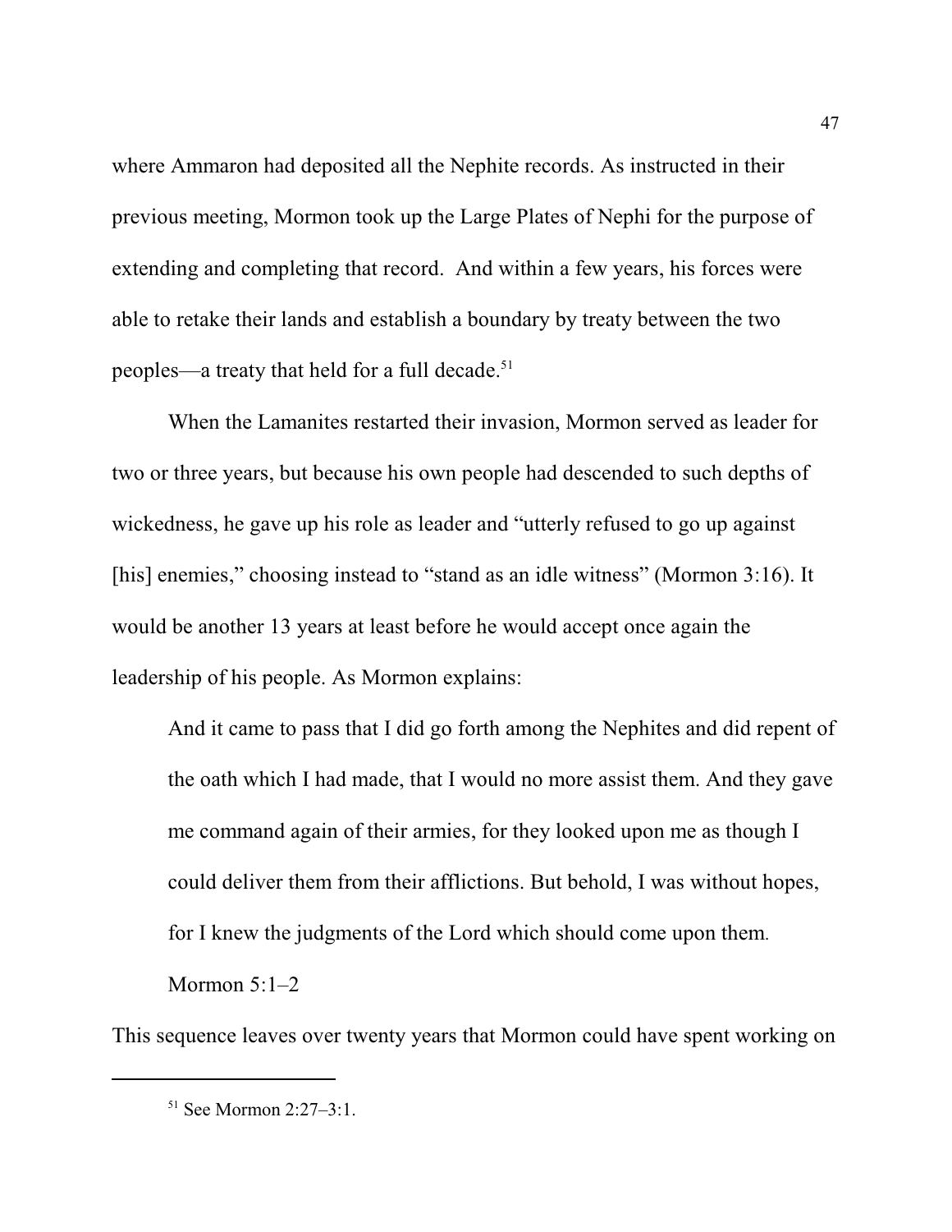where Ammaron had deposited all the Nephite records. As instructed in their previous meeting, Mormon took up the Large Plates of Nephi for the purpose of extending and completing that record. And within a few years, his forces were able to retake their lands and establish a boundary by treaty between the two peoples—a treaty that held for a full decade.[51]

When the Lamanites restarted their invasion, Mormon served as leader for two or three years, but because his own people had descended to such depths of wickedness, he gave up his role as leader and "utterly refused to go up against [his] enemies," choosing instead to "stand as an idle witness" (Mormon 3:16). It would be another 13 years at least before he would accept once again the leadership of his people. As Mormon explains:

> And it came to pass that I did go forth among the Nephites and did repent of the oath which I had made, that I would no more assist them. And they gave me command again of their armies, for they looked upon me as though I could deliver them from their afflictions. But behold, I was without hopes, for I knew the judgments of the Lord which should come upon them.
>
> Mormon 5:1–2

This sequence leaves over twenty years that Mormon could have spent working on

---

[51] See Mormon 2:27–3:1.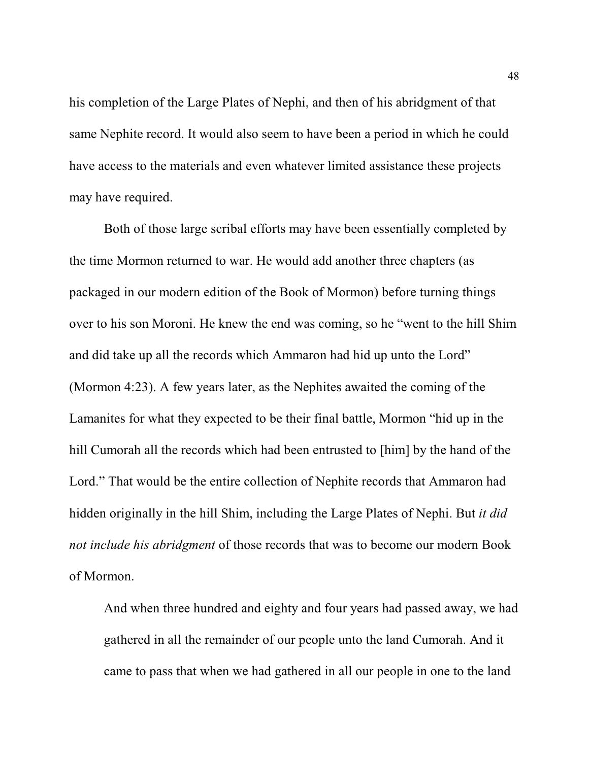his completion of the Large Plates of Nephi, and then of his abridgment of that same Nephite record. It would also seem to have been a period in which he could have access to the materials and even whatever limited assistance these projects may have required.

Both of those large scribal efforts may have been essentially completed by the time Mormon returned to war. He would add another three chapters (as packaged in our modern edition of the Book of Mormon) before turning things over to his son Moroni. He knew the end was coming, so he "went to the hill Shim and did take up all the records which Ammaron had hid up unto the Lord" (Mormon 4:23). A few years later, as the Nephites awaited the coming of the Lamanites for what they expected to be their final battle, Mormon "hid up in the hill Cumorah all the records which had been entrusted to [him] by the hand of the Lord." That would be the entire collection of Nephite records that Ammaron had hidden originally in the hill Shim, including the Large Plates of Nephi. But *it did not include his abridgment* of those records that was to become our modern Book of Mormon.

> And when three hundred and eighty and four years had passed away, we had gathered in all the remainder of our people unto the land Cumorah. And it came to pass that when we had gathered in all our people in one to the land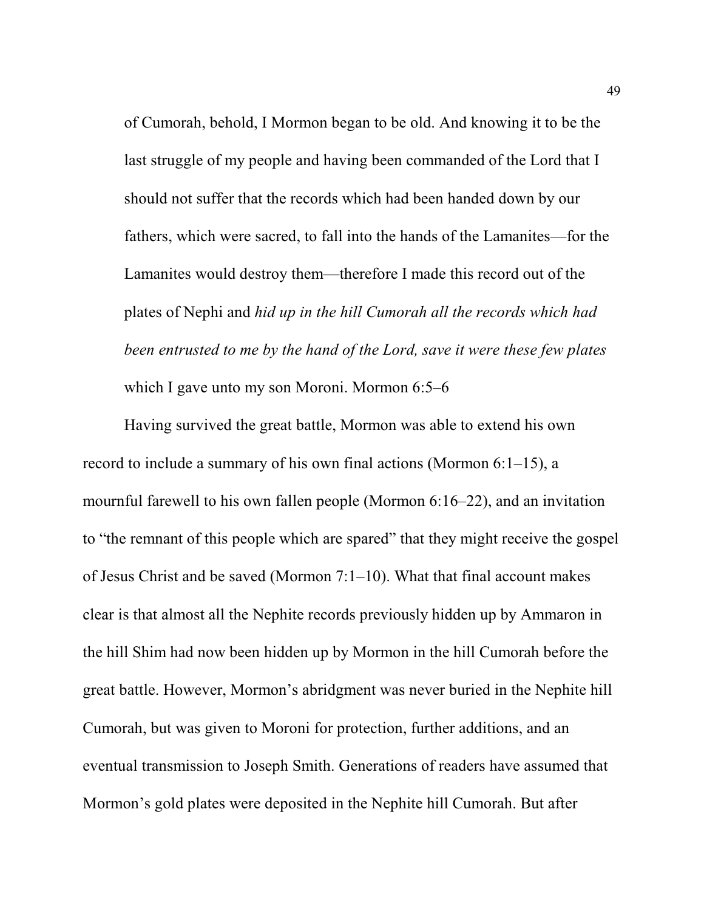> of Cumorah, behold, I Mormon began to be old. And knowing it to be the last struggle of my people and having been commanded of the Lord that I should not suffer that the records which had been handed down by our fathers, which were sacred, to fall into the hands of the Lamanites—for the Lamanites would destroy them—therefore I made this record out of the plates of Nephi and *hid up in the hill Cumorah all the records which had been entrusted to me by the hand of the Lord, save it were these few plates* which I gave unto my son Moroni. Mormon 6:5–6

Having survived the great battle, Mormon was able to extend his own record to include a summary of his own final actions (Mormon 6:1–15), a mournful farewell to his own fallen people (Mormon 6:16–22), and an invitation to "the remnant of this people which are spared" that they might receive the gospel of Jesus Christ and be saved (Mormon 7:1–10). What that final account makes clear is that almost all the Nephite records previously hidden up by Ammaron in the hill Shim had now been hidden up by Mormon in the hill Cumorah before the great battle. However, Mormon's abridgment was never buried in the Nephite hill Cumorah, but was given to Moroni for protection, further additions, and an eventual transmission to Joseph Smith. Generations of readers have assumed that Mormon's gold plates were deposited in the Nephite hill Cumorah. But after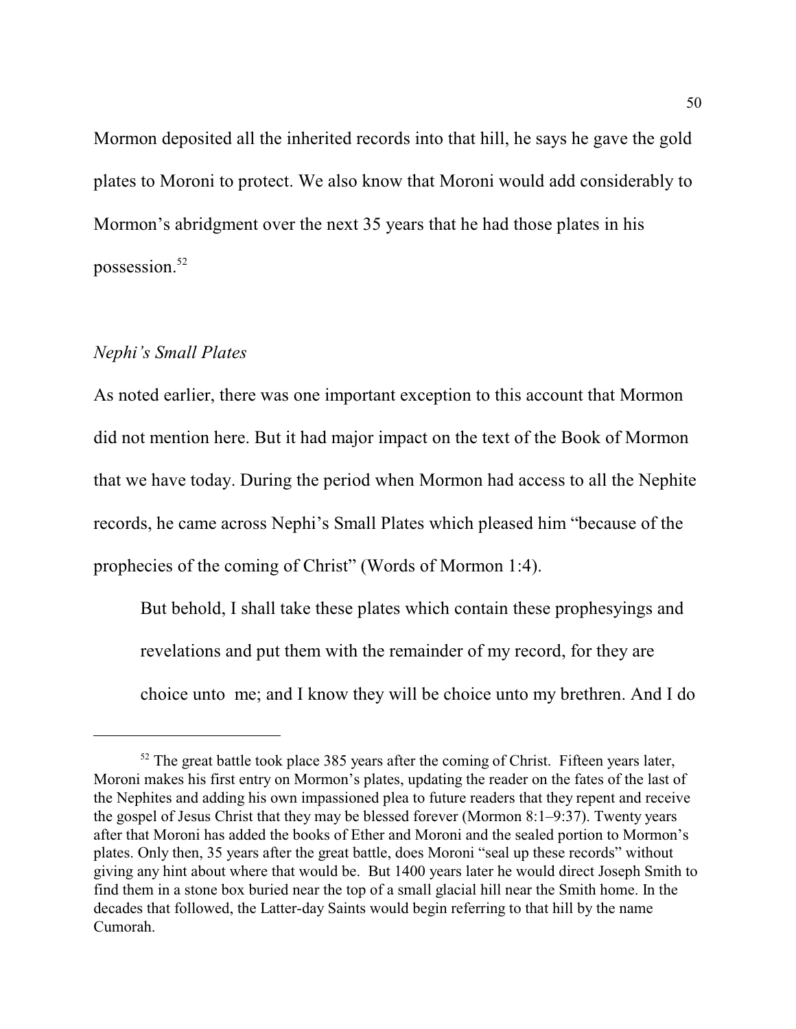Mormon deposited all the inherited records into that hill, he says he gave the gold plates to Moroni to protect. We also know that Moroni would add considerably to Mormon's abridgment over the next 35 years that he had those plates in his possession.[52]

### *Nephi's Small Plates*

As noted earlier, there was one important exception to this account that Mormon did not mention here. But it had major impact on the text of the Book of Mormon that we have today. During the period when Mormon had access to all the Nephite records, he came across Nephi's Small Plates which pleased him "because of the prophecies of the coming of Christ" (Words of Mormon 1:4).

> But behold, I shall take these plates which contain these prophesyings and revelations and put them with the remainder of my record, for they are choice unto me; and I know they will be choice unto my brethren. And I do

---

[52] The great battle took place 385 years after the coming of Christ. Fifteen years later, Moroni makes his first entry on Mormon's plates, updating the reader on the fates of the last of the Nephites and adding his own impassioned plea to future readers that they repent and receive the gospel of Jesus Christ that they may be blessed forever (Mormon 8:1–9:37). Twenty years after that Moroni has added the books of Ether and Moroni and the sealed portion to Mormon's plates. Only then, 35 years after the great battle, does Moroni "seal up these records" without giving any hint about where that would be. But 1400 years later he would direct Joseph Smith to find them in a stone box buried near the top of a small glacial hill near the Smith home. In the decades that followed, the Latter-day Saints would begin referring to that hill by the name Cumorah.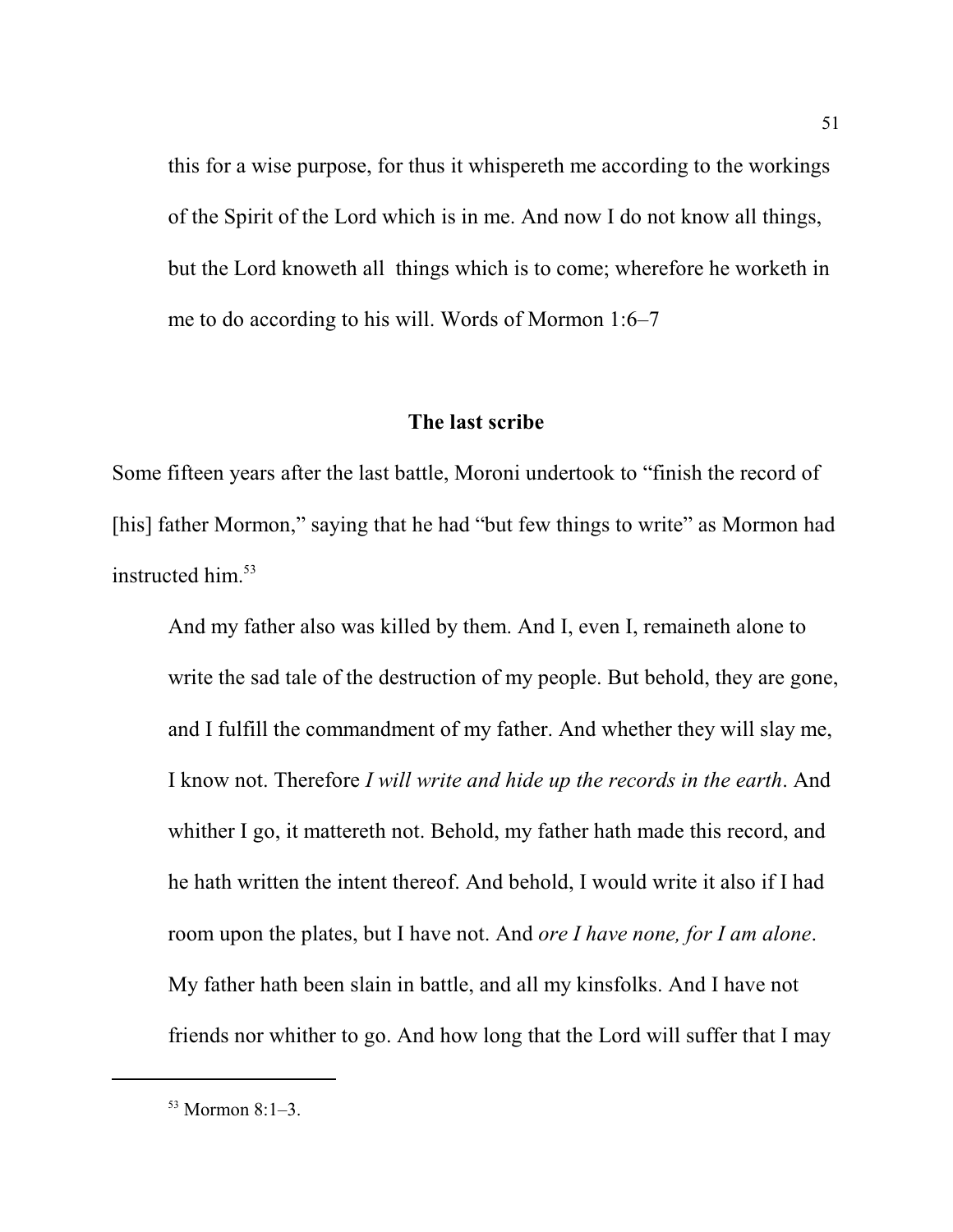> this for a wise purpose, for thus it whispereth me according to the workings of the Spirit of the Lord which is in me. And now I do not know all things, but the Lord knoweth all things which is to come; wherefore he worketh in me to do according to his will. Words of Mormon 1:6–7

## The last scribe

Some fifteen years after the last battle, Moroni undertook to "finish the record of [his] father Mormon," saying that he had "but few things to write" as Mormon had instructed him.[53]

> And my father also was killed by them. And I, even I, remaineth alone to write the sad tale of the destruction of my people. But behold, they are gone, and I fulfill the commandment of my father. And whether they will slay me, I know not. Therefore *I will write and hide up the records in the earth*. And whither I go, it mattereth not. Behold, my father hath made this record, and he hath written the intent thereof. And behold, I would write it also if I had room upon the plates, but I have not. And *ore I have none, for I am alone*. My father hath been slain in battle, and all my kinsfolks. And I have not friends nor whither to go. And how long that the Lord will suffer that I may

---

[53] Mormon 8:1–3.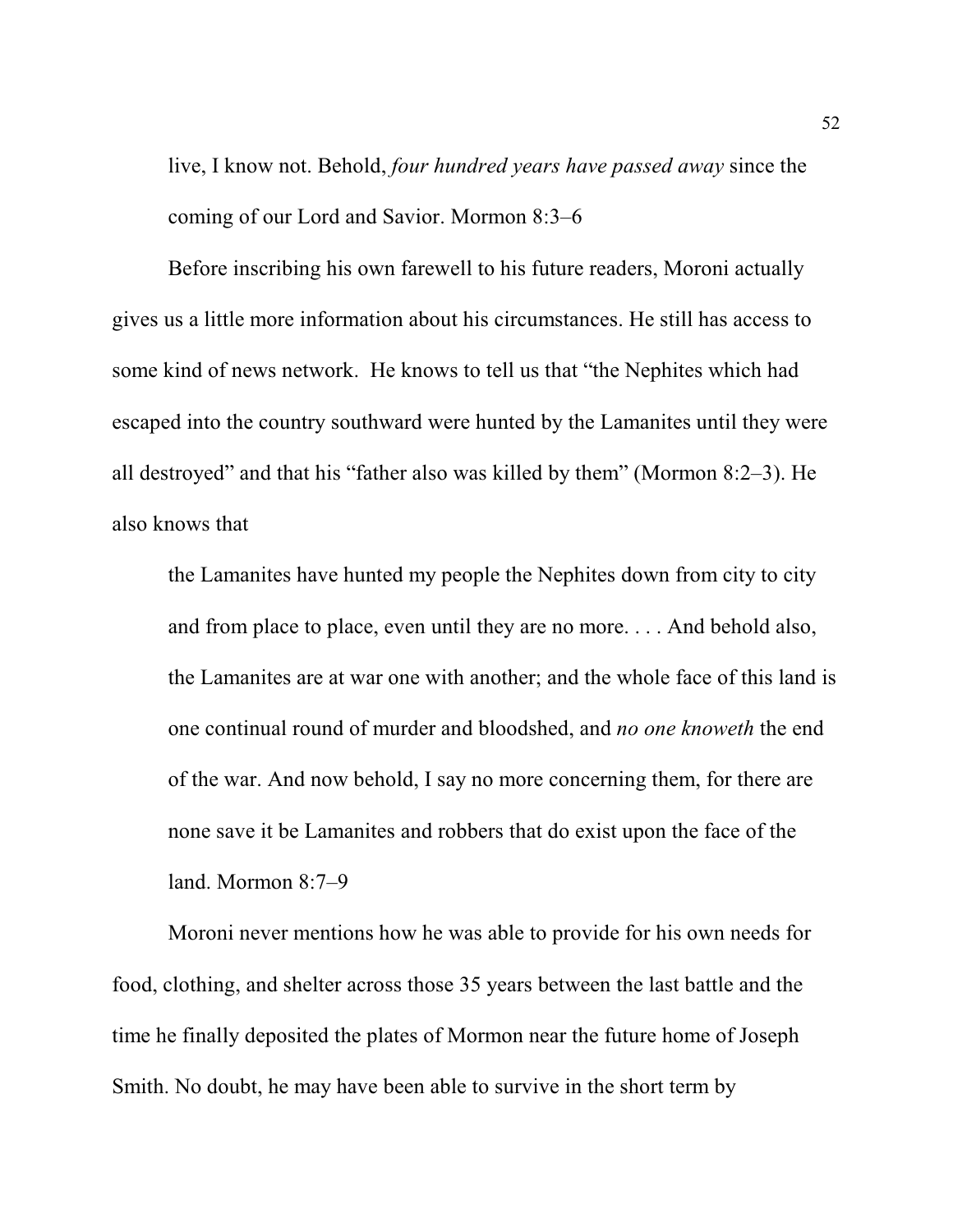> live, I know not. Behold, *four hundred years have passed away* since the coming of our Lord and Savior. Mormon 8:3–6

Before inscribing his own farewell to his future readers, Moroni actually gives us a little more information about his circumstances. He still has access to some kind of news network. He knows to tell us that "the Nephites which had escaped into the country southward were hunted by the Lamanites until they were all destroyed" and that his "father also was killed by them" (Mormon 8:2–3). He also knows that

> the Lamanites have hunted my people the Nephites down from city to city and from place to place, even until they are no more. . . . And behold also, the Lamanites are at war one with another; and the whole face of this land is one continual round of murder and bloodshed, and *no one knoweth* the end of the war. And now behold, I say no more concerning them, for there are none save it be Lamanites and robbers that do exist upon the face of the land. Mormon 8:7–9

Moroni never mentions how he was able to provide for his own needs for food, clothing, and shelter across those 35 years between the last battle and the time he finally deposited the plates of Mormon near the future home of Joseph Smith. No doubt, he may have been able to survive in the short term by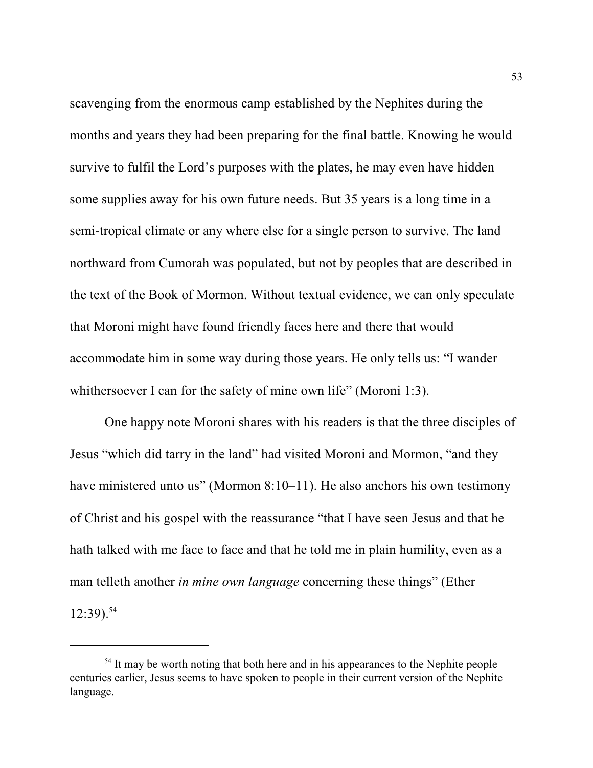scavenging from the enormous camp established by the Nephites during the months and years they had been preparing for the final battle. Knowing he would survive to fulfil the Lord's purposes with the plates, he may even have hidden some supplies away for his own future needs. But 35 years is a long time in a semi-tropical climate or any where else for a single person to survive. The land northward from Cumorah was populated, but not by peoples that are described in the text of the Book of Mormon. Without textual evidence, we can only speculate that Moroni might have found friendly faces here and there that would accommodate him in some way during those years. He only tells us: "I wander whithersoever I can for the safety of mine own life" (Moroni 1:3).

One happy note Moroni shares with his readers is that the three disciples of Jesus "which did tarry in the land" had visited Moroni and Mormon, "and they have ministered unto us" (Mormon 8:10–11). He also anchors his own testimony of Christ and his gospel with the reassurance "that I have seen Jesus and that he hath talked with me face to face and that he told me in plain humility, even as a man telleth another *in mine own language* concerning these things" (Ether 12:39).[54]

---

[54] It may be worth noting that both here and in his appearances to the Nephite people centuries earlier, Jesus seems to have spoken to people in their current version of the Nephite language.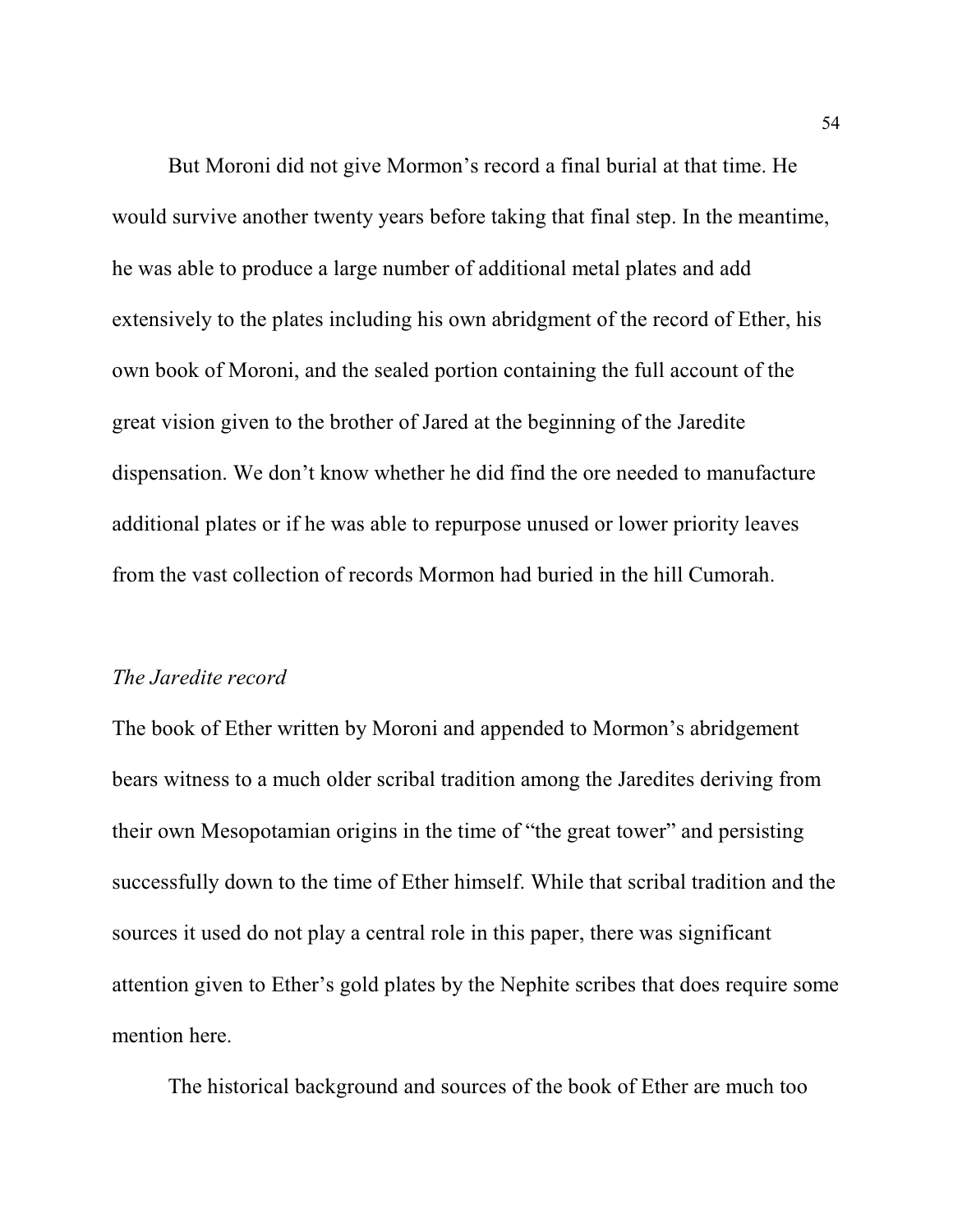But Moroni did not give Mormon's record a final burial at that time. He would survive another twenty years before taking that final step. In the meantime, he was able to produce a large number of additional metal plates and add extensively to the plates including his own abridgment of the record of Ether, his own book of Moroni, and the sealed portion containing the full account of the great vision given to the brother of Jared at the beginning of the Jaredite dispensation. We don't know whether he did find the ore needed to manufacture additional plates or if he was able to repurpose unused or lower priority leaves from the vast collection of records Mormon had buried in the hill Cumorah.

*The Jaredite record*

The book of Ether written by Moroni and appended to Mormon's abridgement bears witness to a much older scribal tradition among the Jaredites deriving from their own Mesopotamian origins in the time of "the great tower" and persisting successfully down to the time of Ether himself. While that scribal tradition and the sources it used do not play a central role in this paper, there was significant attention given to Ether's gold plates by the Nephite scribes that does require some mention here.

The historical background and sources of the book of Ether are much too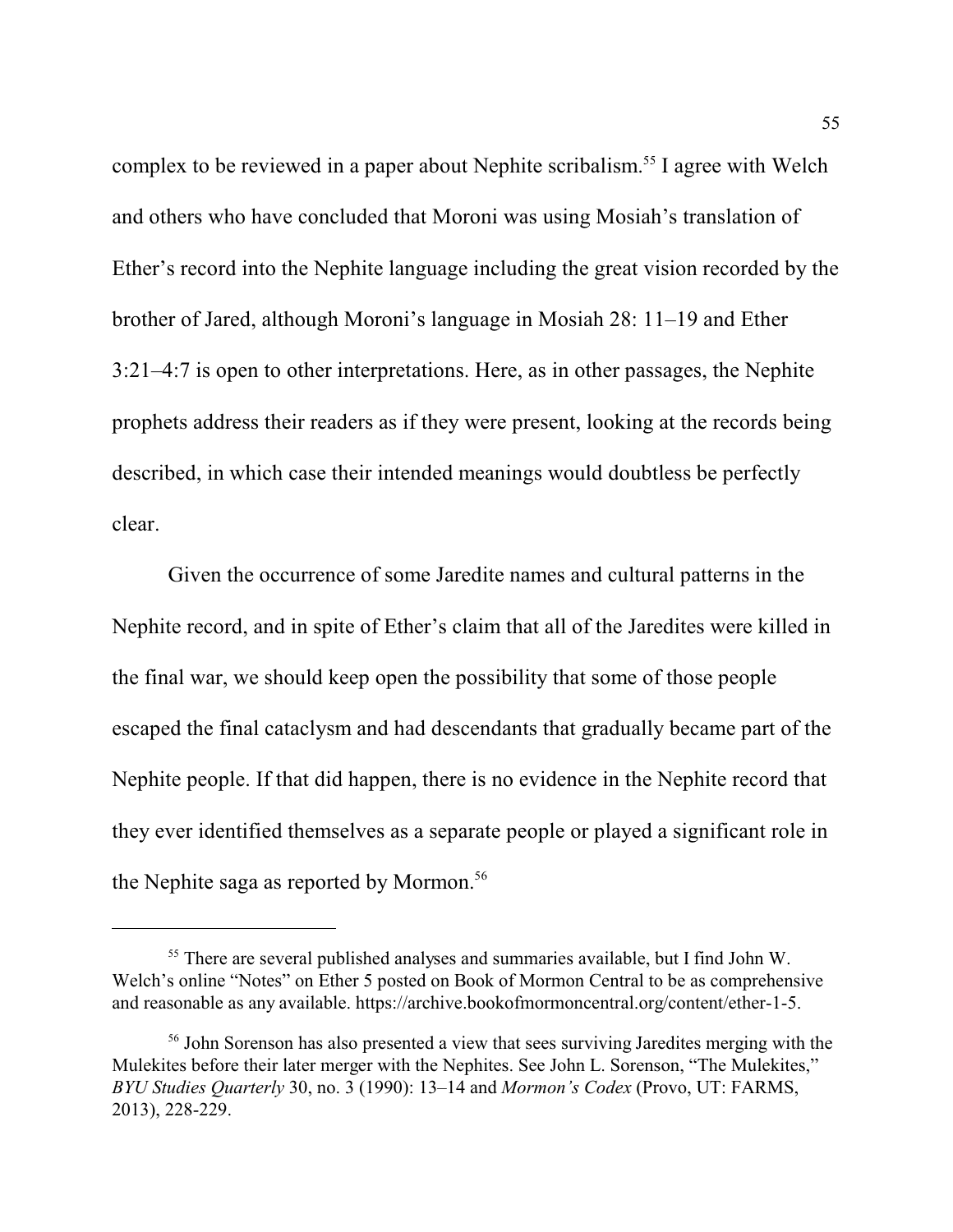complex to be reviewed in a paper about Nephite scribalism.[55] I agree with Welch and others who have concluded that Moroni was using Mosiah's translation of Ether's record into the Nephite language including the great vision recorded by the brother of Jared, although Moroni's language in Mosiah 28: 11–19 and Ether 3:21–4:7 is open to other interpretations. Here, as in other passages, the Nephite prophets address their readers as if they were present, looking at the records being described, in which case their intended meanings would doubtless be perfectly clear.

Given the occurrence of some Jaredite names and cultural patterns in the Nephite record, and in spite of Ether's claim that all of the Jaredites were killed in the final war, we should keep open the possibility that some of those people escaped the final cataclysm and had descendants that gradually became part of the Nephite people. If that did happen, there is no evidence in the Nephite record that they ever identified themselves as a separate people or played a significant role in the Nephite saga as reported by Mormon.[56]

---

[55] There are several published analyses and summaries available, but I find John W. Welch's online "Notes" on Ether 5 posted on Book of Mormon Central to be as comprehensive and reasonable as any available. https://archive.bookofmormoncentral.org/content/ether-1-5.

[56] John Sorenson has also presented a view that sees surviving Jaredites merging with the Mulekites before their later merger with the Nephites. See John L. Sorenson, "The Mulekites," *BYU Studies Quarterly* 30, no. 3 (1990): 13–14 and *Mormon's Codex* (Provo, UT: FARMS, 2013), 228-229.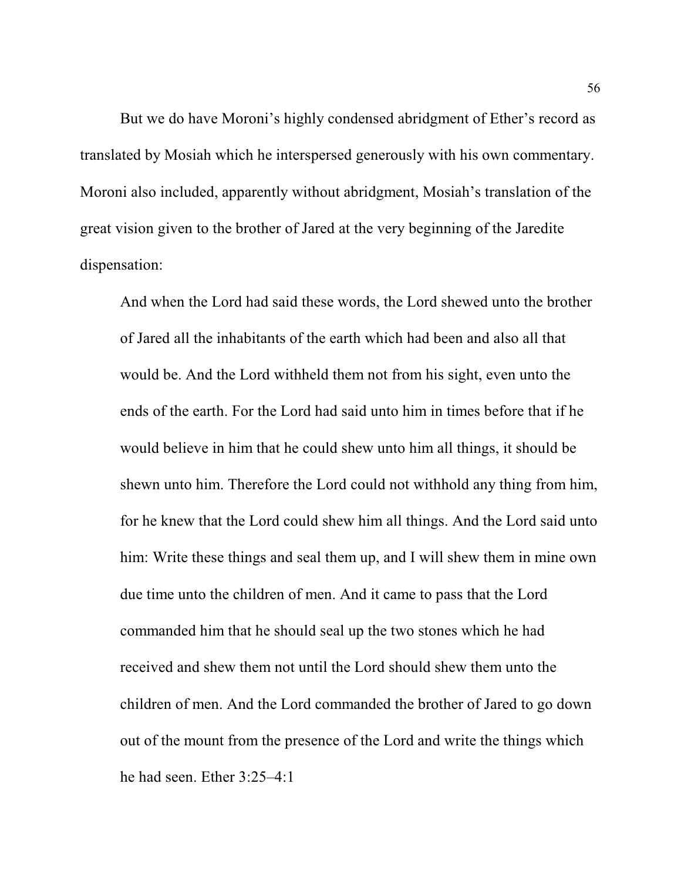But we do have Moroni's highly condensed abridgment of Ether's record as translated by Mosiah which he interspersed generously with his own commentary. Moroni also included, apparently without abridgment, Mosiah's translation of the great vision given to the brother of Jared at the very beginning of the Jaredite dispensation:

> And when the Lord had said these words, the Lord shewed unto the brother of Jared all the inhabitants of the earth which had been and also all that would be. And the Lord withheld them not from his sight, even unto the ends of the earth. For the Lord had said unto him in times before that if he would believe in him that he could shew unto him all things, it should be shewn unto him. Therefore the Lord could not withhold any thing from him, for he knew that the Lord could shew him all things. And the Lord said unto him: Write these things and seal them up, and I will shew them in mine own due time unto the children of men. And it came to pass that the Lord commanded him that he should seal up the two stones which he had received and shew them not until the Lord should shew them unto the children of men. And the Lord commanded the brother of Jared to go down out of the mount from the presence of the Lord and write the things which he had seen. Ether 3:25–4:1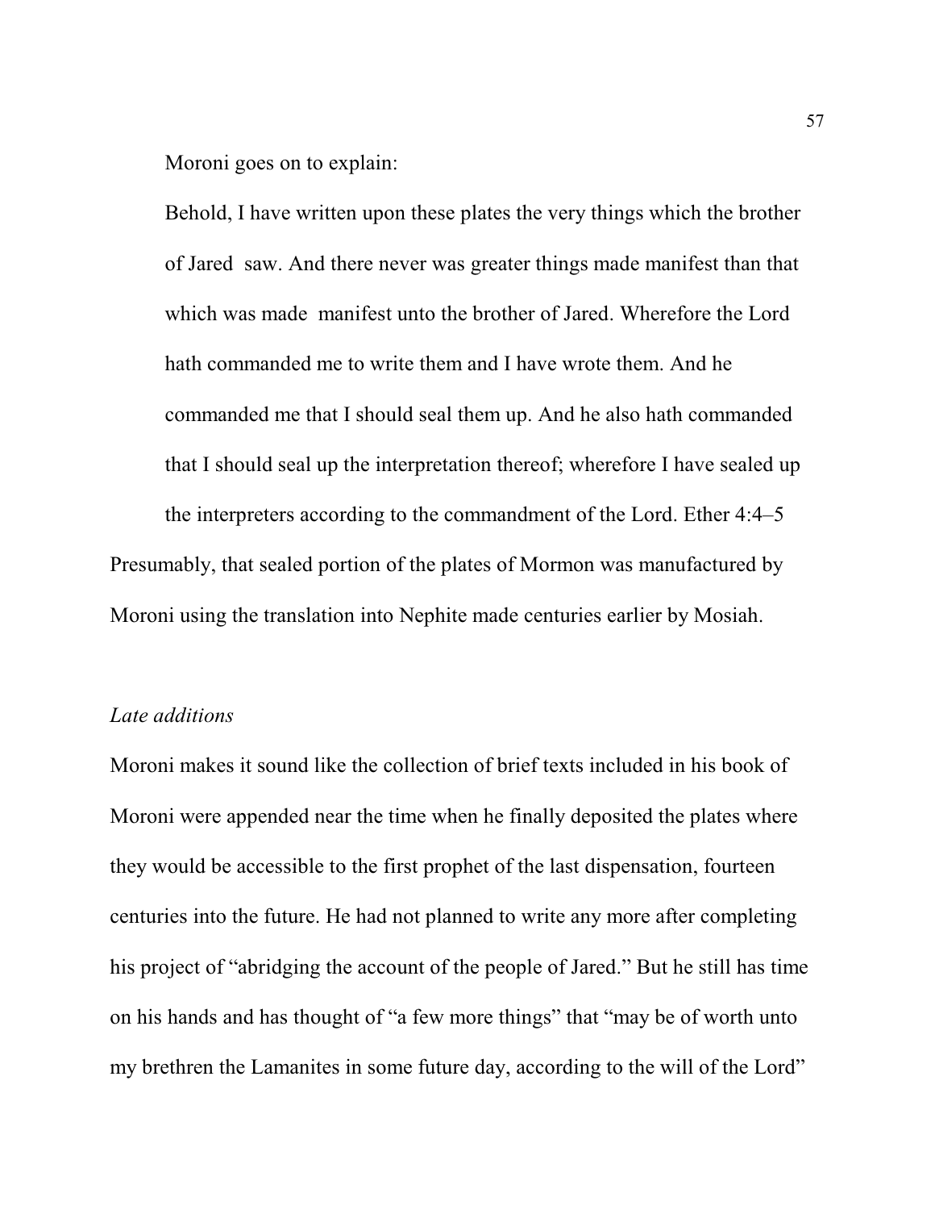Moroni goes on to explain:

> Behold, I have written upon these plates the very things which the brother of Jared saw. And there never was greater things made manifest than that which was made manifest unto the brother of Jared. Wherefore the Lord hath commanded me to write them and I have wrote them. And he commanded me that I should seal them up. And he also hath commanded that I should seal up the interpretation thereof; wherefore I have sealed up the interpreters according to the commandment of the Lord. Ether 4:4–5

Presumably, that sealed portion of the plates of Mormon was manufactured by Moroni using the translation into Nephite made centuries earlier by Mosiah.

*Late additions*

Moroni makes it sound like the collection of brief texts included in his book of Moroni were appended near the time when he finally deposited the plates where they would be accessible to the first prophet of the last dispensation, fourteen centuries into the future. He had not planned to write any more after completing his project of "abridging the account of the people of Jared." But he still has time on his hands and has thought of "a few more things" that "may be of worth unto my brethren the Lamanites in some future day, according to the will of the Lord"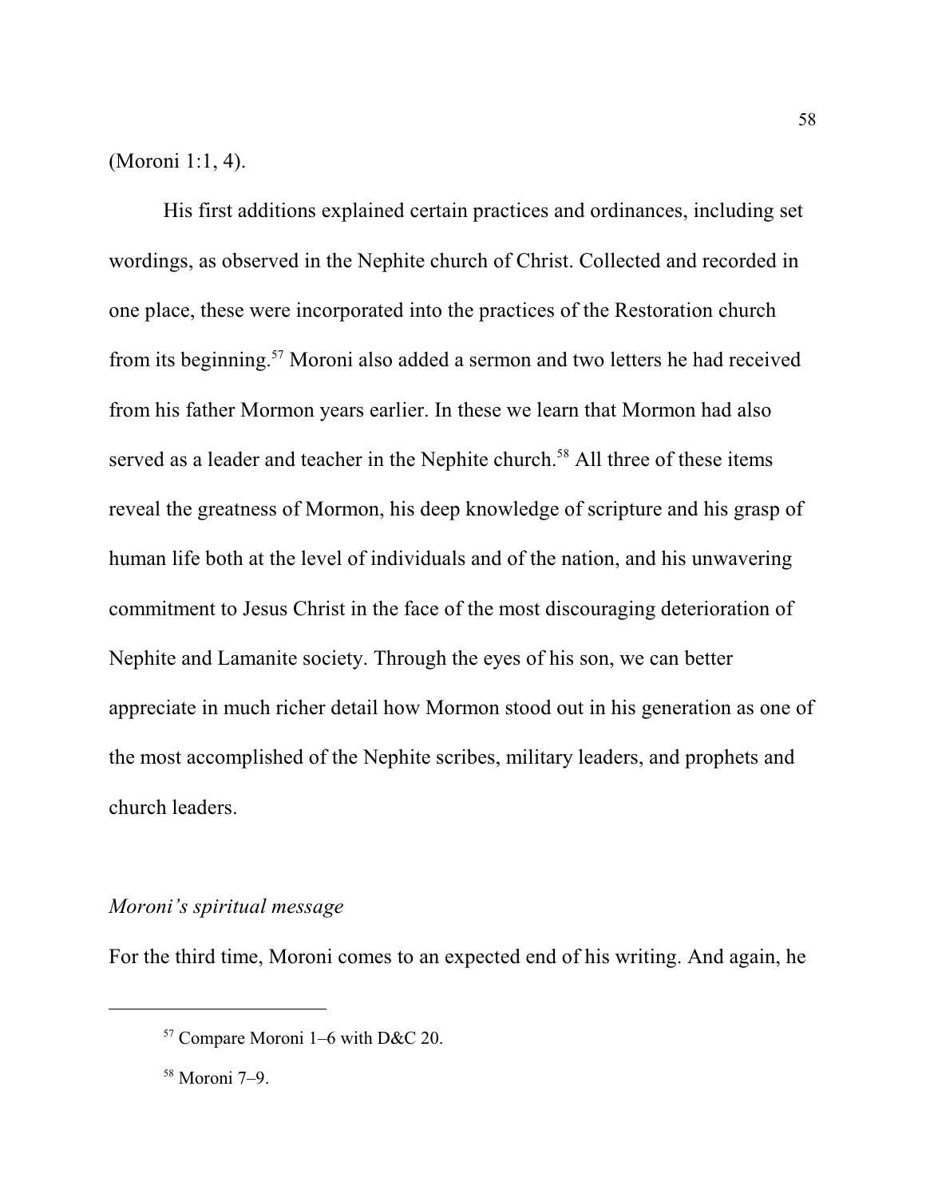(Moroni 1:1, 4).

His first additions explained certain practices and ordinances, including set wordings, as observed in the Nephite church of Christ. Collected and recorded in one place, these were incorporated into the practices of the Restoration church from its beginning.[57] Moroni also added a sermon and two letters he had received from his father Mormon years earlier. In these we learn that Mormon had also served as a leader and teacher in the Nephite church.[58] All three of these items reveal the greatness of Mormon, his deep knowledge of scripture and his grasp of human life both at the level of individuals and of the nation, and his unwavering commitment to Jesus Christ in the face of the most discouraging deterioration of Nephite and Lamanite society. Through the eyes of his son, we can better appreciate in much richer detail how Mormon stood out in his generation as one of the most accomplished of the Nephite scribes, military leaders, and prophets and church leaders.

### *Moroni's spiritual message*

For the third time, Moroni comes to an expected end of his writing. And again, he

---

[57] Compare Moroni 1–6 with D&C 20.

[58] Moroni 7–9.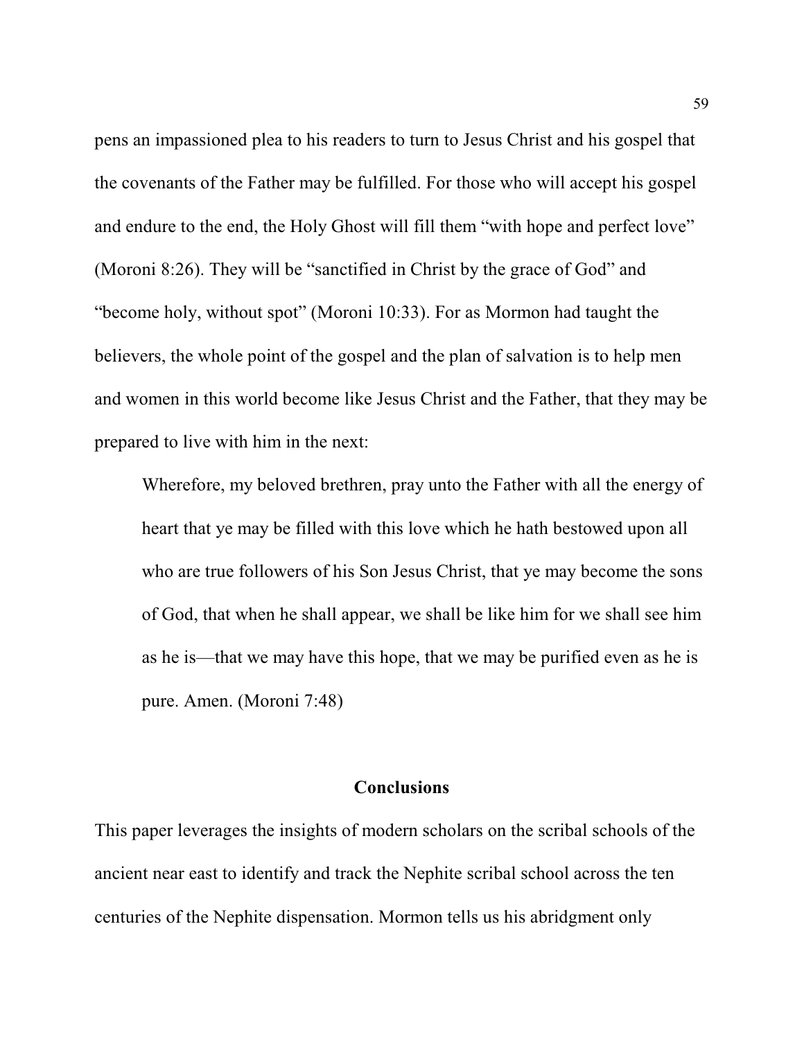pens an impassioned plea to his readers to turn to Jesus Christ and his gospel that the covenants of the Father may be fulfilled. For those who will accept his gospel and endure to the end, the Holy Ghost will fill them "with hope and perfect love" (Moroni 8:26). They will be "sanctified in Christ by the grace of God" and "become holy, without spot" (Moroni 10:33). For as Mormon had taught the believers, the whole point of the gospel and the plan of salvation is to help men and women in this world become like Jesus Christ and the Father, that they may be prepared to live with him in the next:

> Wherefore, my beloved brethren, pray unto the Father with all the energy of heart that ye may be filled with this love which he hath bestowed upon all who are true followers of his Son Jesus Christ, that ye may become the sons of God, that when he shall appear, we shall be like him for we shall see him as he is—that we may have this hope, that we may be purified even as he is pure. Amen. (Moroni 7:48)

## Conclusions

This paper leverages the insights of modern scholars on the scribal schools of the ancient near east to identify and track the Nephite scribal school across the ten centuries of the Nephite dispensation. Mormon tells us his abridgment only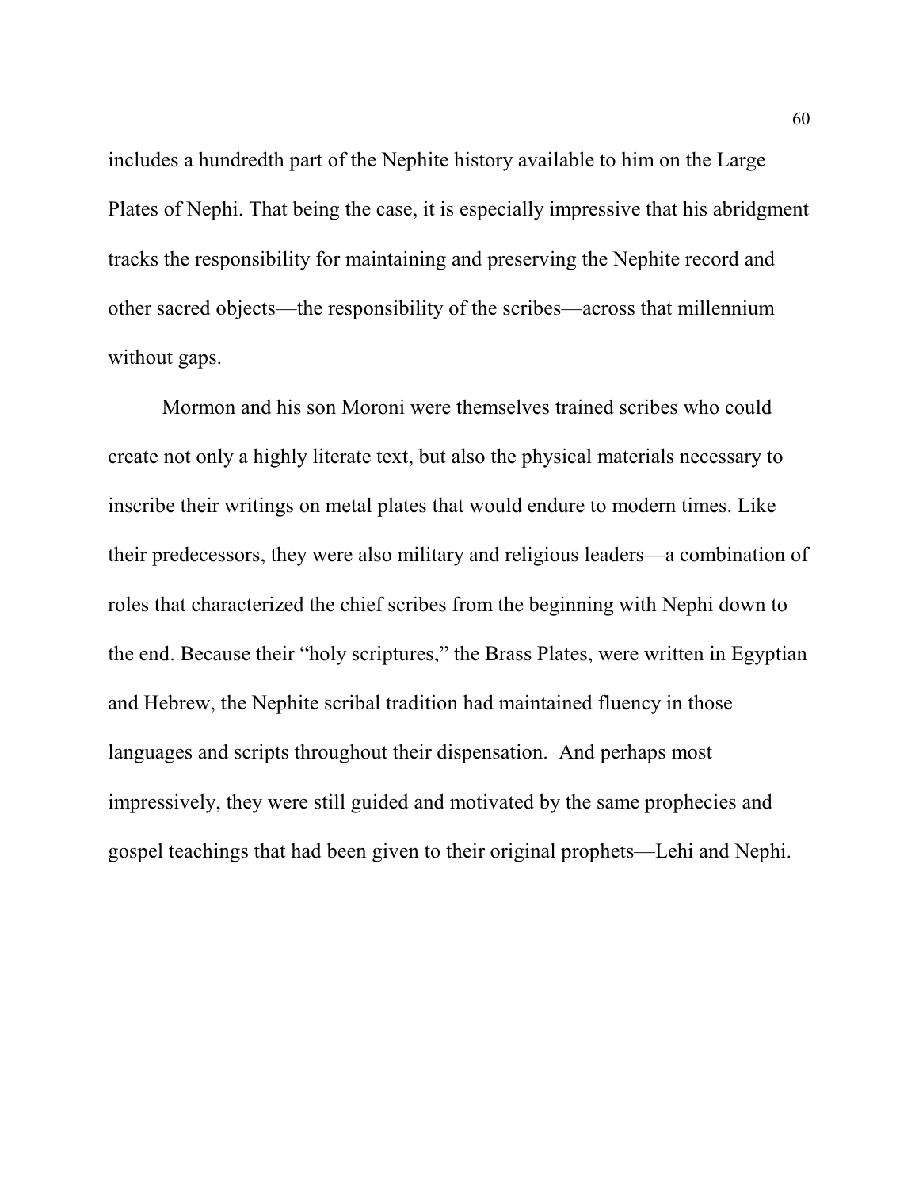includes a hundredth part of the Nephite history available to him on the Large Plates of Nephi. That being the case, it is especially impressive that his abridgment tracks the responsibility for maintaining and preserving the Nephite record and other sacred objects—the responsibility of the scribes—across that millennium without gaps.

Mormon and his son Moroni were themselves trained scribes who could create not only a highly literate text, but also the physical materials necessary to inscribe their writings on metal plates that would endure to modern times. Like their predecessors, they were also military and religious leaders—a combination of roles that characterized the chief scribes from the beginning with Nephi down to the end. Because their "holy scriptures," the Brass Plates, were written in Egyptian and Hebrew, the Nephite scribal tradition had maintained fluency in those languages and scripts throughout their dispensation. And perhaps most impressively, they were still guided and motivated by the same prophecies and gospel teachings that had been given to their original prophets—Lehi and Nephi.